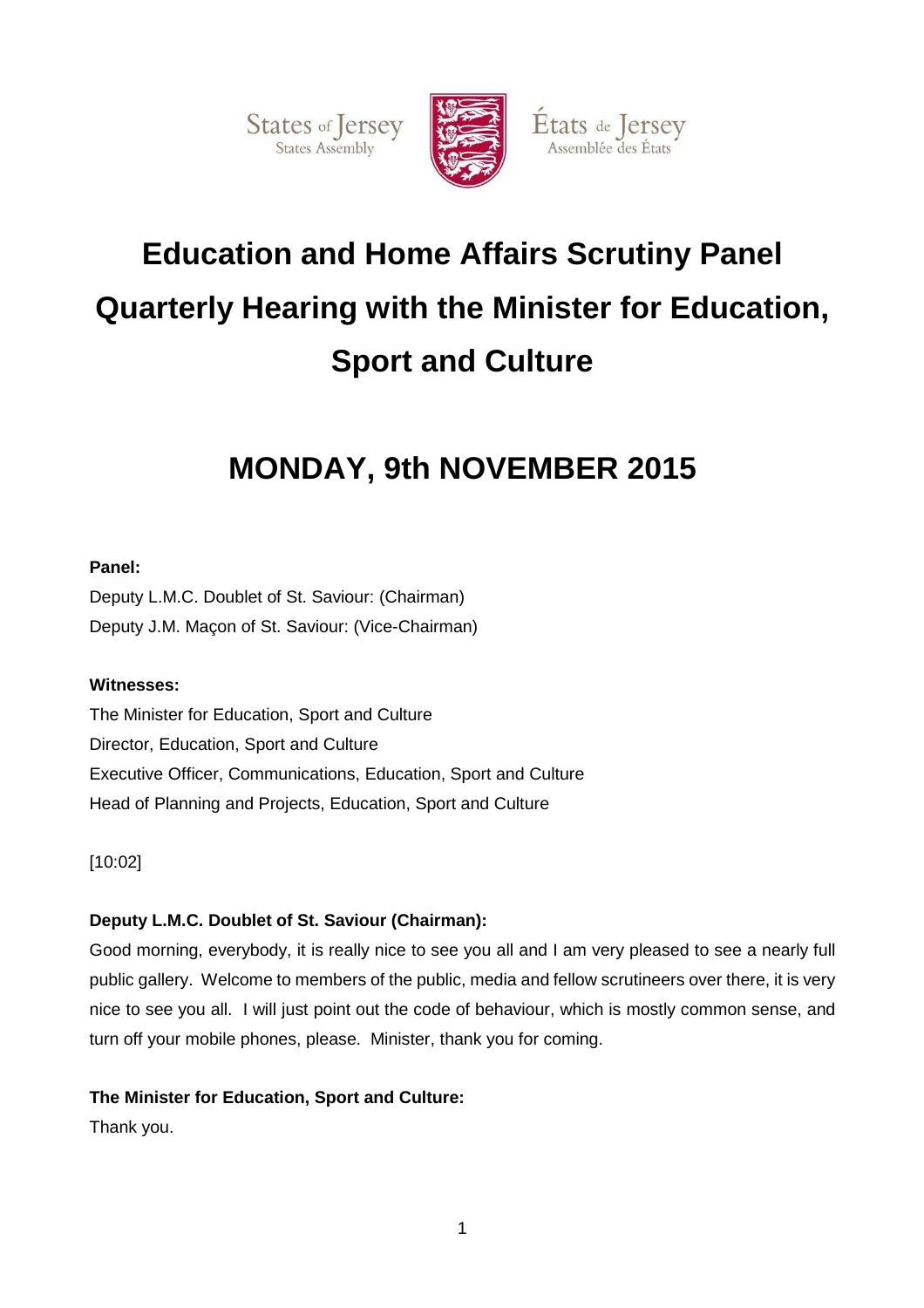States of Jersey
States Assembly

États de Jersey
Assemblée des États

# Education and Home Affairs Scrutiny Panel Quarterly Hearing with the Minister for Education, Sport and Culture

# MONDAY, 9th NOVEMBER 2015

**Panel:**

Deputy L.M.C. Doublet of St. Saviour: (Chairman)
Deputy J.M. Maçon of St. Saviour: (Vice-Chairman)

**Witnesses:**

The Minister for Education, Sport and Culture
Director, Education, Sport and Culture
Executive Officer, Communications, Education, Sport and Culture
Head of Planning and Projects, Education, Sport and Culture

[10:02]

**Deputy L.M.C. Doublet of St. Saviour (Chairman):**

Good morning, everybody, it is really nice to see you all and I am very pleased to see a nearly full public gallery. Welcome to members of the public, media and fellow scrutineers over there, it is very nice to see you all. I will just point out the code of behaviour, which is mostly common sense, and turn off your mobile phones, please. Minister, thank you for coming.

**The Minister for Education, Sport and Culture:**

Thank you.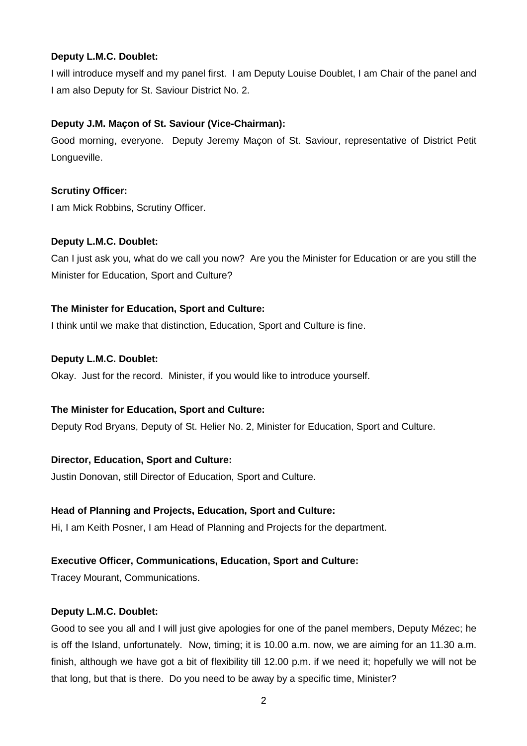**Deputy L.M.C. Doublet:**

I will introduce myself and my panel first. I am Deputy Louise Doublet, I am Chair of the panel and I am also Deputy for St. Saviour District No. 2.

**Deputy J.M. Maçon of St. Saviour (Vice-Chairman):**

Good morning, everyone. Deputy Jeremy Maçon of St. Saviour, representative of District Petit Longueville.

**Scrutiny Officer:**

I am Mick Robbins, Scrutiny Officer.

**Deputy L.M.C. Doublet:**

Can I just ask you, what do we call you now? Are you the Minister for Education or are you still the Minister for Education, Sport and Culture?

**The Minister for Education, Sport and Culture:**

I think until we make that distinction, Education, Sport and Culture is fine.

**Deputy L.M.C. Doublet:**

Okay. Just for the record. Minister, if you would like to introduce yourself.

**The Minister for Education, Sport and Culture:**

Deputy Rod Bryans, Deputy of St. Helier No. 2, Minister for Education, Sport and Culture.

**Director, Education, Sport and Culture:**

Justin Donovan, still Director of Education, Sport and Culture.

**Head of Planning and Projects, Education, Sport and Culture:**

Hi, I am Keith Posner, I am Head of Planning and Projects for the department.

**Executive Officer, Communications, Education, Sport and Culture:**

Tracey Mourant, Communications.

**Deputy L.M.C. Doublet:**

Good to see you all and I will just give apologies for one of the panel members, Deputy Mézec; he is off the Island, unfortunately. Now, timing; it is 10.00 a.m. now, we are aiming for an 11.30 a.m. finish, although we have got a bit of flexibility till 12.00 p.m. if we need it; hopefully we will not be that long, but that is there. Do you need to be away by a specific time, Minister?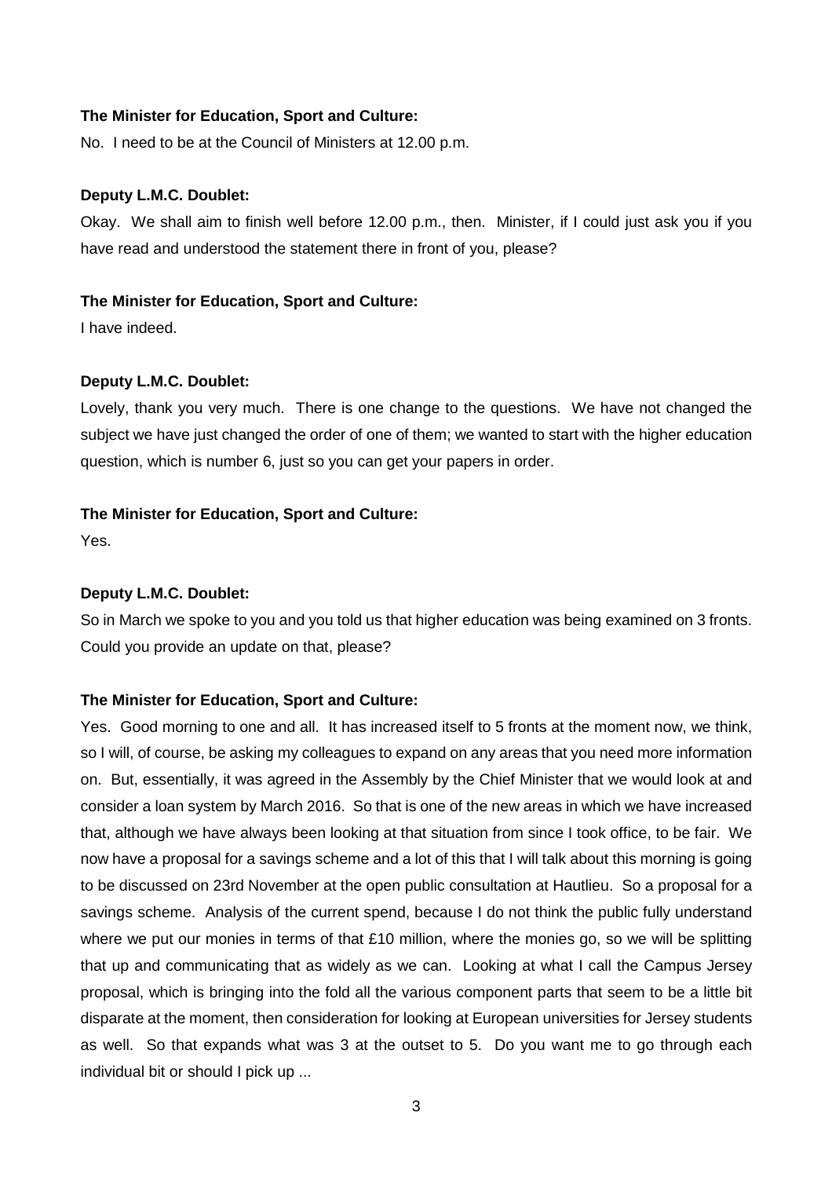**The Minister for Education, Sport and Culture:**

No. I need to be at the Council of Ministers at 12.00 p.m.

**Deputy L.M.C. Doublet:**

Okay. We shall aim to finish well before 12.00 p.m., then. Minister, if I could just ask you if you have read and understood the statement there in front of you, please?

**The Minister for Education, Sport and Culture:**

I have indeed.

**Deputy L.M.C. Doublet:**

Lovely, thank you very much. There is one change to the questions. We have not changed the subject we have just changed the order of one of them; we wanted to start with the higher education question, which is number 6, just so you can get your papers in order.

**The Minister for Education, Sport and Culture:**

Yes.

**Deputy L.M.C. Doublet:**

So in March we spoke to you and you told us that higher education was being examined on 3 fronts. Could you provide an update on that, please?

**The Minister for Education, Sport and Culture:**

Yes. Good morning to one and all. It has increased itself to 5 fronts at the moment now, we think, so I will, of course, be asking my colleagues to expand on any areas that you need more information on. But, essentially, it was agreed in the Assembly by the Chief Minister that we would look at and consider a loan system by March 2016. So that is one of the new areas in which we have increased that, although we have always been looking at that situation from since I took office, to be fair. We now have a proposal for a savings scheme and a lot of this that I will talk about this morning is going to be discussed on 23rd November at the open public consultation at Hautlieu. So a proposal for a savings scheme. Analysis of the current spend, because I do not think the public fully understand where we put our monies in terms of that £10 million, where the monies go, so we will be splitting that up and communicating that as widely as we can. Looking at what I call the Campus Jersey proposal, which is bringing into the fold all the various component parts that seem to be a little bit disparate at the moment, then consideration for looking at European universities for Jersey students as well. So that expands what was 3 at the outset to 5. Do you want me to go through each individual bit or should I pick up ...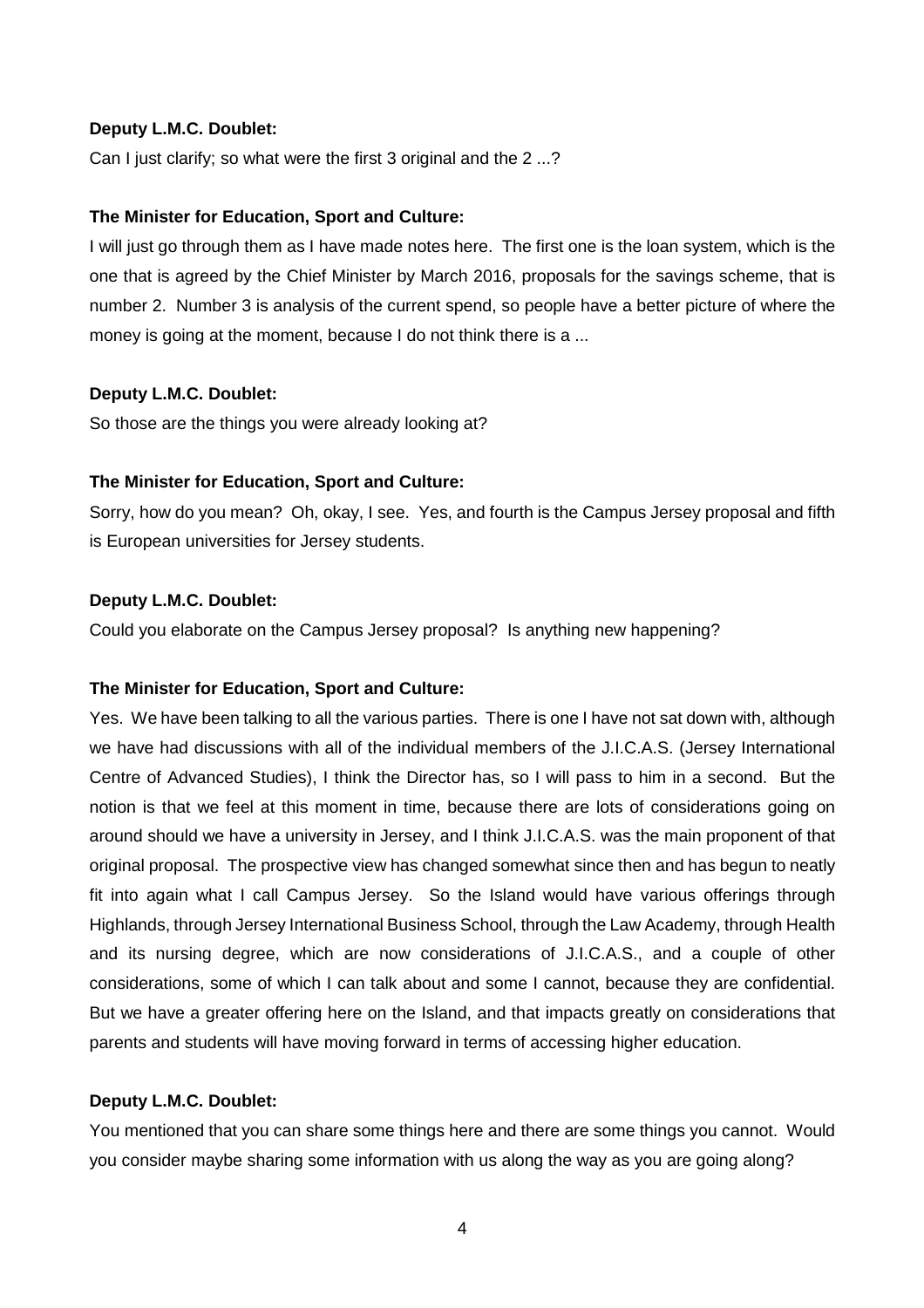**Deputy L.M.C. Doublet:**

Can I just clarify; so what were the first 3 original and the 2 ...?

**The Minister for Education, Sport and Culture:**

I will just go through them as I have made notes here. The first one is the loan system, which is the one that is agreed by the Chief Minister by March 2016, proposals for the savings scheme, that is number 2. Number 3 is analysis of the current spend, so people have a better picture of where the money is going at the moment, because I do not think there is a ...

**Deputy L.M.C. Doublet:**

So those are the things you were already looking at?

**The Minister for Education, Sport and Culture:**

Sorry, how do you mean? Oh, okay, I see. Yes, and fourth is the Campus Jersey proposal and fifth is European universities for Jersey students.

**Deputy L.M.C. Doublet:**

Could you elaborate on the Campus Jersey proposal? Is anything new happening?

**The Minister for Education, Sport and Culture:**

Yes. We have been talking to all the various parties. There is one I have not sat down with, although we have had discussions with all of the individual members of the J.I.C.A.S. (Jersey International Centre of Advanced Studies), I think the Director has, so I will pass to him in a second. But the notion is that we feel at this moment in time, because there are lots of considerations going on around should we have a university in Jersey, and I think J.I.C.A.S. was the main proponent of that original proposal. The prospective view has changed somewhat since then and has begun to neatly fit into again what I call Campus Jersey. So the Island would have various offerings through Highlands, through Jersey International Business School, through the Law Academy, through Health and its nursing degree, which are now considerations of J.I.C.A.S., and a couple of other considerations, some of which I can talk about and some I cannot, because they are confidential. But we have a greater offering here on the Island, and that impacts greatly on considerations that parents and students will have moving forward in terms of accessing higher education.

**Deputy L.M.C. Doublet:**

You mentioned that you can share some things here and there are some things you cannot. Would you consider maybe sharing some information with us along the way as you are going along?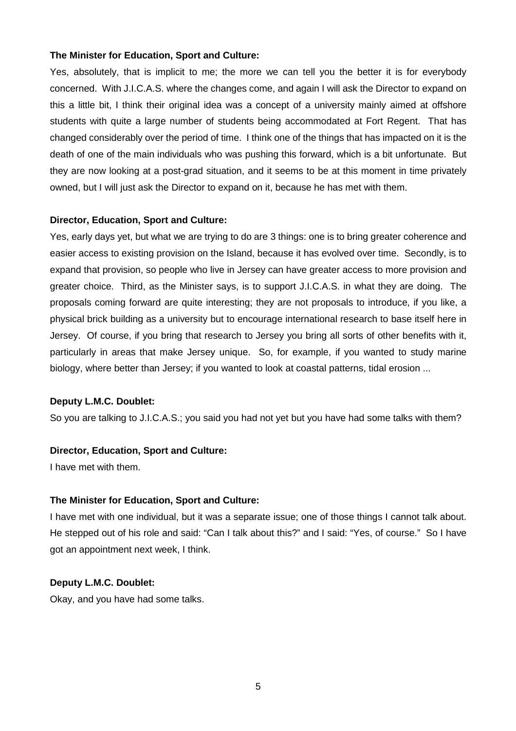**The Minister for Education, Sport and Culture:**

Yes, absolutely, that is implicit to me; the more we can tell you the better it is for everybody concerned. With J.I.C.A.S. where the changes come, and again I will ask the Director to expand on this a little bit, I think their original idea was a concept of a university mainly aimed at offshore students with quite a large number of students being accommodated at Fort Regent. That has changed considerably over the period of time. I think one of the things that has impacted on it is the death of one of the main individuals who was pushing this forward, which is a bit unfortunate. But they are now looking at a post-grad situation, and it seems to be at this moment in time privately owned, but I will just ask the Director to expand on it, because he has met with them.

**Director, Education, Sport and Culture:**

Yes, early days yet, but what we are trying to do are 3 things: one is to bring greater coherence and easier access to existing provision on the Island, because it has evolved over time. Secondly, is to expand that provision, so people who live in Jersey can have greater access to more provision and greater choice. Third, as the Minister says, is to support J.I.C.A.S. in what they are doing. The proposals coming forward are quite interesting; they are not proposals to introduce, if you like, a physical brick building as a university but to encourage international research to base itself here in Jersey. Of course, if you bring that research to Jersey you bring all sorts of other benefits with it, particularly in areas that make Jersey unique. So, for example, if you wanted to study marine biology, where better than Jersey; if you wanted to look at coastal patterns, tidal erosion ...

**Deputy L.M.C. Doublet:**

So you are talking to J.I.C.A.S.; you said you had not yet but you have had some talks with them?

**Director, Education, Sport and Culture:**

I have met with them.

**The Minister for Education, Sport and Culture:**

I have met with one individual, but it was a separate issue; one of those things I cannot talk about. He stepped out of his role and said: "Can I talk about this?" and I said: "Yes, of course." So I have got an appointment next week, I think.

**Deputy L.M.C. Doublet:**

Okay, and you have had some talks.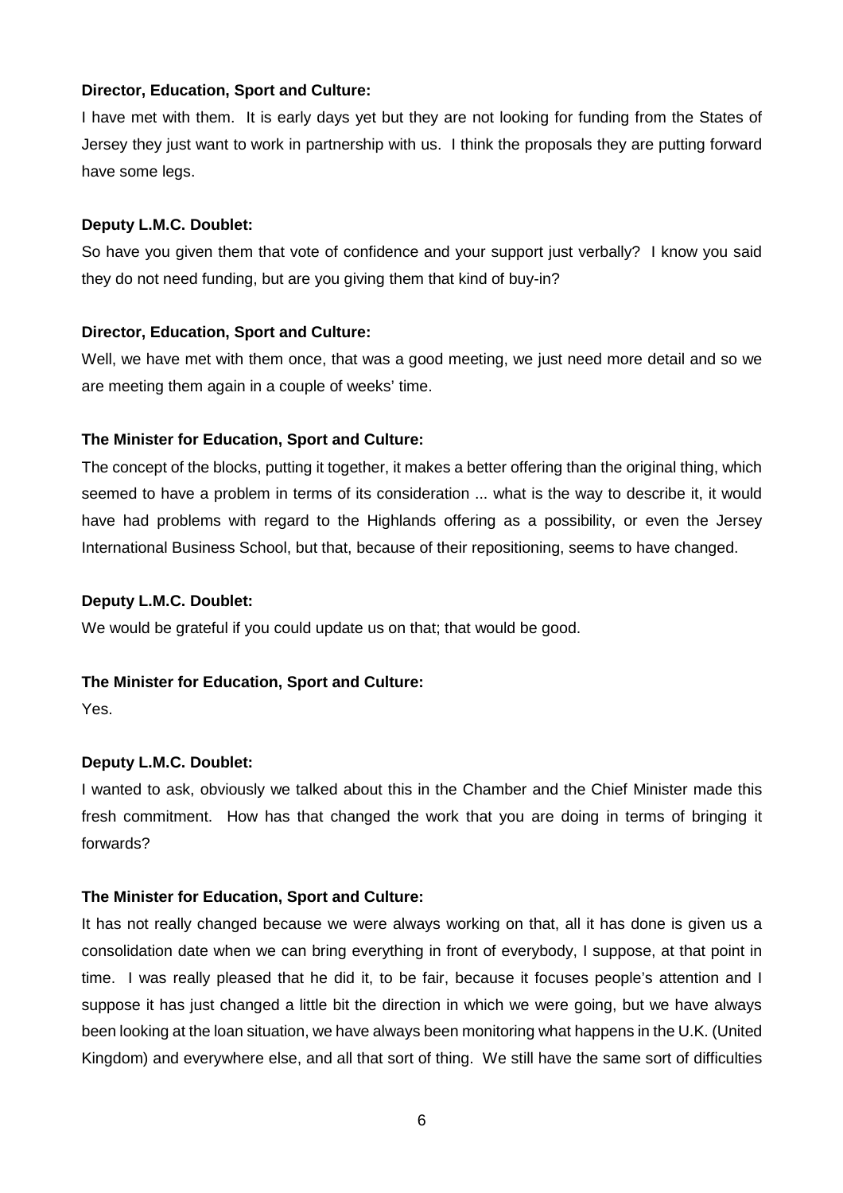**Director, Education, Sport and Culture:**

I have met with them. It is early days yet but they are not looking for funding from the States of Jersey they just want to work in partnership with us. I think the proposals they are putting forward have some legs.

**Deputy L.M.C. Doublet:**

So have you given them that vote of confidence and your support just verbally? I know you said they do not need funding, but are you giving them that kind of buy-in?

**Director, Education, Sport and Culture:**

Well, we have met with them once, that was a good meeting, we just need more detail and so we are meeting them again in a couple of weeks' time.

**The Minister for Education, Sport and Culture:**

The concept of the blocks, putting it together, it makes a better offering than the original thing, which seemed to have a problem in terms of its consideration ... what is the way to describe it, it would have had problems with regard to the Highlands offering as a possibility, or even the Jersey International Business School, but that, because of their repositioning, seems to have changed.

**Deputy L.M.C. Doublet:**

We would be grateful if you could update us on that; that would be good.

**The Minister for Education, Sport and Culture:**

Yes.

**Deputy L.M.C. Doublet:**

I wanted to ask, obviously we talked about this in the Chamber and the Chief Minister made this fresh commitment. How has that changed the work that you are doing in terms of bringing it forwards?

**The Minister for Education, Sport and Culture:**

It has not really changed because we were always working on that, all it has done is given us a consolidation date when we can bring everything in front of everybody, I suppose, at that point in time. I was really pleased that he did it, to be fair, because it focuses people's attention and I suppose it has just changed a little bit the direction in which we were going, but we have always been looking at the loan situation, we have always been monitoring what happens in the U.K. (United Kingdom) and everywhere else, and all that sort of thing. We still have the same sort of difficulties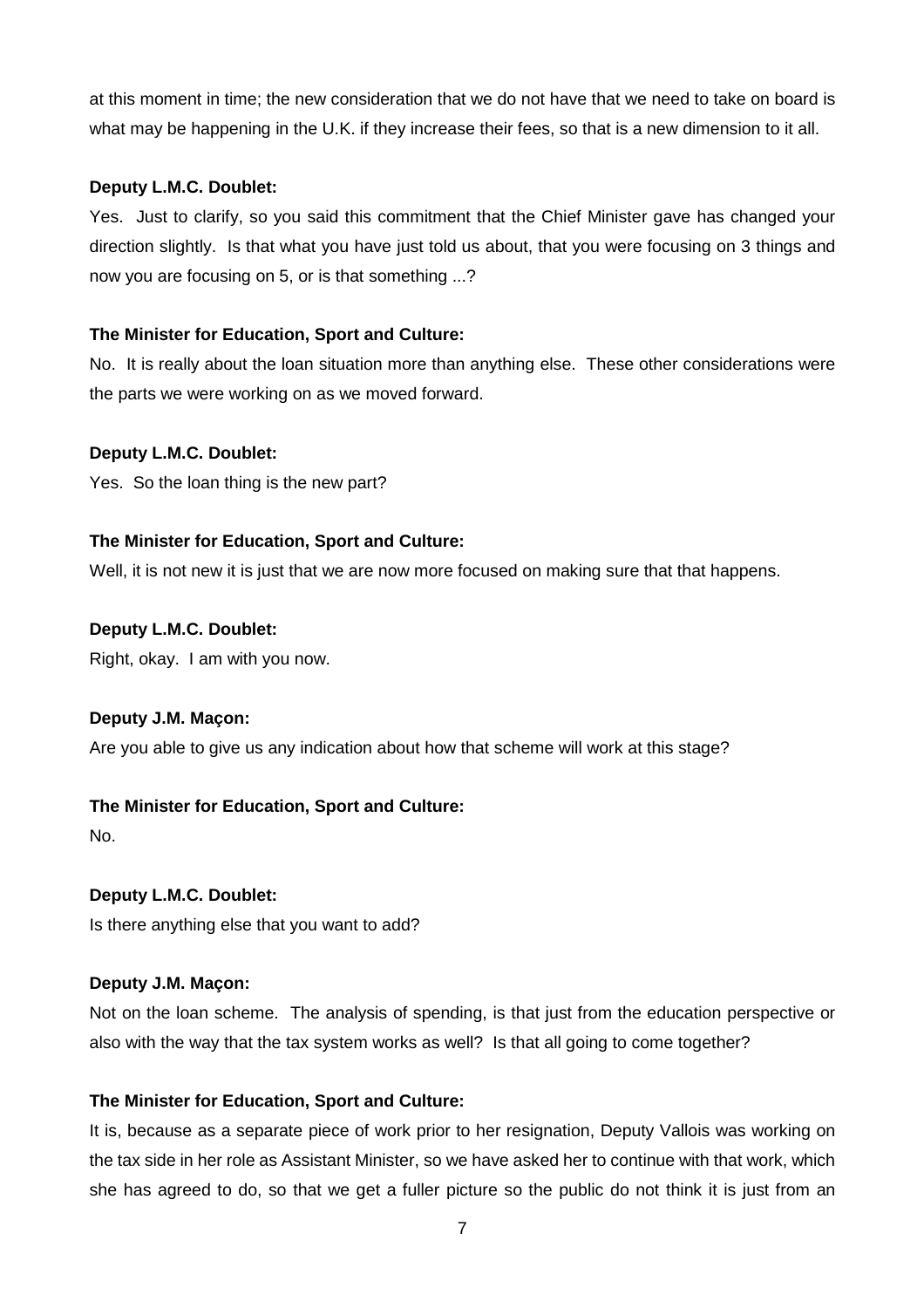at this moment in time; the new consideration that we do not have that we need to take on board is what may be happening in the U.K. if they increase their fees, so that is a new dimension to it all.

**Deputy L.M.C. Doublet:**

Yes. Just to clarify, so you said this commitment that the Chief Minister gave has changed your direction slightly. Is that what you have just told us about, that you were focusing on 3 things and now you are focusing on 5, or is that something ...?

**The Minister for Education, Sport and Culture:**

No. It is really about the loan situation more than anything else. These other considerations were the parts we were working on as we moved forward.

**Deputy L.M.C. Doublet:**

Yes. So the loan thing is the new part?

**The Minister for Education, Sport and Culture:**

Well, it is not new it is just that we are now more focused on making sure that that happens.

**Deputy L.M.C. Doublet:**

Right, okay. I am with you now.

**Deputy J.M. Maçon:**

Are you able to give us any indication about how that scheme will work at this stage?

**The Minister for Education, Sport and Culture:**

No.

**Deputy L.M.C. Doublet:**

Is there anything else that you want to add?

**Deputy J.M. Maçon:**

Not on the loan scheme. The analysis of spending, is that just from the education perspective or also with the way that the tax system works as well? Is that all going to come together?

**The Minister for Education, Sport and Culture:**

It is, because as a separate piece of work prior to her resignation, Deputy Vallois was working on the tax side in her role as Assistant Minister, so we have asked her to continue with that work, which she has agreed to do, so that we get a fuller picture so the public do not think it is just from an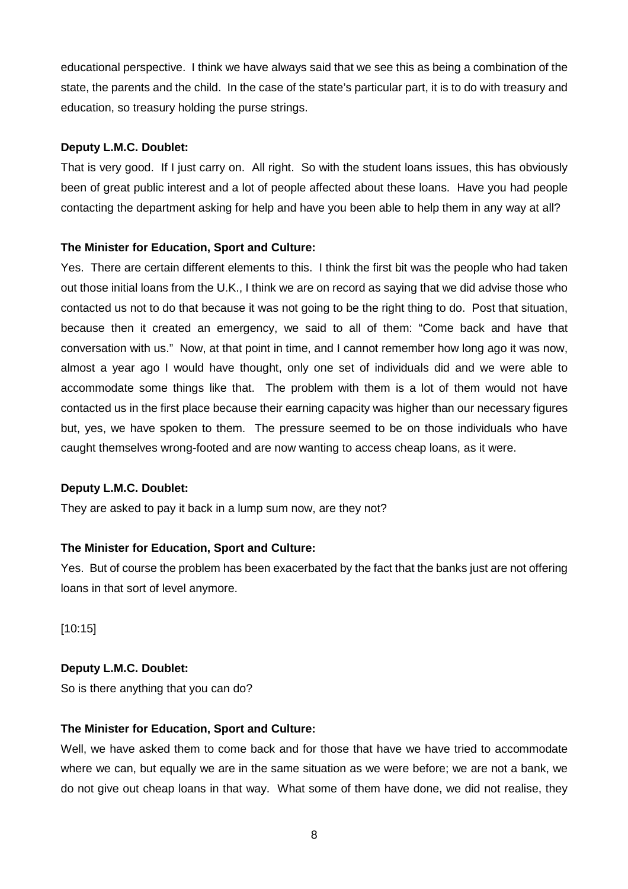educational perspective. I think we have always said that we see this as being a combination of the state, the parents and the child. In the case of the state's particular part, it is to do with treasury and education, so treasury holding the purse strings.

**Deputy L.M.C. Doublet:**

That is very good. If I just carry on. All right. So with the student loans issues, this has obviously been of great public interest and a lot of people affected about these loans. Have you had people contacting the department asking for help and have you been able to help them in any way at all?

**The Minister for Education, Sport and Culture:**

Yes. There are certain different elements to this. I think the first bit was the people who had taken out those initial loans from the U.K., I think we are on record as saying that we did advise those who contacted us not to do that because it was not going to be the right thing to do. Post that situation, because then it created an emergency, we said to all of them: "Come back and have that conversation with us." Now, at that point in time, and I cannot remember how long ago it was now, almost a year ago I would have thought, only one set of individuals did and we were able to accommodate some things like that. The problem with them is a lot of them would not have contacted us in the first place because their earning capacity was higher than our necessary figures but, yes, we have spoken to them. The pressure seemed to be on those individuals who have caught themselves wrong-footed and are now wanting to access cheap loans, as it were.

**Deputy L.M.C. Doublet:**

They are asked to pay it back in a lump sum now, are they not?

**The Minister for Education, Sport and Culture:**

Yes. But of course the problem has been exacerbated by the fact that the banks just are not offering loans in that sort of level anymore.

[10:15]

**Deputy L.M.C. Doublet:**

So is there anything that you can do?

**The Minister for Education, Sport and Culture:**

Well, we have asked them to come back and for those that have we have tried to accommodate where we can, but equally we are in the same situation as we were before; we are not a bank, we do not give out cheap loans in that way. What some of them have done, we did not realise, they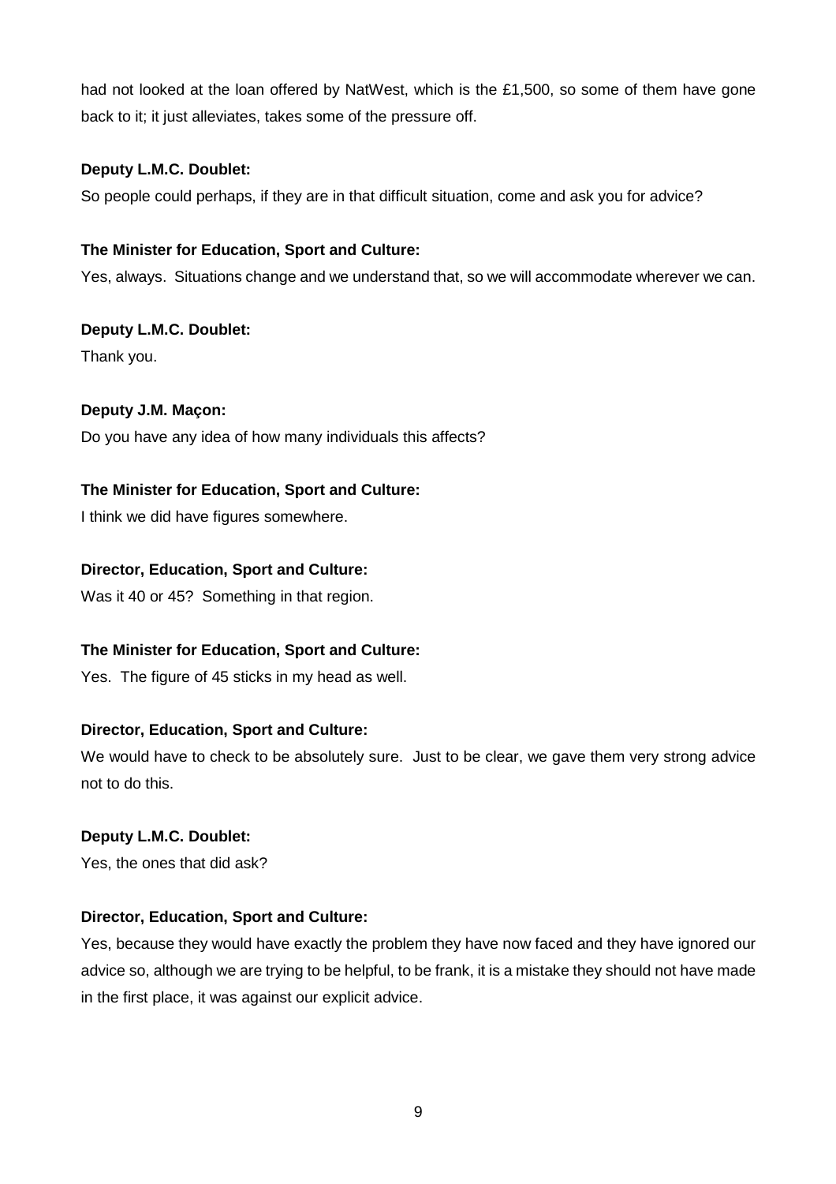had not looked at the loan offered by NatWest, which is the £1,500, so some of them have gone back to it; it just alleviates, takes some of the pressure off.

**Deputy L.M.C. Doublet:**

So people could perhaps, if they are in that difficult situation, come and ask you for advice?

**The Minister for Education, Sport and Culture:**

Yes, always. Situations change and we understand that, so we will accommodate wherever we can.

**Deputy L.M.C. Doublet:**

Thank you.

**Deputy J.M. Maçon:**

Do you have any idea of how many individuals this affects?

**The Minister for Education, Sport and Culture:**

I think we did have figures somewhere.

**Director, Education, Sport and Culture:**

Was it 40 or 45? Something in that region.

**The Minister for Education, Sport and Culture:**

Yes. The figure of 45 sticks in my head as well.

**Director, Education, Sport and Culture:**

We would have to check to be absolutely sure. Just to be clear, we gave them very strong advice not to do this.

**Deputy L.M.C. Doublet:**

Yes, the ones that did ask?

**Director, Education, Sport and Culture:**

Yes, because they would have exactly the problem they have now faced and they have ignored our advice so, although we are trying to be helpful, to be frank, it is a mistake they should not have made in the first place, it was against our explicit advice.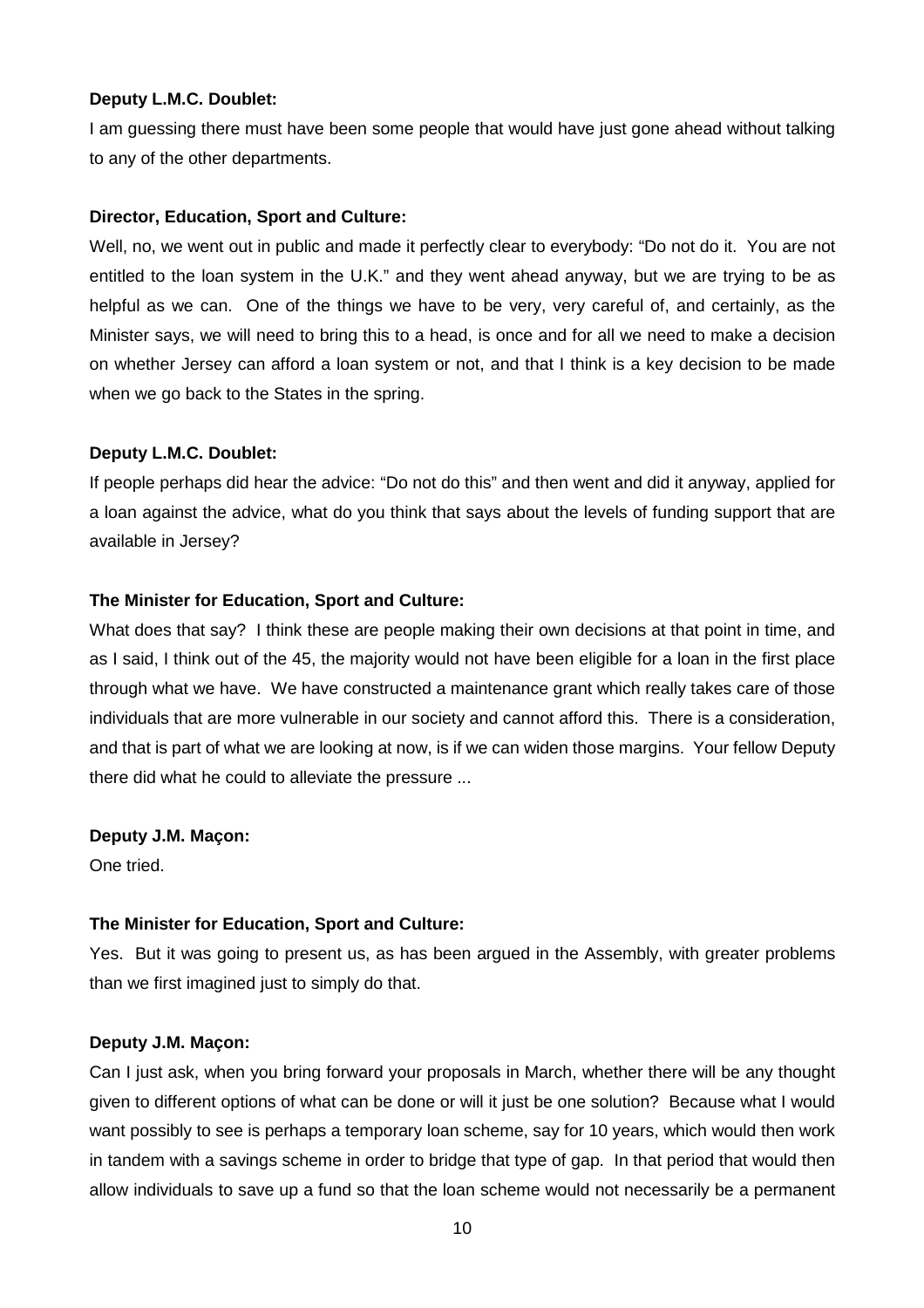**Deputy L.M.C. Doublet:**

I am guessing there must have been some people that would have just gone ahead without talking to any of the other departments.

**Director, Education, Sport and Culture:**

Well, no, we went out in public and made it perfectly clear to everybody: "Do not do it. You are not entitled to the loan system in the U.K." and they went ahead anyway, but we are trying to be as helpful as we can. One of the things we have to be very, very careful of, and certainly, as the Minister says, we will need to bring this to a head, is once and for all we need to make a decision on whether Jersey can afford a loan system or not, and that I think is a key decision to be made when we go back to the States in the spring.

**Deputy L.M.C. Doublet:**

If people perhaps did hear the advice: "Do not do this" and then went and did it anyway, applied for a loan against the advice, what do you think that says about the levels of funding support that are available in Jersey?

**The Minister for Education, Sport and Culture:**

What does that say? I think these are people making their own decisions at that point in time, and as I said, I think out of the 45, the majority would not have been eligible for a loan in the first place through what we have. We have constructed a maintenance grant which really takes care of those individuals that are more vulnerable in our society and cannot afford this. There is a consideration, and that is part of what we are looking at now, is if we can widen those margins. Your fellow Deputy there did what he could to alleviate the pressure ...

**Deputy J.M. Maçon:**

One tried.

**The Minister for Education, Sport and Culture:**

Yes. But it was going to present us, as has been argued in the Assembly, with greater problems than we first imagined just to simply do that.

**Deputy J.M. Maçon:**

Can I just ask, when you bring forward your proposals in March, whether there will be any thought given to different options of what can be done or will it just be one solution? Because what I would want possibly to see is perhaps a temporary loan scheme, say for 10 years, which would then work in tandem with a savings scheme in order to bridge that type of gap. In that period that would then allow individuals to save up a fund so that the loan scheme would not necessarily be a permanent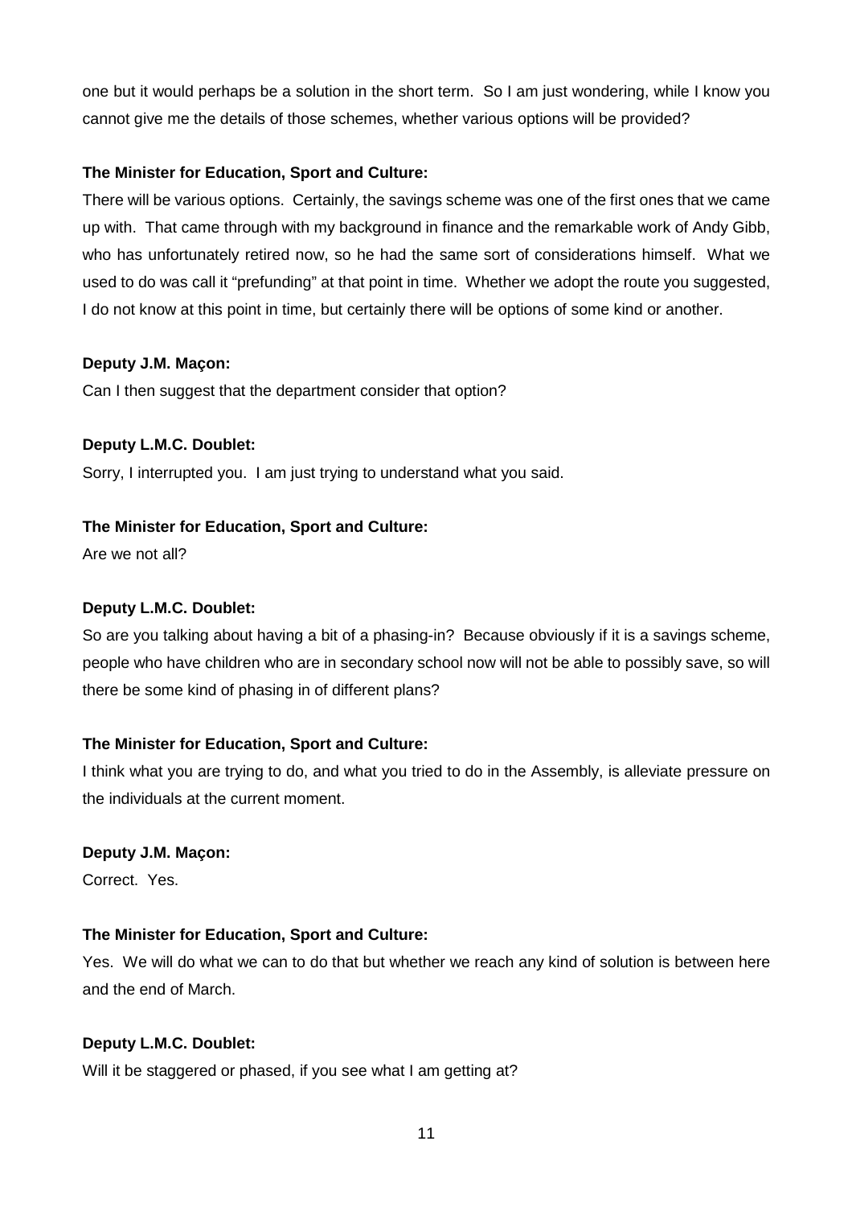one but it would perhaps be a solution in the short term. So I am just wondering, while I know you cannot give me the details of those schemes, whether various options will be provided?

**The Minister for Education, Sport and Culture:**

There will be various options. Certainly, the savings scheme was one of the first ones that we came up with. That came through with my background in finance and the remarkable work of Andy Gibb, who has unfortunately retired now, so he had the same sort of considerations himself. What we used to do was call it "prefunding" at that point in time. Whether we adopt the route you suggested, I do not know at this point in time, but certainly there will be options of some kind or another.

**Deputy J.M. Maçon:**

Can I then suggest that the department consider that option?

**Deputy L.M.C. Doublet:**

Sorry, I interrupted you. I am just trying to understand what you said.

**The Minister for Education, Sport and Culture:**

Are we not all?

**Deputy L.M.C. Doublet:**

So are you talking about having a bit of a phasing-in? Because obviously if it is a savings scheme, people who have children who are in secondary school now will not be able to possibly save, so will there be some kind of phasing in of different plans?

**The Minister for Education, Sport and Culture:**

I think what you are trying to do, and what you tried to do in the Assembly, is alleviate pressure on the individuals at the current moment.

**Deputy J.M. Maçon:**

Correct. Yes.

**The Minister for Education, Sport and Culture:**

Yes. We will do what we can to do that but whether we reach any kind of solution is between here and the end of March.

**Deputy L.M.C. Doublet:**

Will it be staggered or phased, if you see what I am getting at?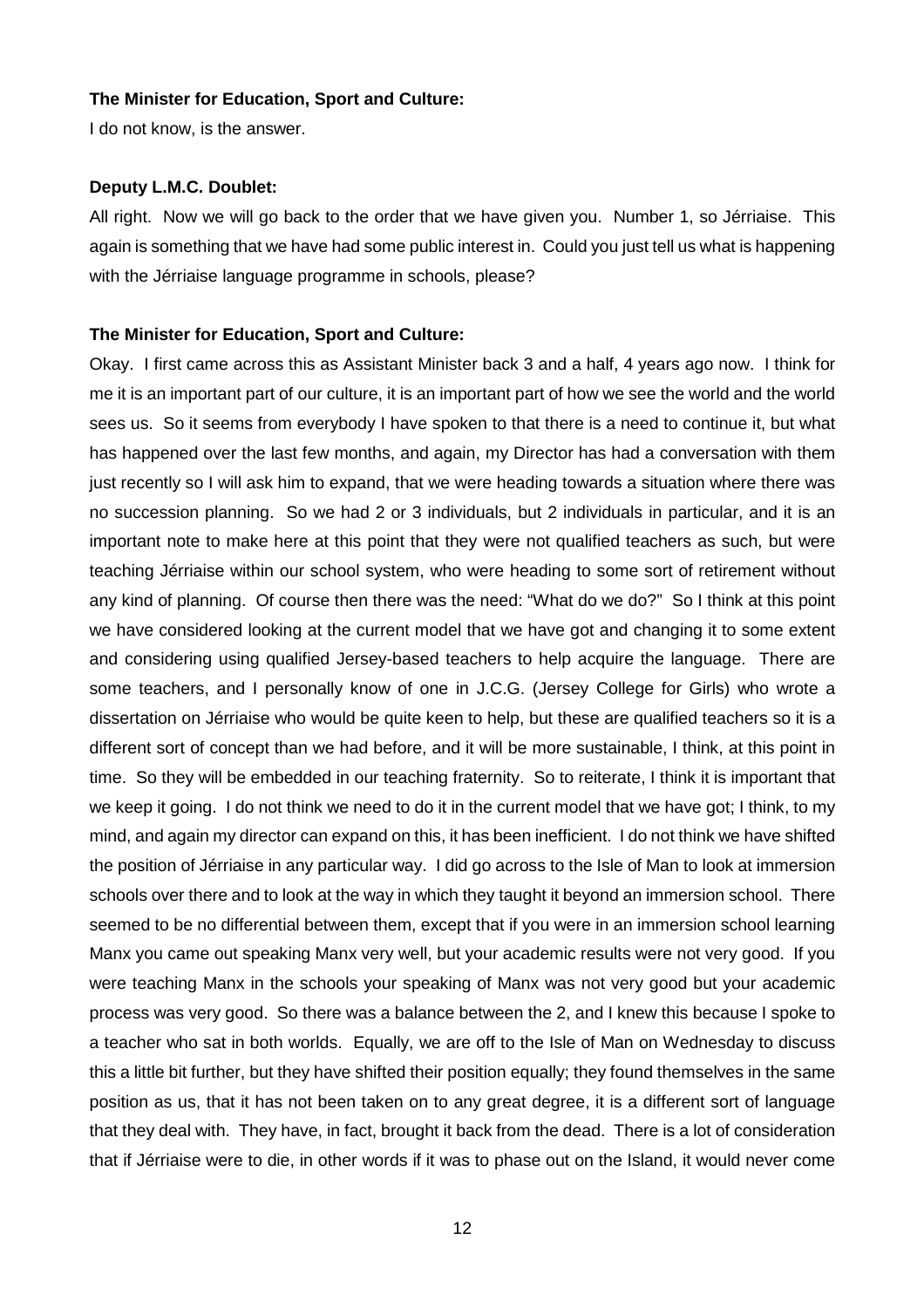**The Minister for Education, Sport and Culture:**

I do not know, is the answer.

**Deputy L.M.C. Doublet:**

All right. Now we will go back to the order that we have given you. Number 1, so Jérriaise. This again is something that we have had some public interest in. Could you just tell us what is happening with the Jérriaise language programme in schools, please?

**The Minister for Education, Sport and Culture:**

Okay. I first came across this as Assistant Minister back 3 and a half, 4 years ago now. I think for me it is an important part of our culture, it is an important part of how we see the world and the world sees us. So it seems from everybody I have spoken to that there is a need to continue it, but what has happened over the last few months, and again, my Director has had a conversation with them just recently so I will ask him to expand, that we were heading towards a situation where there was no succession planning. So we had 2 or 3 individuals, but 2 individuals in particular, and it is an important note to make here at this point that they were not qualified teachers as such, but were teaching Jérriaise within our school system, who were heading to some sort of retirement without any kind of planning. Of course then there was the need: "What do we do?" So I think at this point we have considered looking at the current model that we have got and changing it to some extent and considering using qualified Jersey-based teachers to help acquire the language. There are some teachers, and I personally know of one in J.C.G. (Jersey College for Girls) who wrote a dissertation on Jérriaise who would be quite keen to help, but these are qualified teachers so it is a different sort of concept than we had before, and it will be more sustainable, I think, at this point in time. So they will be embedded in our teaching fraternity. So to reiterate, I think it is important that we keep it going. I do not think we need to do it in the current model that we have got; I think, to my mind, and again my director can expand on this, it has been inefficient. I do not think we have shifted the position of Jérriaise in any particular way. I did go across to the Isle of Man to look at immersion schools over there and to look at the way in which they taught it beyond an immersion school. There seemed to be no differential between them, except that if you were in an immersion school learning Manx you came out speaking Manx very well, but your academic results were not very good. If you were teaching Manx in the schools your speaking of Manx was not very good but your academic process was very good. So there was a balance between the 2, and I knew this because I spoke to a teacher who sat in both worlds. Equally, we are off to the Isle of Man on Wednesday to discuss this a little bit further, but they have shifted their position equally; they found themselves in the same position as us, that it has not been taken on to any great degree, it is a different sort of language that they deal with. They have, in fact, brought it back from the dead. There is a lot of consideration that if Jérriaise were to die, in other words if it was to phase out on the Island, it would never come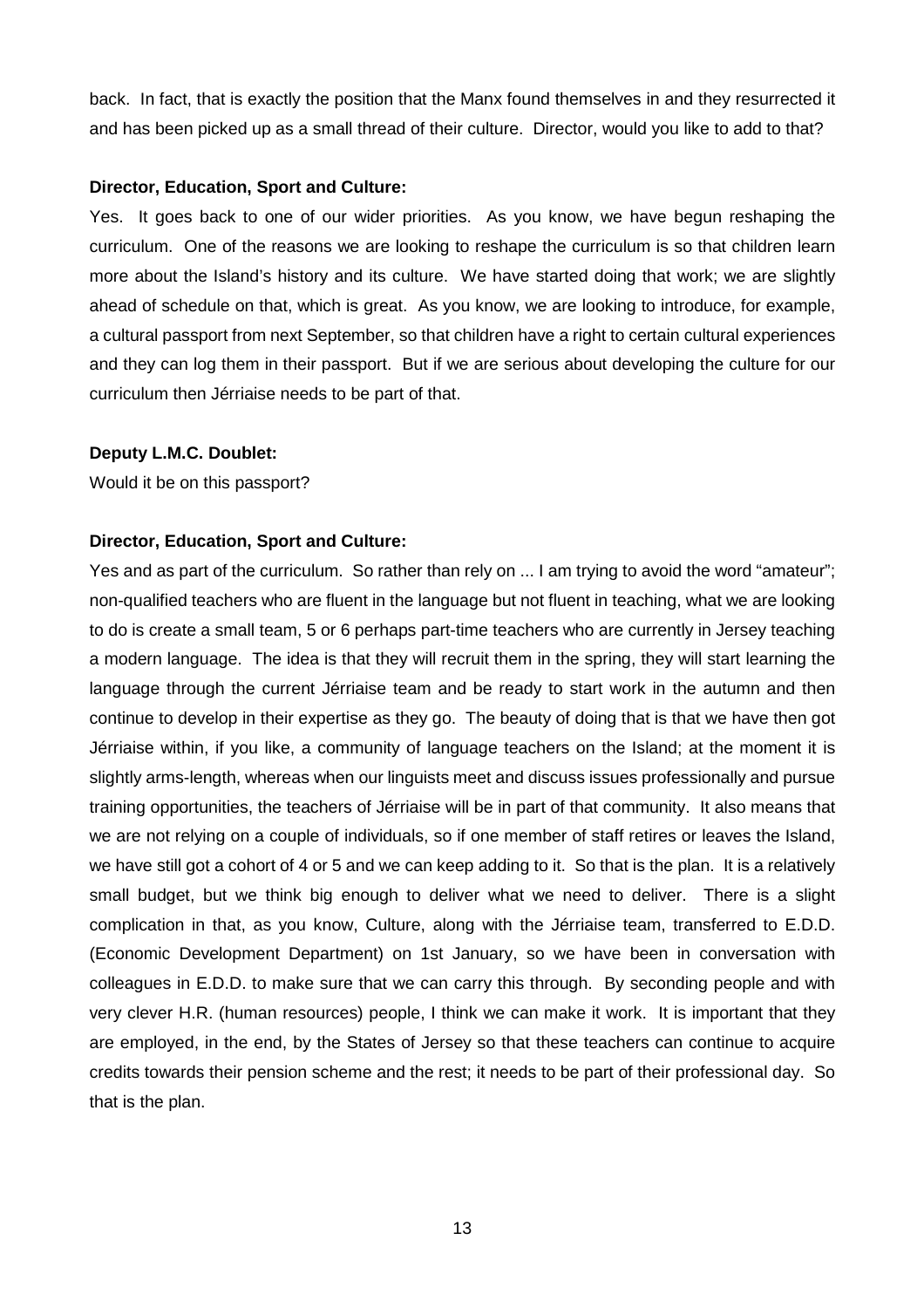back. In fact, that is exactly the position that the Manx found themselves in and they resurrected it and has been picked up as a small thread of their culture. Director, would you like to add to that?

**Director, Education, Sport and Culture:**

Yes. It goes back to one of our wider priorities. As you know, we have begun reshaping the curriculum. One of the reasons we are looking to reshape the curriculum is so that children learn more about the Island's history and its culture. We have started doing that work; we are slightly ahead of schedule on that, which is great. As you know, we are looking to introduce, for example, a cultural passport from next September, so that children have a right to certain cultural experiences and they can log them in their passport. But if we are serious about developing the culture for our curriculum then Jérriaise needs to be part of that.

**Deputy L.M.C. Doublet:**

Would it be on this passport?

**Director, Education, Sport and Culture:**

Yes and as part of the curriculum. So rather than rely on ... I am trying to avoid the word "amateur"; non-qualified teachers who are fluent in the language but not fluent in teaching, what we are looking to do is create a small team, 5 or 6 perhaps part-time teachers who are currently in Jersey teaching a modern language. The idea is that they will recruit them in the spring, they will start learning the language through the current Jérriaise team and be ready to start work in the autumn and then continue to develop in their expertise as they go. The beauty of doing that is that we have then got Jérriaise within, if you like, a community of language teachers on the Island; at the moment it is slightly arms-length, whereas when our linguists meet and discuss issues professionally and pursue training opportunities, the teachers of Jérriaise will be in part of that community. It also means that we are not relying on a couple of individuals, so if one member of staff retires or leaves the Island, we have still got a cohort of 4 or 5 and we can keep adding to it. So that is the plan. It is a relatively small budget, but we think big enough to deliver what we need to deliver. There is a slight complication in that, as you know, Culture, along with the Jérriaise team, transferred to E.D.D. (Economic Development Department) on 1st January, so we have been in conversation with colleagues in E.D.D. to make sure that we can carry this through. By seconding people and with very clever H.R. (human resources) people, I think we can make it work. It is important that they are employed, in the end, by the States of Jersey so that these teachers can continue to acquire credits towards their pension scheme and the rest; it needs to be part of their professional day. So that is the plan.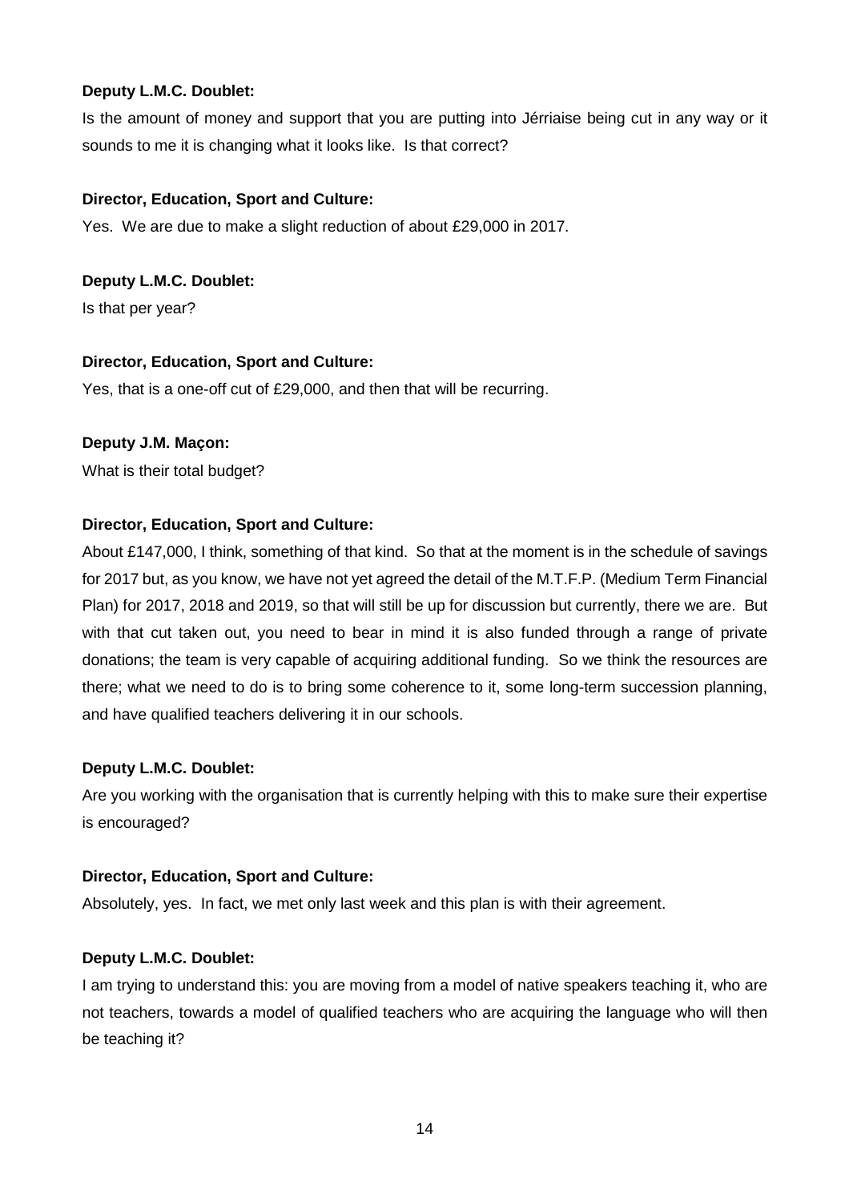**Deputy L.M.C. Doublet:**

Is the amount of money and support that you are putting into Jérriaise being cut in any way or it sounds to me it is changing what it looks like. Is that correct?

**Director, Education, Sport and Culture:**

Yes. We are due to make a slight reduction of about £29,000 in 2017.

**Deputy L.M.C. Doublet:**

Is that per year?

**Director, Education, Sport and Culture:**

Yes, that is a one-off cut of £29,000, and then that will be recurring.

**Deputy J.M. Maçon:**

What is their total budget?

**Director, Education, Sport and Culture:**

About £147,000, I think, something of that kind. So that at the moment is in the schedule of savings for 2017 but, as you know, we have not yet agreed the detail of the M.T.F.P. (Medium Term Financial Plan) for 2017, 2018 and 2019, so that will still be up for discussion but currently, there we are. But with that cut taken out, you need to bear in mind it is also funded through a range of private donations; the team is very capable of acquiring additional funding. So we think the resources are there; what we need to do is to bring some coherence to it, some long-term succession planning, and have qualified teachers delivering it in our schools.

**Deputy L.M.C. Doublet:**

Are you working with the organisation that is currently helping with this to make sure their expertise is encouraged?

**Director, Education, Sport and Culture:**

Absolutely, yes. In fact, we met only last week and this plan is with their agreement.

**Deputy L.M.C. Doublet:**

I am trying to understand this: you are moving from a model of native speakers teaching it, who are not teachers, towards a model of qualified teachers who are acquiring the language who will then be teaching it?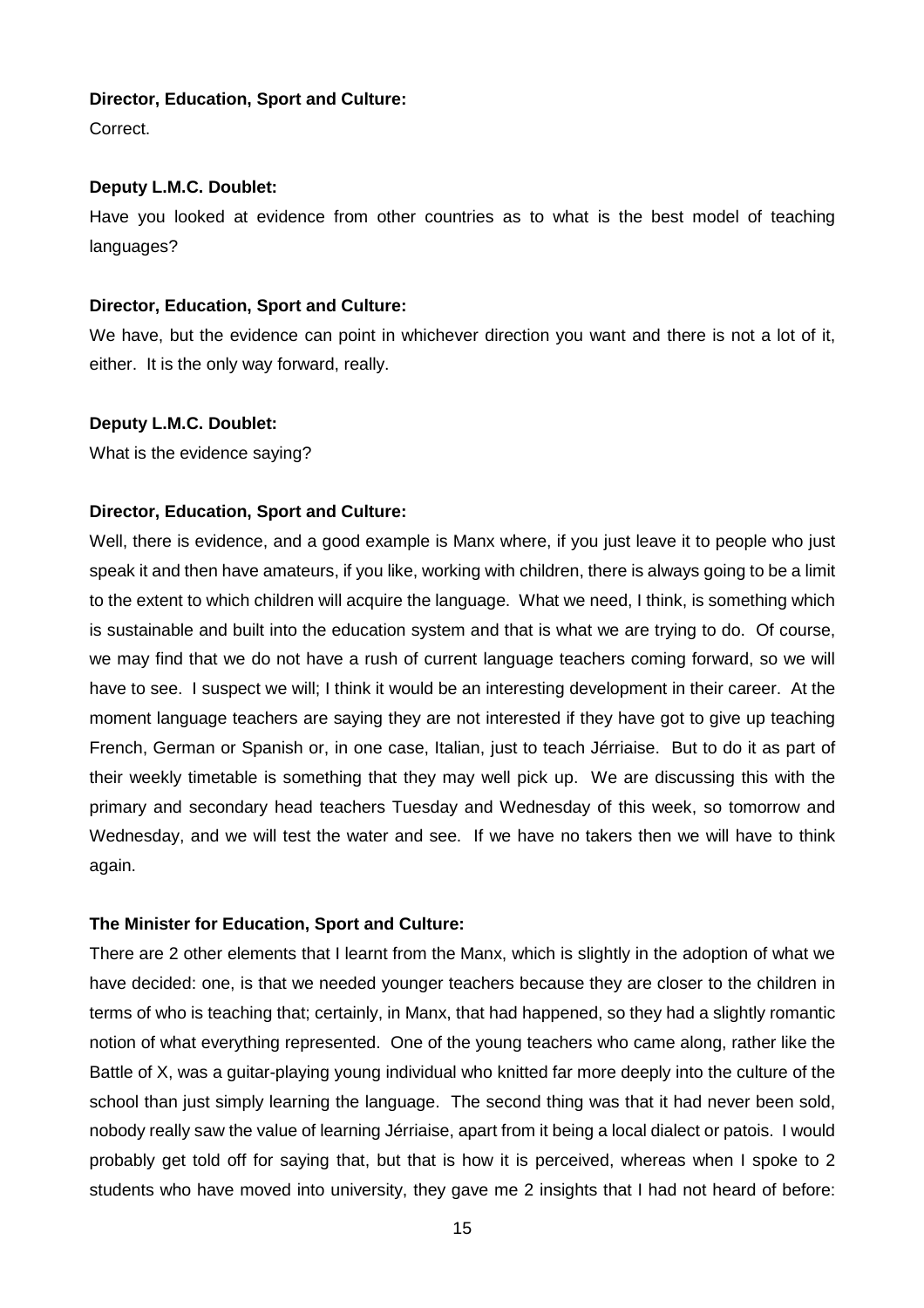**Director, Education, Sport and Culture:**

Correct.

**Deputy L.M.C. Doublet:**

Have you looked at evidence from other countries as to what is the best model of teaching languages?

**Director, Education, Sport and Culture:**

We have, but the evidence can point in whichever direction you want and there is not a lot of it, either. It is the only way forward, really.

**Deputy L.M.C. Doublet:**

What is the evidence saying?

**Director, Education, Sport and Culture:**

Well, there is evidence, and a good example is Manx where, if you just leave it to people who just speak it and then have amateurs, if you like, working with children, there is always going to be a limit to the extent to which children will acquire the language. What we need, I think, is something which is sustainable and built into the education system and that is what we are trying to do. Of course, we may find that we do not have a rush of current language teachers coming forward, so we will have to see. I suspect we will; I think it would be an interesting development in their career. At the moment language teachers are saying they are not interested if they have got to give up teaching French, German or Spanish or, in one case, Italian, just to teach Jérriaise. But to do it as part of their weekly timetable is something that they may well pick up. We are discussing this with the primary and secondary head teachers Tuesday and Wednesday of this week, so tomorrow and Wednesday, and we will test the water and see. If we have no takers then we will have to think again.

**The Minister for Education, Sport and Culture:**

There are 2 other elements that I learnt from the Manx, which is slightly in the adoption of what we have decided: one, is that we needed younger teachers because they are closer to the children in terms of who is teaching that; certainly, in Manx, that had happened, so they had a slightly romantic notion of what everything represented. One of the young teachers who came along, rather like the Battle of X, was a guitar-playing young individual who knitted far more deeply into the culture of the school than just simply learning the language. The second thing was that it had never been sold, nobody really saw the value of learning Jérriaise, apart from it being a local dialect or patois. I would probably get told off for saying that, but that is how it is perceived, whereas when I spoke to 2 students who have moved into university, they gave me 2 insights that I had not heard of before: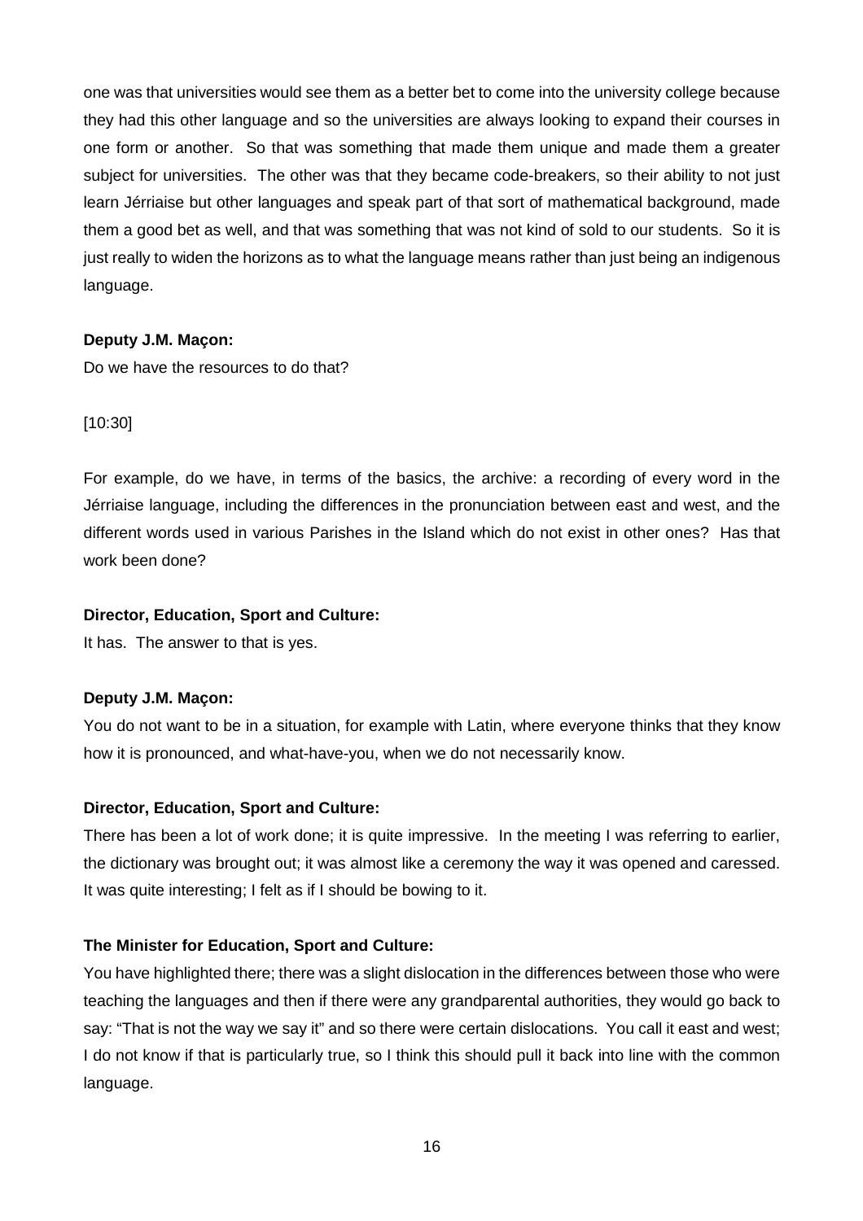one was that universities would see them as a better bet to come into the university college because they had this other language and so the universities are always looking to expand their courses in one form or another. So that was something that made them unique and made them a greater subject for universities. The other was that they became code-breakers, so their ability to not just learn Jérriaise but other languages and speak part of that sort of mathematical background, made them a good bet as well, and that was something that was not kind of sold to our students. So it is just really to widen the horizons as to what the language means rather than just being an indigenous language.

**Deputy J.M. Maçon:**

Do we have the resources to do that?

[10:30]

For example, do we have, in terms of the basics, the archive: a recording of every word in the Jérriaise language, including the differences in the pronunciation between east and west, and the different words used in various Parishes in the Island which do not exist in other ones? Has that work been done?

**Director, Education, Sport and Culture:**

It has. The answer to that is yes.

**Deputy J.M. Maçon:**

You do not want to be in a situation, for example with Latin, where everyone thinks that they know how it is pronounced, and what-have-you, when we do not necessarily know.

**Director, Education, Sport and Culture:**

There has been a lot of work done; it is quite impressive. In the meeting I was referring to earlier, the dictionary was brought out; it was almost like a ceremony the way it was opened and caressed. It was quite interesting; I felt as if I should be bowing to it.

**The Minister for Education, Sport and Culture:**

You have highlighted there; there was a slight dislocation in the differences between those who were teaching the languages and then if there were any grandparental authorities, they would go back to say: "That is not the way we say it" and so there were certain dislocations. You call it east and west; I do not know if that is particularly true, so I think this should pull it back into line with the common language.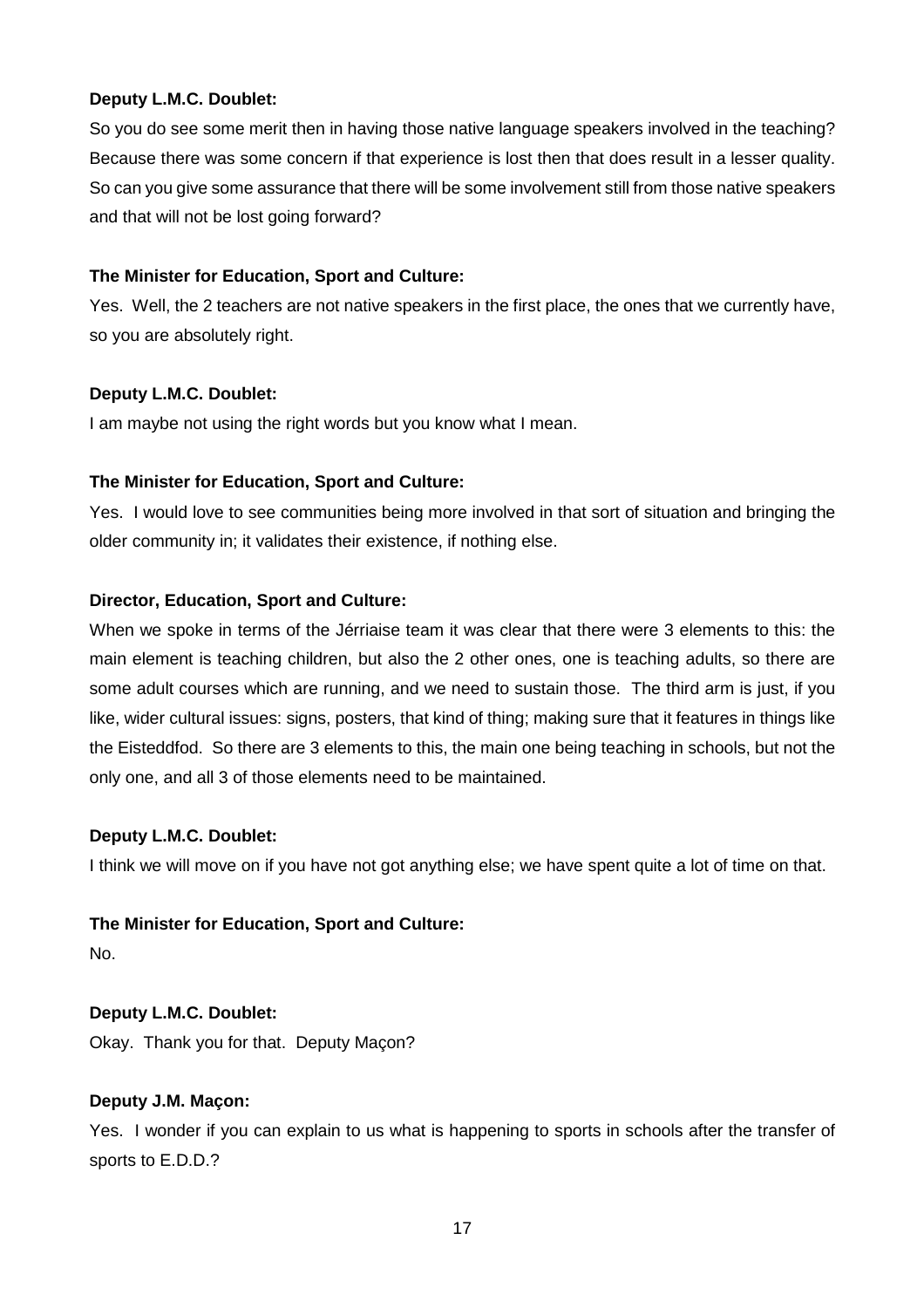**Deputy L.M.C. Doublet:**

So you do see some merit then in having those native language speakers involved in the teaching? Because there was some concern if that experience is lost then that does result in a lesser quality. So can you give some assurance that there will be some involvement still from those native speakers and that will not be lost going forward?

**The Minister for Education, Sport and Culture:**

Yes. Well, the 2 teachers are not native speakers in the first place, the ones that we currently have, so you are absolutely right.

**Deputy L.M.C. Doublet:**

I am maybe not using the right words but you know what I mean.

**The Minister for Education, Sport and Culture:**

Yes. I would love to see communities being more involved in that sort of situation and bringing the older community in; it validates their existence, if nothing else.

**Director, Education, Sport and Culture:**

When we spoke in terms of the Jérriaise team it was clear that there were 3 elements to this: the main element is teaching children, but also the 2 other ones, one is teaching adults, so there are some adult courses which are running, and we need to sustain those. The third arm is just, if you like, wider cultural issues: signs, posters, that kind of thing; making sure that it features in things like the Eisteddfod. So there are 3 elements to this, the main one being teaching in schools, but not the only one, and all 3 of those elements need to be maintained.

**Deputy L.M.C. Doublet:**

I think we will move on if you have not got anything else; we have spent quite a lot of time on that.

**The Minister for Education, Sport and Culture:**

No.

**Deputy L.M.C. Doublet:**

Okay. Thank you for that. Deputy Maçon?

**Deputy J.M. Maçon:**

Yes. I wonder if you can explain to us what is happening to sports in schools after the transfer of sports to E.D.D.?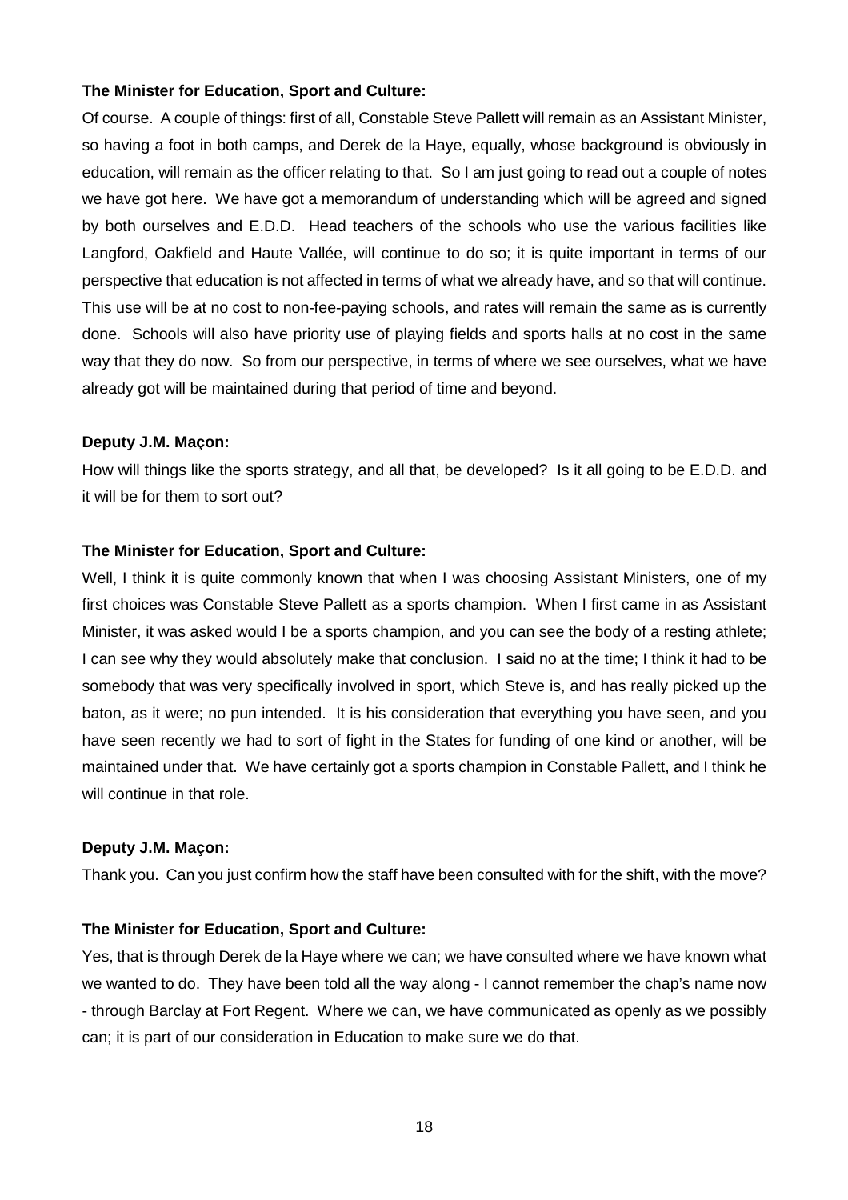**The Minister for Education, Sport and Culture:**

Of course. A couple of things: first of all, Constable Steve Pallett will remain as an Assistant Minister, so having a foot in both camps, and Derek de la Haye, equally, whose background is obviously in education, will remain as the officer relating to that. So I am just going to read out a couple of notes we have got here. We have got a memorandum of understanding which will be agreed and signed by both ourselves and E.D.D. Head teachers of the schools who use the various facilities like Langford, Oakfield and Haute Vallée, will continue to do so; it is quite important in terms of our perspective that education is not affected in terms of what we already have, and so that will continue. This use will be at no cost to non-fee-paying schools, and rates will remain the same as is currently done. Schools will also have priority use of playing fields and sports halls at no cost in the same way that they do now. So from our perspective, in terms of where we see ourselves, what we have already got will be maintained during that period of time and beyond.

**Deputy J.M. Maçon:**

How will things like the sports strategy, and all that, be developed? Is it all going to be E.D.D. and it will be for them to sort out?

**The Minister for Education, Sport and Culture:**

Well, I think it is quite commonly known that when I was choosing Assistant Ministers, one of my first choices was Constable Steve Pallett as a sports champion. When I first came in as Assistant Minister, it was asked would I be a sports champion, and you can see the body of a resting athlete; I can see why they would absolutely make that conclusion. I said no at the time; I think it had to be somebody that was very specifically involved in sport, which Steve is, and has really picked up the baton, as it were; no pun intended. It is his consideration that everything you have seen, and you have seen recently we had to sort of fight in the States for funding of one kind or another, will be maintained under that. We have certainly got a sports champion in Constable Pallett, and I think he will continue in that role.

**Deputy J.M. Maçon:**

Thank you. Can you just confirm how the staff have been consulted with for the shift, with the move?

**The Minister for Education, Sport and Culture:**

Yes, that is through Derek de la Haye where we can; we have consulted where we have known what we wanted to do. They have been told all the way along - I cannot remember the chap's name now - through Barclay at Fort Regent. Where we can, we have communicated as openly as we possibly can; it is part of our consideration in Education to make sure we do that.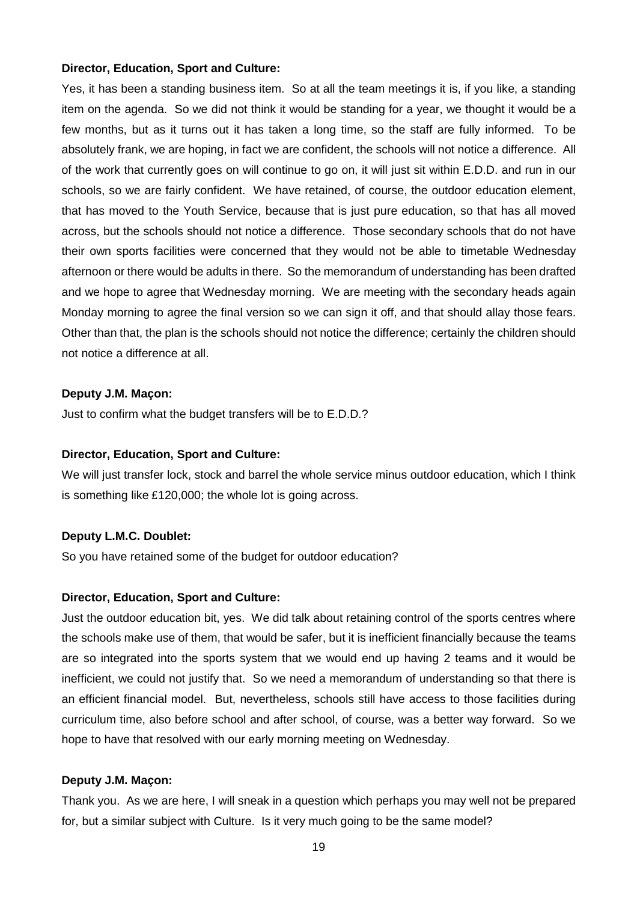**Director, Education, Sport and Culture:**

Yes, it has been a standing business item. So at all the team meetings it is, if you like, a standing item on the agenda. So we did not think it would be standing for a year, we thought it would be a few months, but as it turns out it has taken a long time, so the staff are fully informed. To be absolutely frank, we are hoping, in fact we are confident, the schools will not notice a difference. All of the work that currently goes on will continue to go on, it will just sit within E.D.D. and run in our schools, so we are fairly confident. We have retained, of course, the outdoor education element, that has moved to the Youth Service, because that is just pure education, so that has all moved across, but the schools should not notice a difference. Those secondary schools that do not have their own sports facilities were concerned that they would not be able to timetable Wednesday afternoon or there would be adults in there. So the memorandum of understanding has been drafted and we hope to agree that Wednesday morning. We are meeting with the secondary heads again Monday morning to agree the final version so we can sign it off, and that should allay those fears. Other than that, the plan is the schools should not notice the difference; certainly the children should not notice a difference at all.

**Deputy J.M. Maçon:**

Just to confirm what the budget transfers will be to E.D.D.?

**Director, Education, Sport and Culture:**

We will just transfer lock, stock and barrel the whole service minus outdoor education, which I think is something like £120,000; the whole lot is going across.

**Deputy L.M.C. Doublet:**

So you have retained some of the budget for outdoor education?

**Director, Education, Sport and Culture:**

Just the outdoor education bit, yes. We did talk about retaining control of the sports centres where the schools make use of them, that would be safer, but it is inefficient financially because the teams are so integrated into the sports system that we would end up having 2 teams and it would be inefficient, we could not justify that. So we need a memorandum of understanding so that there is an efficient financial model. But, nevertheless, schools still have access to those facilities during curriculum time, also before school and after school, of course, was a better way forward. So we hope to have that resolved with our early morning meeting on Wednesday.

**Deputy J.M. Maçon:**

Thank you. As we are here, I will sneak in a question which perhaps you may well not be prepared for, but a similar subject with Culture. Is it very much going to be the same model?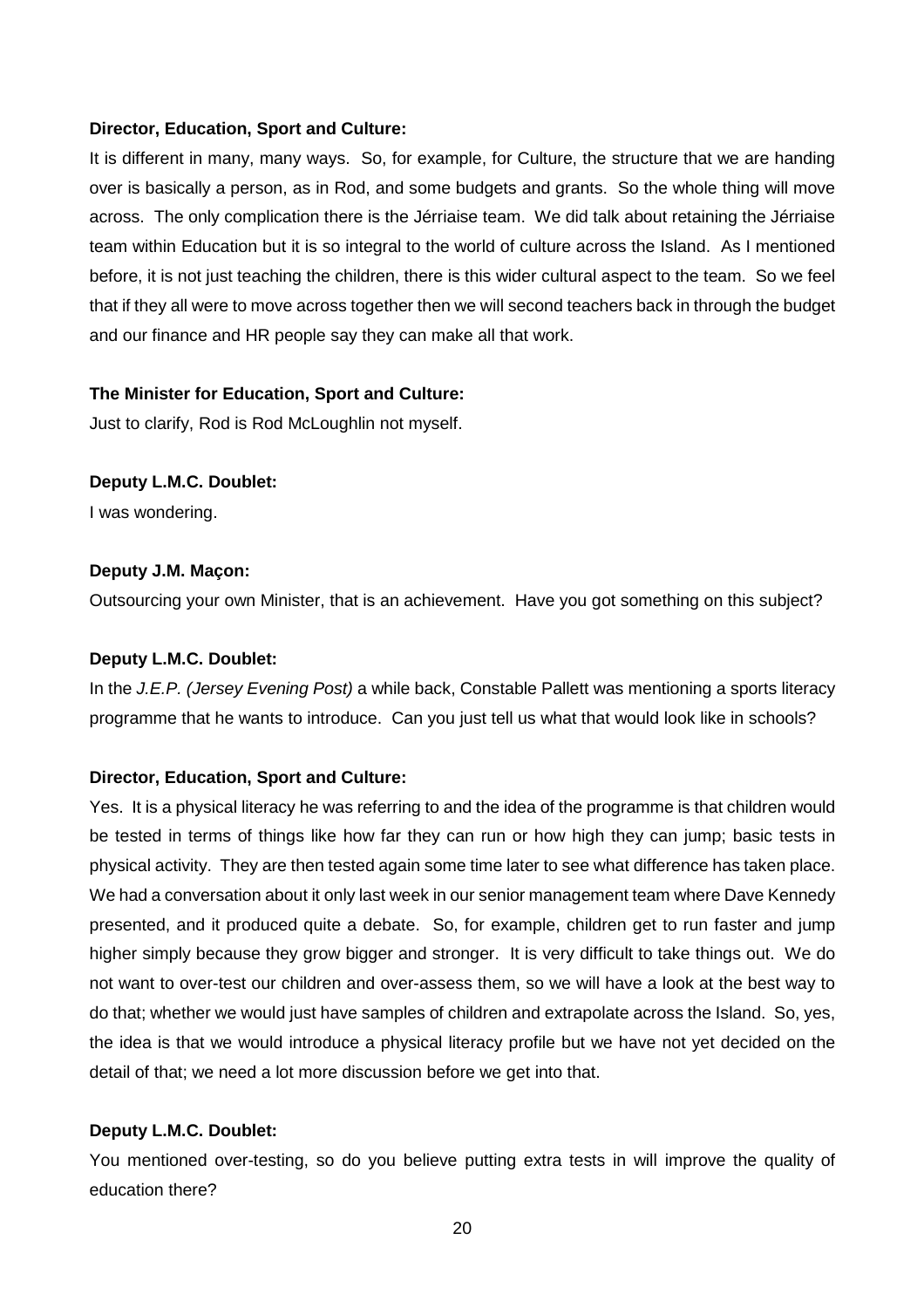**Director, Education, Sport and Culture:**

It is different in many, many ways. So, for example, for Culture, the structure that we are handing over is basically a person, as in Rod, and some budgets and grants. So the whole thing will move across. The only complication there is the Jérriaise team. We did talk about retaining the Jérriaise team within Education but it is so integral to the world of culture across the Island. As I mentioned before, it is not just teaching the children, there is this wider cultural aspect to the team. So we feel that if they all were to move across together then we will second teachers back in through the budget and our finance and HR people say they can make all that work.

**The Minister for Education, Sport and Culture:**

Just to clarify, Rod is Rod McLoughlin not myself.

**Deputy L.M.C. Doublet:**

I was wondering.

**Deputy J.M. Maçon:**

Outsourcing your own Minister, that is an achievement. Have you got something on this subject?

**Deputy L.M.C. Doublet:**

In the *J.E.P. (Jersey Evening Post)* a while back, Constable Pallett was mentioning a sports literacy programme that he wants to introduce. Can you just tell us what that would look like in schools?

**Director, Education, Sport and Culture:**

Yes. It is a physical literacy he was referring to and the idea of the programme is that children would be tested in terms of things like how far they can run or how high they can jump; basic tests in physical activity. They are then tested again some time later to see what difference has taken place. We had a conversation about it only last week in our senior management team where Dave Kennedy presented, and it produced quite a debate. So, for example, children get to run faster and jump higher simply because they grow bigger and stronger. It is very difficult to take things out. We do not want to over-test our children and over-assess them, so we will have a look at the best way to do that; whether we would just have samples of children and extrapolate across the Island. So, yes, the idea is that we would introduce a physical literacy profile but we have not yet decided on the detail of that; we need a lot more discussion before we get into that.

**Deputy L.M.C. Doublet:**

You mentioned over-testing, so do you believe putting extra tests in will improve the quality of education there?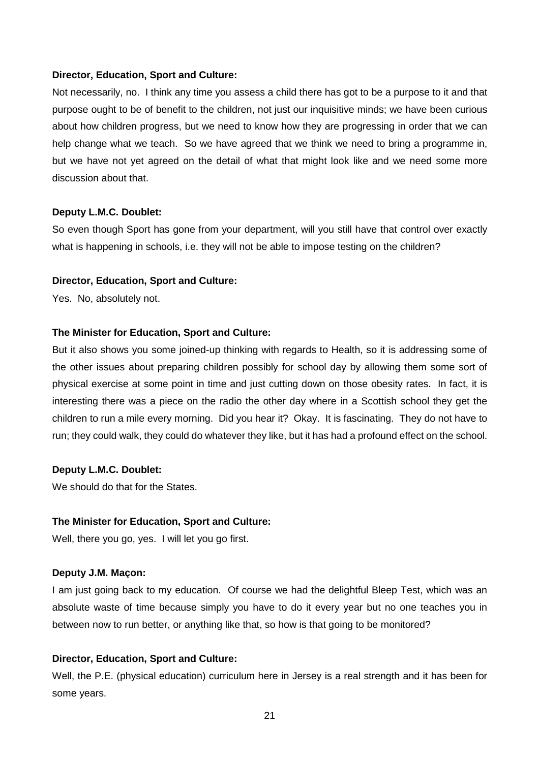**Director, Education, Sport and Culture:**

Not necessarily, no. I think any time you assess a child there has got to be a purpose to it and that purpose ought to be of benefit to the children, not just our inquisitive minds; we have been curious about how children progress, but we need to know how they are progressing in order that we can help change what we teach. So we have agreed that we think we need to bring a programme in, but we have not yet agreed on the detail of what that might look like and we need some more discussion about that.

**Deputy L.M.C. Doublet:**

So even though Sport has gone from your department, will you still have that control over exactly what is happening in schools, i.e. they will not be able to impose testing on the children?

**Director, Education, Sport and Culture:**

Yes. No, absolutely not.

**The Minister for Education, Sport and Culture:**

But it also shows you some joined-up thinking with regards to Health, so it is addressing some of the other issues about preparing children possibly for school day by allowing them some sort of physical exercise at some point in time and just cutting down on those obesity rates. In fact, it is interesting there was a piece on the radio the other day where in a Scottish school they get the children to run a mile every morning. Did you hear it? Okay. It is fascinating. They do not have to run; they could walk, they could do whatever they like, but it has had a profound effect on the school.

**Deputy L.M.C. Doublet:**

We should do that for the States.

**The Minister for Education, Sport and Culture:**

Well, there you go, yes. I will let you go first.

**Deputy J.M. Maçon:**

I am just going back to my education. Of course we had the delightful Bleep Test, which was an absolute waste of time because simply you have to do it every year but no one teaches you in between now to run better, or anything like that, so how is that going to be monitored?

**Director, Education, Sport and Culture:**

Well, the P.E. (physical education) curriculum here in Jersey is a real strength and it has been for some years.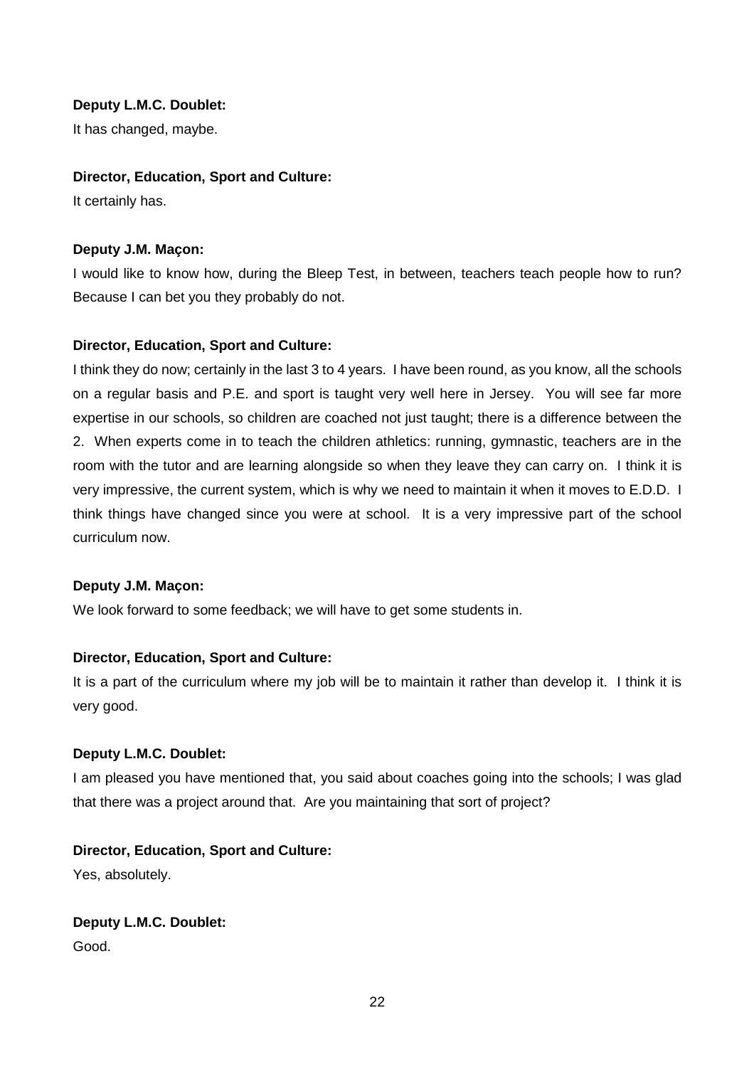**Deputy L.M.C. Doublet:**
It has changed, maybe.

**Director, Education, Sport and Culture:**
It certainly has.

**Deputy J.M. Maçon:**
I would like to know how, during the Bleep Test, in between, teachers teach people how to run? Because I can bet you they probably do not.

**Director, Education, Sport and Culture:**
I think they do now; certainly in the last 3 to 4 years. I have been round, as you know, all the schools on a regular basis and P.E. and sport is taught very well here in Jersey. You will see far more expertise in our schools, so children are coached not just taught; there is a difference between the 2. When experts come in to teach the children athletics: running, gymnastic, teachers are in the room with the tutor and are learning alongside so when they leave they can carry on. I think it is very impressive, the current system, which is why we need to maintain it when it moves to E.D.D. I think things have changed since you were at school. It is a very impressive part of the school curriculum now.

**Deputy J.M. Maçon:**
We look forward to some feedback; we will have to get some students in.

**Director, Education, Sport and Culture:**
It is a part of the curriculum where my job will be to maintain it rather than develop it. I think it is very good.

**Deputy L.M.C. Doublet:**
I am pleased you have mentioned that, you said about coaches going into the schools; I was glad that there was a project around that. Are you maintaining that sort of project?

**Director, Education, Sport and Culture:**
Yes, absolutely.

**Deputy L.M.C. Doublet:**
Good.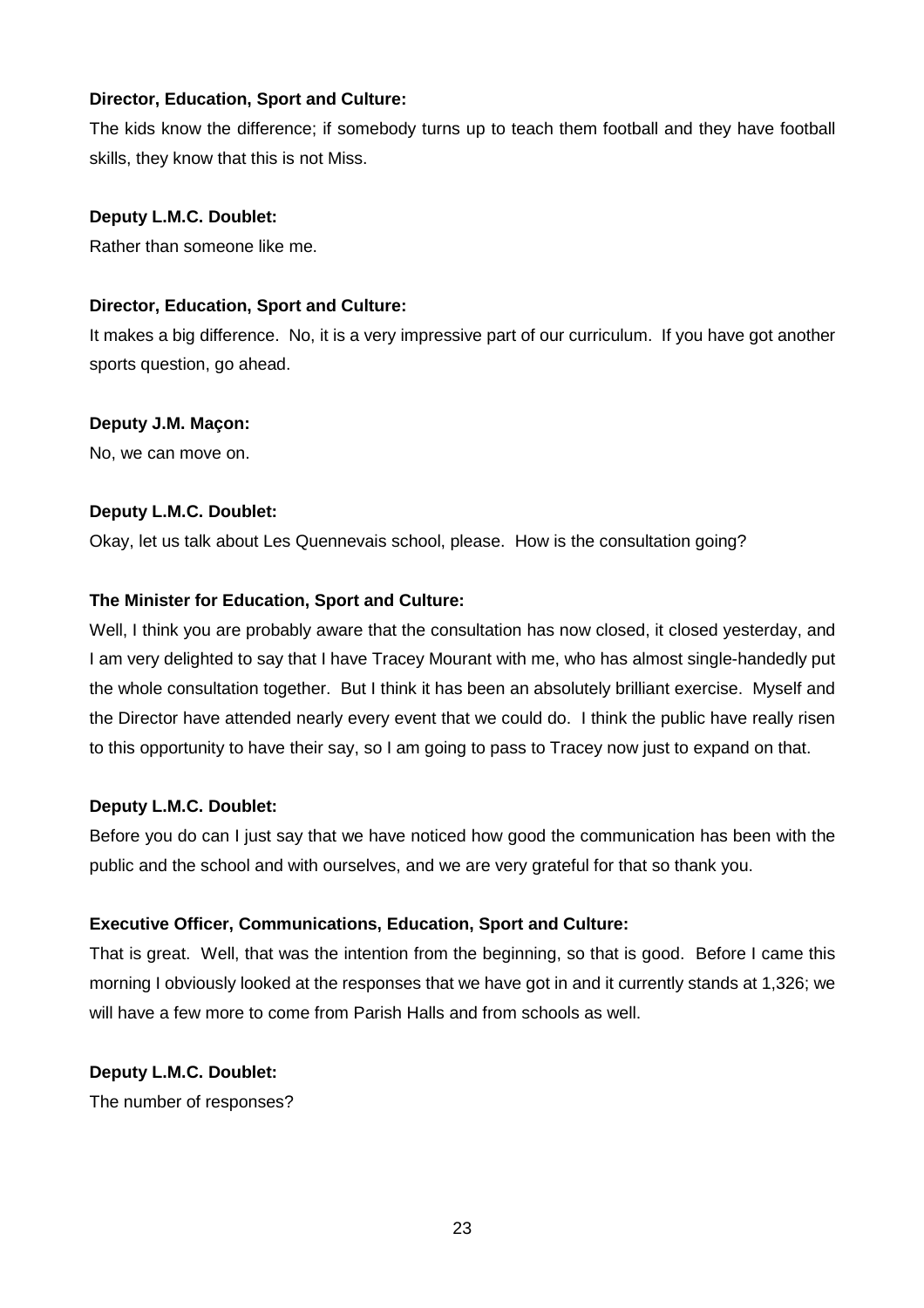**Director, Education, Sport and Culture:**

The kids know the difference; if somebody turns up to teach them football and they have football skills, they know that this is not Miss.

**Deputy L.M.C. Doublet:**

Rather than someone like me.

**Director, Education, Sport and Culture:**

It makes a big difference. No, it is a very impressive part of our curriculum. If you have got another sports question, go ahead.

**Deputy J.M. Maçon:**

No, we can move on.

**Deputy L.M.C. Doublet:**

Okay, let us talk about Les Quennevais school, please. How is the consultation going?

**The Minister for Education, Sport and Culture:**

Well, I think you are probably aware that the consultation has now closed, it closed yesterday, and I am very delighted to say that I have Tracey Mourant with me, who has almost single-handedly put the whole consultation together. But I think it has been an absolutely brilliant exercise. Myself and the Director have attended nearly every event that we could do. I think the public have really risen to this opportunity to have their say, so I am going to pass to Tracey now just to expand on that.

**Deputy L.M.C. Doublet:**

Before you do can I just say that we have noticed how good the communication has been with the public and the school and with ourselves, and we are very grateful for that so thank you.

**Executive Officer, Communications, Education, Sport and Culture:**

That is great. Well, that was the intention from the beginning, so that is good. Before I came this morning I obviously looked at the responses that we have got in and it currently stands at 1,326; we will have a few more to come from Parish Halls and from schools as well.

**Deputy L.M.C. Doublet:**

The number of responses?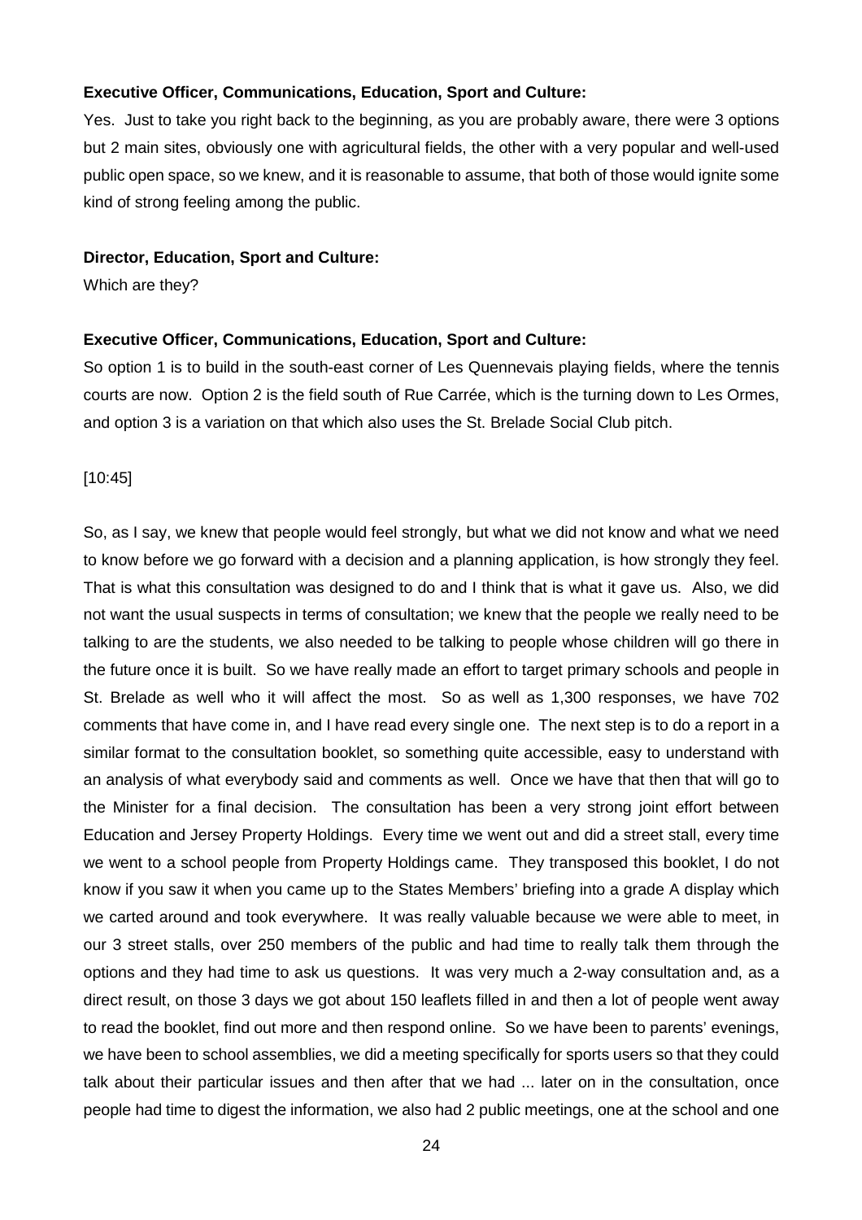**Executive Officer, Communications, Education, Sport and Culture:**

Yes. Just to take you right back to the beginning, as you are probably aware, there were 3 options but 2 main sites, obviously one with agricultural fields, the other with a very popular and well-used public open space, so we knew, and it is reasonable to assume, that both of those would ignite some kind of strong feeling among the public.

**Director, Education, Sport and Culture:**

Which are they?

**Executive Officer, Communications, Education, Sport and Culture:**

So option 1 is to build in the south-east corner of Les Quennevais playing fields, where the tennis courts are now. Option 2 is the field south of Rue Carrée, which is the turning down to Les Ormes, and option 3 is a variation on that which also uses the St. Brelade Social Club pitch.

[10:45]

So, as I say, we knew that people would feel strongly, but what we did not know and what we need to know before we go forward with a decision and a planning application, is how strongly they feel. That is what this consultation was designed to do and I think that is what it gave us. Also, we did not want the usual suspects in terms of consultation; we knew that the people we really need to be talking to are the students, we also needed to be talking to people whose children will go there in the future once it is built. So we have really made an effort to target primary schools and people in St. Brelade as well who it will affect the most. So as well as 1,300 responses, we have 702 comments that have come in, and I have read every single one. The next step is to do a report in a similar format to the consultation booklet, so something quite accessible, easy to understand with an analysis of what everybody said and comments as well. Once we have that then that will go to the Minister for a final decision. The consultation has been a very strong joint effort between Education and Jersey Property Holdings. Every time we went out and did a street stall, every time we went to a school people from Property Holdings came. They transposed this booklet, I do not know if you saw it when you came up to the States Members' briefing into a grade A display which we carted around and took everywhere. It was really valuable because we were able to meet, in our 3 street stalls, over 250 members of the public and had time to really talk them through the options and they had time to ask us questions. It was very much a 2-way consultation and, as a direct result, on those 3 days we got about 150 leaflets filled in and then a lot of people went away to read the booklet, find out more and then respond online. So we have been to parents' evenings, we have been to school assemblies, we did a meeting specifically for sports users so that they could talk about their particular issues and then after that we had ... later on in the consultation, once people had time to digest the information, we also had 2 public meetings, one at the school and one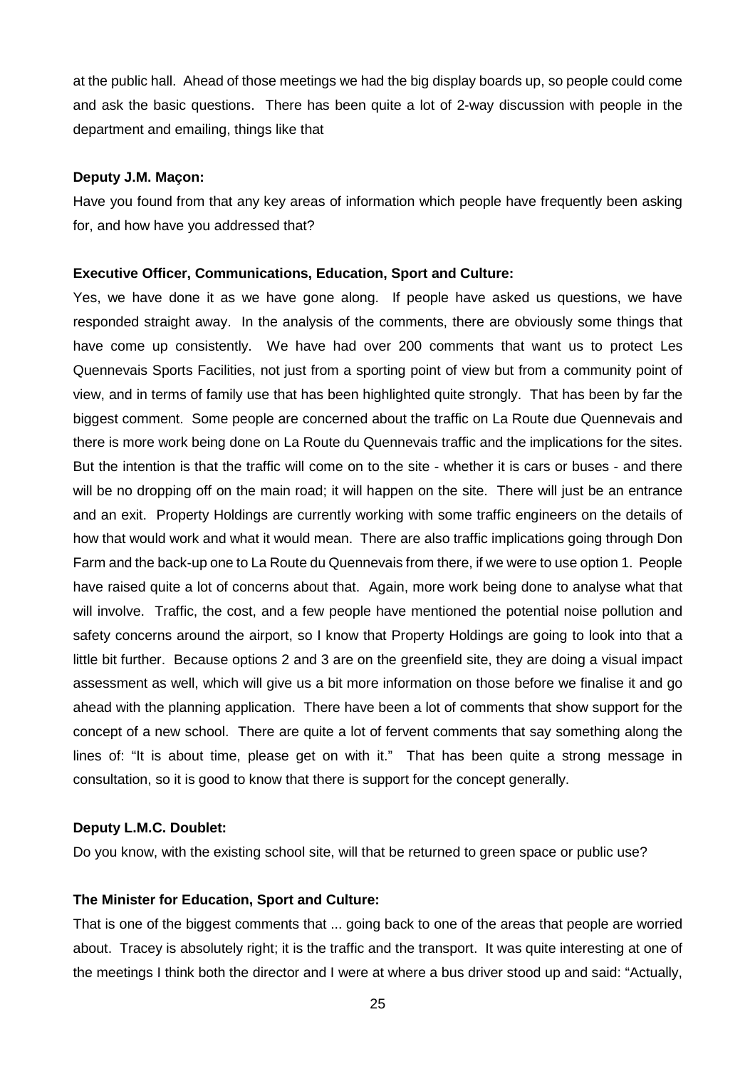at the public hall. Ahead of those meetings we had the big display boards up, so people could come and ask the basic questions. There has been quite a lot of 2-way discussion with people in the department and emailing, things like that

**Deputy J.M. Maçon:**

Have you found from that any key areas of information which people have frequently been asking for, and how have you addressed that?

**Executive Officer, Communications, Education, Sport and Culture:**

Yes, we have done it as we have gone along. If people have asked us questions, we have responded straight away. In the analysis of the comments, there are obviously some things that have come up consistently. We have had over 200 comments that want us to protect Les Quennevais Sports Facilities, not just from a sporting point of view but from a community point of view, and in terms of family use that has been highlighted quite strongly. That has been by far the biggest comment. Some people are concerned about the traffic on La Route due Quennevais and there is more work being done on La Route du Quennevais traffic and the implications for the sites. But the intention is that the traffic will come on to the site - whether it is cars or buses - and there will be no dropping off on the main road; it will happen on the site. There will just be an entrance and an exit. Property Holdings are currently working with some traffic engineers on the details of how that would work and what it would mean. There are also traffic implications going through Don Farm and the back-up one to La Route du Quennevais from there, if we were to use option 1. People have raised quite a lot of concerns about that. Again, more work being done to analyse what that will involve. Traffic, the cost, and a few people have mentioned the potential noise pollution and safety concerns around the airport, so I know that Property Holdings are going to look into that a little bit further. Because options 2 and 3 are on the greenfield site, they are doing a visual impact assessment as well, which will give us a bit more information on those before we finalise it and go ahead with the planning application. There have been a lot of comments that show support for the concept of a new school. There are quite a lot of fervent comments that say something along the lines of: "It is about time, please get on with it." That has been quite a strong message in consultation, so it is good to know that there is support for the concept generally.

**Deputy L.M.C. Doublet:**

Do you know, with the existing school site, will that be returned to green space or public use?

**The Minister for Education, Sport and Culture:**

That is one of the biggest comments that ... going back to one of the areas that people are worried about. Tracey is absolutely right; it is the traffic and the transport. It was quite interesting at one of the meetings I think both the director and I were at where a bus driver stood up and said: "Actually,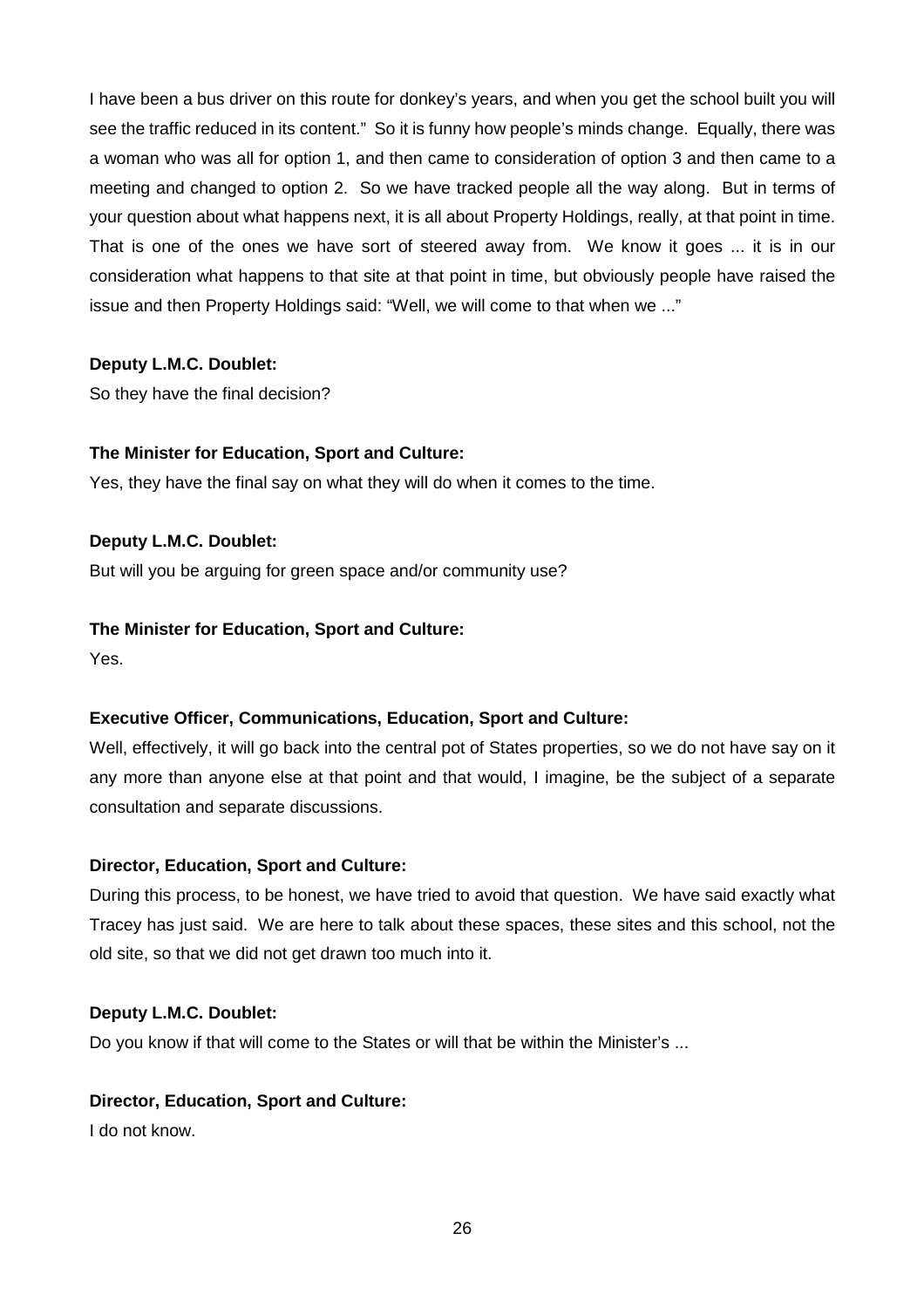I have been a bus driver on this route for donkey's years, and when you get the school built you will see the traffic reduced in its content." So it is funny how people's minds change. Equally, there was a woman who was all for option 1, and then came to consideration of option 3 and then came to a meeting and changed to option 2. So we have tracked people all the way along. But in terms of your question about what happens next, it is all about Property Holdings, really, at that point in time. That is one of the ones we have sort of steered away from. We know it goes ... it is in our consideration what happens to that site at that point in time, but obviously people have raised the issue and then Property Holdings said: "Well, we will come to that when we ..."

**Deputy L.M.C. Doublet:**

So they have the final decision?

**The Minister for Education, Sport and Culture:**

Yes, they have the final say on what they will do when it comes to the time.

**Deputy L.M.C. Doublet:**

But will you be arguing for green space and/or community use?

**The Minister for Education, Sport and Culture:**

Yes.

**Executive Officer, Communications, Education, Sport and Culture:**

Well, effectively, it will go back into the central pot of States properties, so we do not have say on it any more than anyone else at that point and that would, I imagine, be the subject of a separate consultation and separate discussions.

**Director, Education, Sport and Culture:**

During this process, to be honest, we have tried to avoid that question. We have said exactly what Tracey has just said. We are here to talk about these spaces, these sites and this school, not the old site, so that we did not get drawn too much into it.

**Deputy L.M.C. Doublet:**

Do you know if that will come to the States or will that be within the Minister's ...

**Director, Education, Sport and Culture:**

I do not know.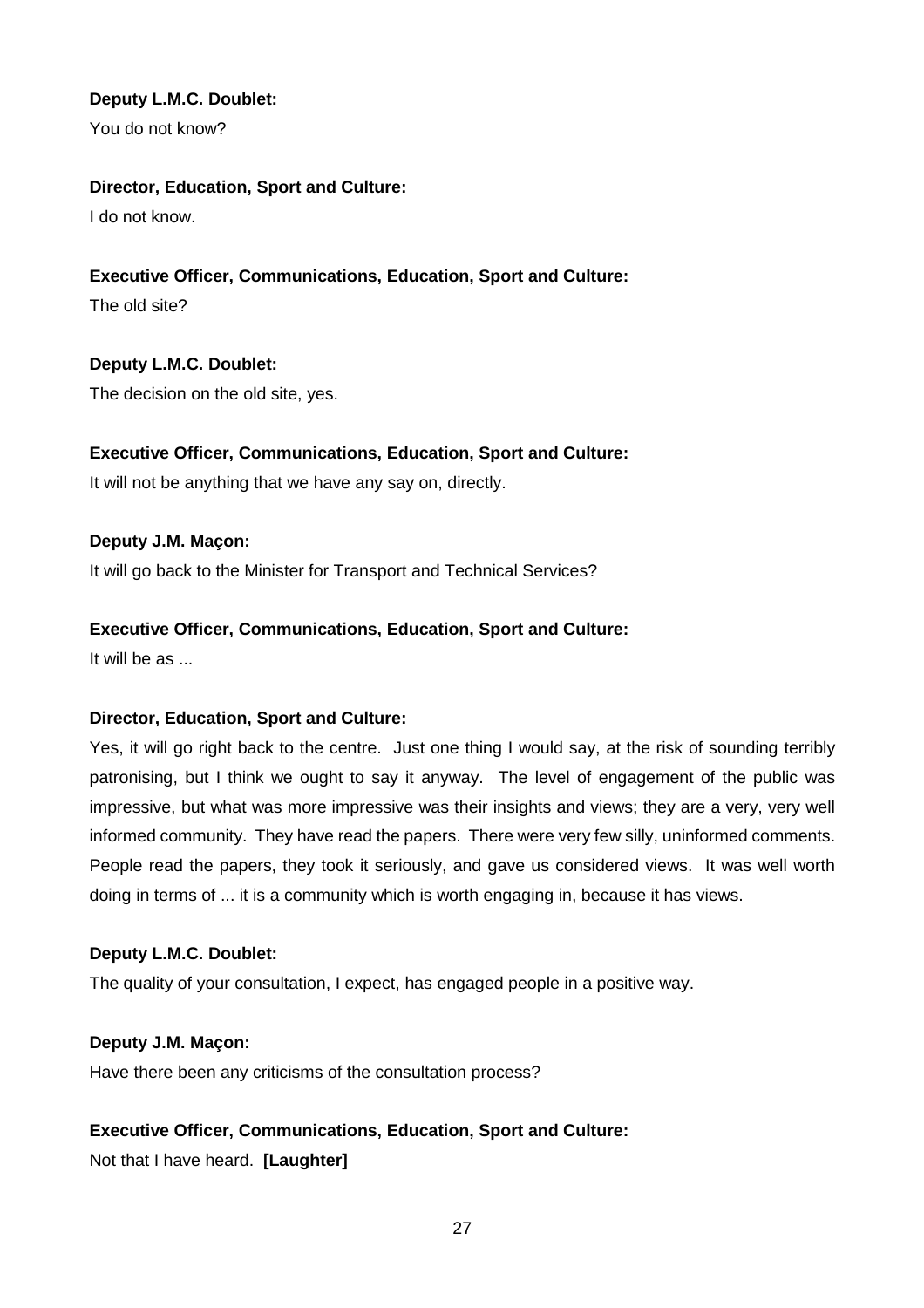**Deputy L.M.C. Doublet:**

You do not know?

**Director, Education, Sport and Culture:**

I do not know.

**Executive Officer, Communications, Education, Sport and Culture:**

The old site?

**Deputy L.M.C. Doublet:**

The decision on the old site, yes.

**Executive Officer, Communications, Education, Sport and Culture:**

It will not be anything that we have any say on, directly.

**Deputy J.M. Maçon:**

It will go back to the Minister for Transport and Technical Services?

**Executive Officer, Communications, Education, Sport and Culture:**

It will be as ...

**Director, Education, Sport and Culture:**

Yes, it will go right back to the centre. Just one thing I would say, at the risk of sounding terribly patronising, but I think we ought to say it anyway. The level of engagement of the public was impressive, but what was more impressive was their insights and views; they are a very, very well informed community. They have read the papers. There were very few silly, uninformed comments. People read the papers, they took it seriously, and gave us considered views. It was well worth doing in terms of ... it is a community which is worth engaging in, because it has views.

**Deputy L.M.C. Doublet:**

The quality of your consultation, I expect, has engaged people in a positive way.

**Deputy J.M. Maçon:**

Have there been any criticisms of the consultation process?

**Executive Officer, Communications, Education, Sport and Culture:**

Not that I have heard. **[Laughter]**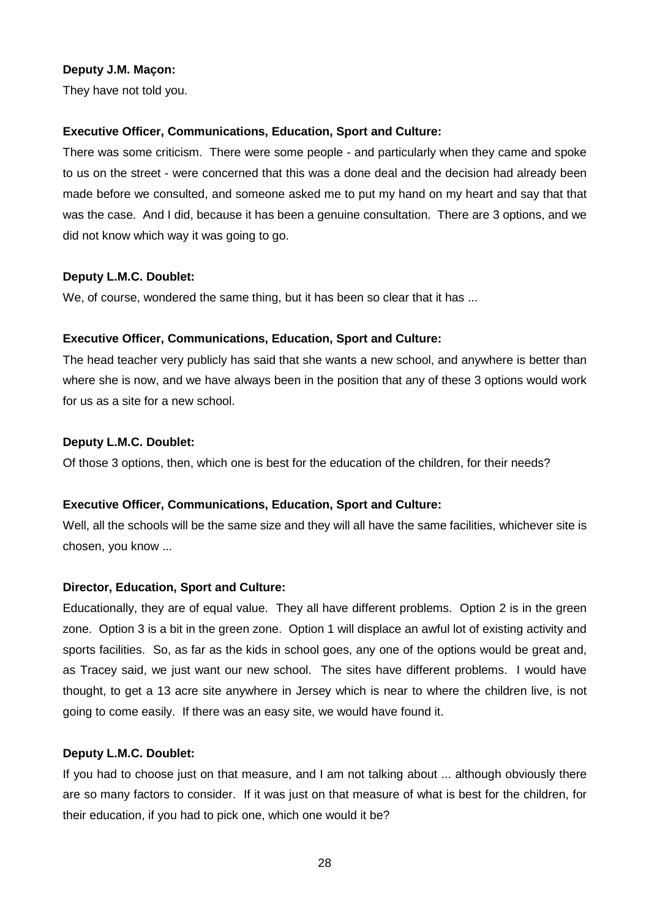**Deputy J.M. Maçon:**

They have not told you.

**Executive Officer, Communications, Education, Sport and Culture:**

There was some criticism. There were some people - and particularly when they came and spoke to us on the street - were concerned that this was a done deal and the decision had already been made before we consulted, and someone asked me to put my hand on my heart and say that that was the case. And I did, because it has been a genuine consultation. There are 3 options, and we did not know which way it was going to go.

**Deputy L.M.C. Doublet:**

We, of course, wondered the same thing, but it has been so clear that it has ...

**Executive Officer, Communications, Education, Sport and Culture:**

The head teacher very publicly has said that she wants a new school, and anywhere is better than where she is now, and we have always been in the position that any of these 3 options would work for us as a site for a new school.

**Deputy L.M.C. Doublet:**

Of those 3 options, then, which one is best for the education of the children, for their needs?

**Executive Officer, Communications, Education, Sport and Culture:**

Well, all the schools will be the same size and they will all have the same facilities, whichever site is chosen, you know ...

**Director, Education, Sport and Culture:**

Educationally, they are of equal value. They all have different problems. Option 2 is in the green zone. Option 3 is a bit in the green zone. Option 1 will displace an awful lot of existing activity and sports facilities. So, as far as the kids in school goes, any one of the options would be great and, as Tracey said, we just want our new school. The sites have different problems. I would have thought, to get a 13 acre site anywhere in Jersey which is near to where the children live, is not going to come easily. If there was an easy site, we would have found it.

**Deputy L.M.C. Doublet:**

If you had to choose just on that measure, and I am not talking about ... although obviously there are so many factors to consider. If it was just on that measure of what is best for the children, for their education, if you had to pick one, which one would it be?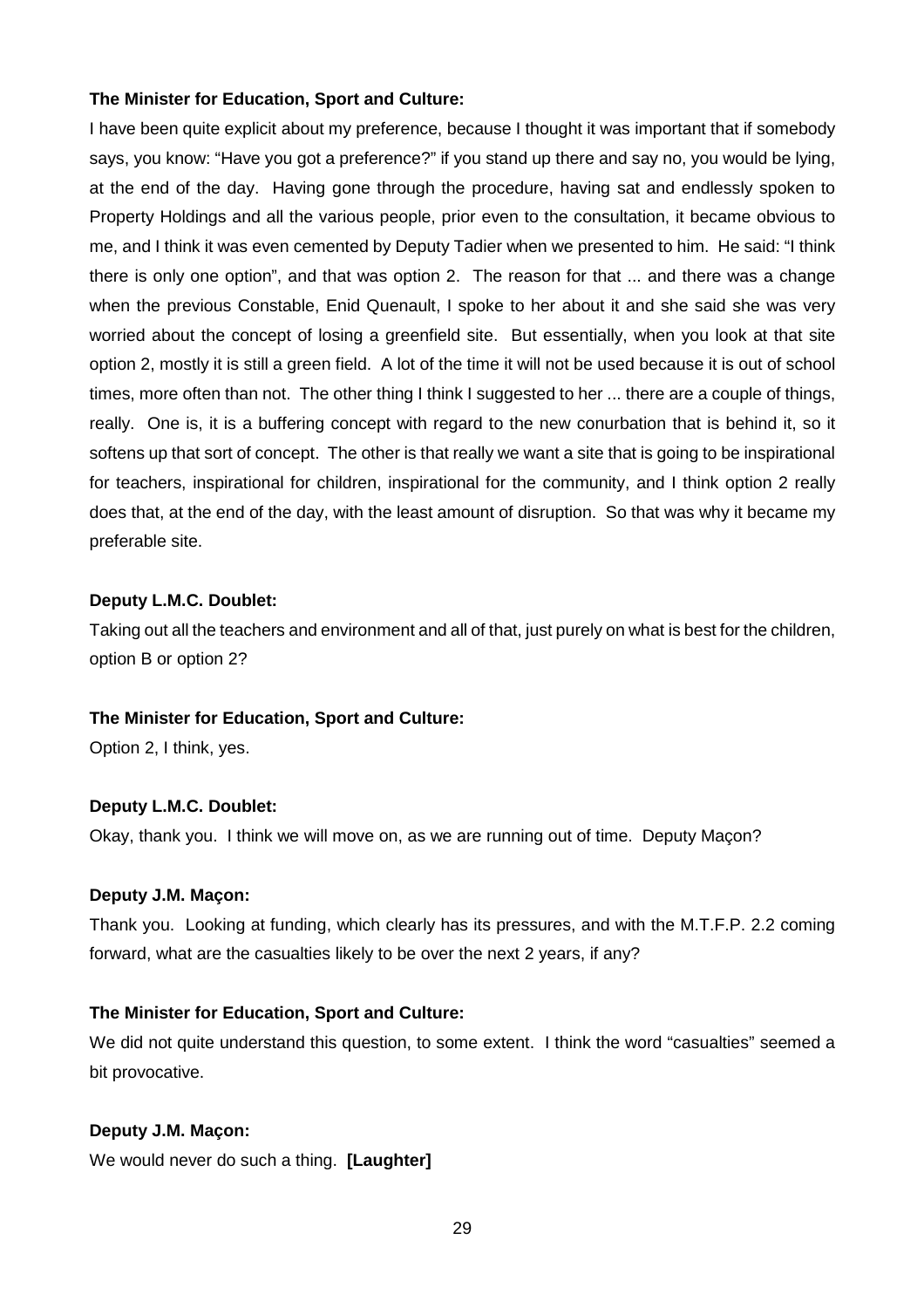**The Minister for Education, Sport and Culture:**

I have been quite explicit about my preference, because I thought it was important that if somebody says, you know: "Have you got a preference?" if you stand up there and say no, you would be lying, at the end of the day. Having gone through the procedure, having sat and endlessly spoken to Property Holdings and all the various people, prior even to the consultation, it became obvious to me, and I think it was even cemented by Deputy Tadier when we presented to him. He said: "I think there is only one option", and that was option 2. The reason for that ... and there was a change when the previous Constable, Enid Quenault, I spoke to her about it and she said she was very worried about the concept of losing a greenfield site. But essentially, when you look at that site option 2, mostly it is still a green field. A lot of the time it will not be used because it is out of school times, more often than not. The other thing I think I suggested to her ... there are a couple of things, really. One is, it is a buffering concept with regard to the new conurbation that is behind it, so it softens up that sort of concept. The other is that really we want a site that is going to be inspirational for teachers, inspirational for children, inspirational for the community, and I think option 2 really does that, at the end of the day, with the least amount of disruption. So that was why it became my preferable site.

**Deputy L.M.C. Doublet:**

Taking out all the teachers and environment and all of that, just purely on what is best for the children, option B or option 2?

**The Minister for Education, Sport and Culture:**

Option 2, I think, yes.

**Deputy L.M.C. Doublet:**

Okay, thank you. I think we will move on, as we are running out of time. Deputy Maçon?

**Deputy J.M. Maçon:**

Thank you. Looking at funding, which clearly has its pressures, and with the M.T.F.P. 2.2 coming forward, what are the casualties likely to be over the next 2 years, if any?

**The Minister for Education, Sport and Culture:**

We did not quite understand this question, to some extent. I think the word "casualties" seemed a bit provocative.

**Deputy J.M. Maçon:**

We would never do such a thing. **[Laughter]**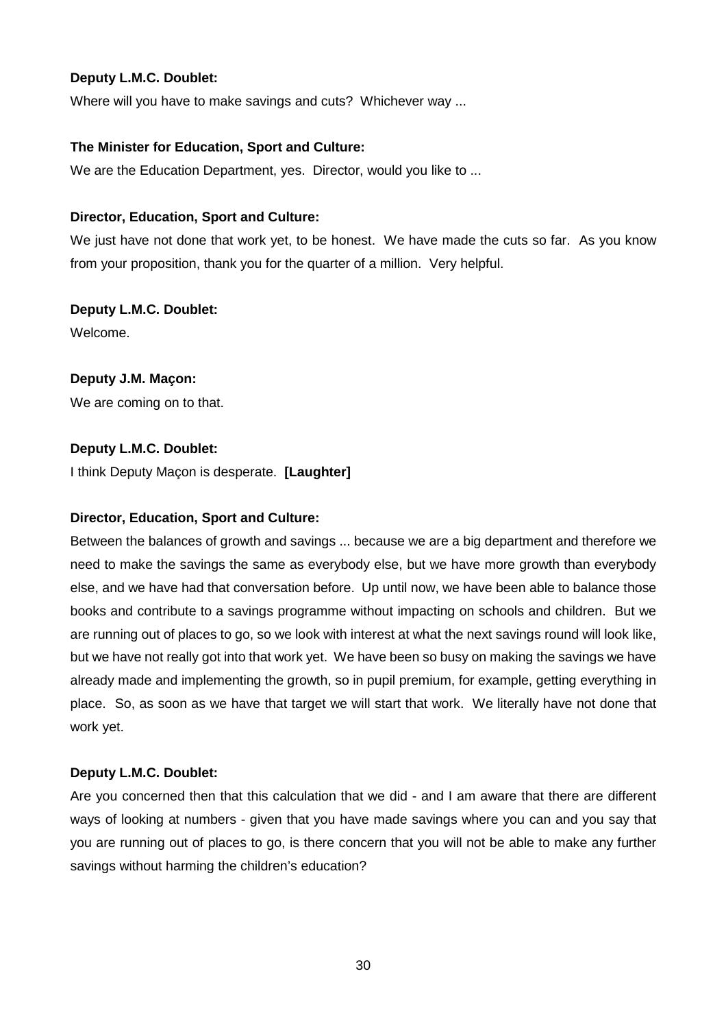**Deputy L.M.C. Doublet:**

Where will you have to make savings and cuts? Whichever way ...

**The Minister for Education, Sport and Culture:**

We are the Education Department, yes. Director, would you like to ...

**Director, Education, Sport and Culture:**

We just have not done that work yet, to be honest. We have made the cuts so far. As you know from your proposition, thank you for the quarter of a million. Very helpful.

**Deputy L.M.C. Doublet:**

Welcome.

**Deputy J.M. Maçon:**

We are coming on to that.

**Deputy L.M.C. Doublet:**

I think Deputy Maçon is desperate. **[Laughter]**

**Director, Education, Sport and Culture:**

Between the balances of growth and savings ... because we are a big department and therefore we need to make the savings the same as everybody else, but we have more growth than everybody else, and we have had that conversation before. Up until now, we have been able to balance those books and contribute to a savings programme without impacting on schools and children. But we are running out of places to go, so we look with interest at what the next savings round will look like, but we have not really got into that work yet. We have been so busy on making the savings we have already made and implementing the growth, so in pupil premium, for example, getting everything in place. So, as soon as we have that target we will start that work. We literally have not done that work yet.

**Deputy L.M.C. Doublet:**

Are you concerned then that this calculation that we did - and I am aware that there are different ways of looking at numbers - given that you have made savings where you can and you say that you are running out of places to go, is there concern that you will not be able to make any further savings without harming the children's education?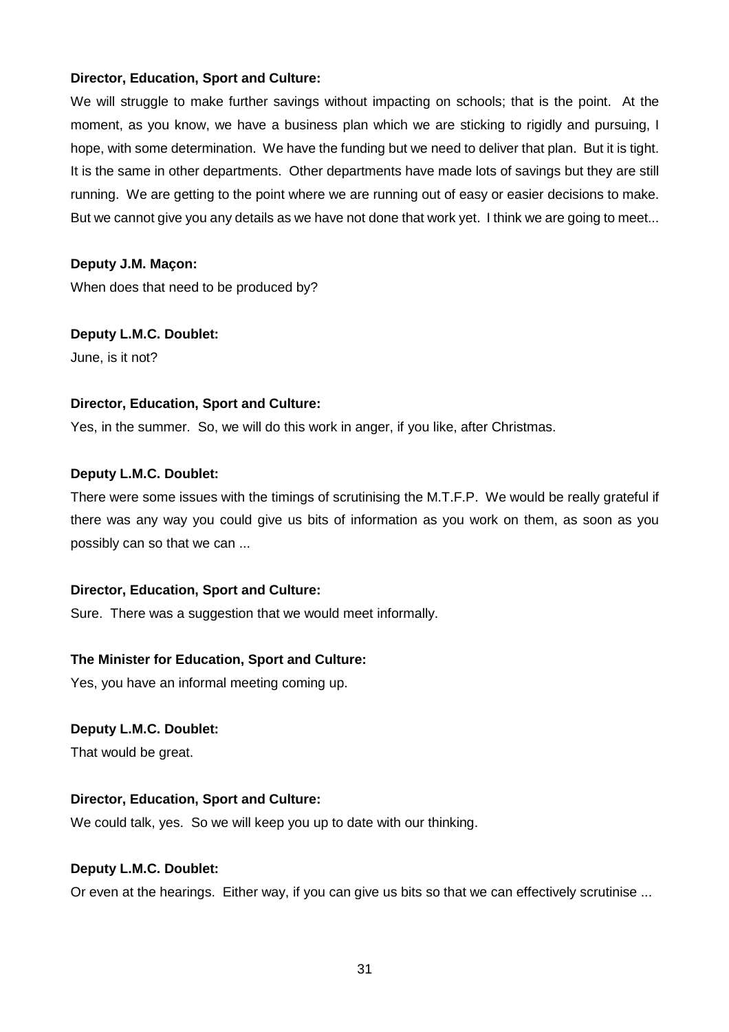**Director, Education, Sport and Culture:**

We will struggle to make further savings without impacting on schools; that is the point. At the moment, as you know, we have a business plan which we are sticking to rigidly and pursuing, I hope, with some determination. We have the funding but we need to deliver that plan. But it is tight. It is the same in other departments. Other departments have made lots of savings but they are still running. We are getting to the point where we are running out of easy or easier decisions to make. But we cannot give you any details as we have not done that work yet. I think we are going to meet...

**Deputy J.M. Maçon:**

When does that need to be produced by?

**Deputy L.M.C. Doublet:**

June, is it not?

**Director, Education, Sport and Culture:**

Yes, in the summer. So, we will do this work in anger, if you like, after Christmas.

**Deputy L.M.C. Doublet:**

There were some issues with the timings of scrutinising the M.T.F.P. We would be really grateful if there was any way you could give us bits of information as you work on them, as soon as you possibly can so that we can ...

**Director, Education, Sport and Culture:**

Sure. There was a suggestion that we would meet informally.

**The Minister for Education, Sport and Culture:**

Yes, you have an informal meeting coming up.

**Deputy L.M.C. Doublet:**

That would be great.

**Director, Education, Sport and Culture:**

We could talk, yes. So we will keep you up to date with our thinking.

**Deputy L.M.C. Doublet:**

Or even at the hearings. Either way, if you can give us bits so that we can effectively scrutinise ...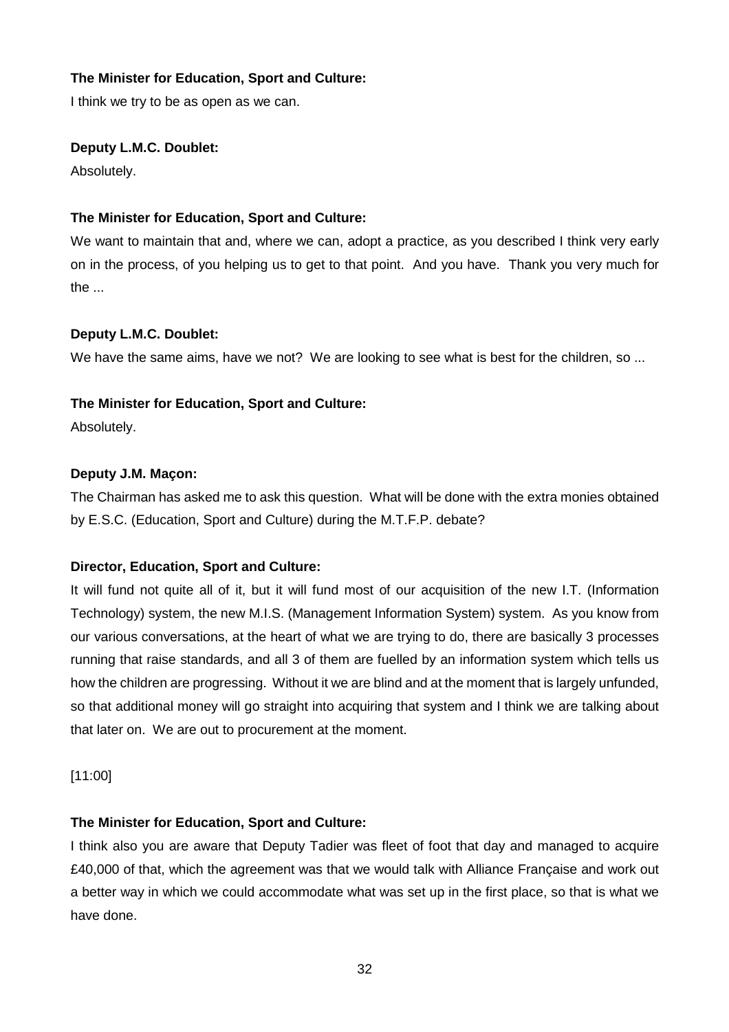**The Minister for Education, Sport and Culture:**

I think we try to be as open as we can.

**Deputy L.M.C. Doublet:**

Absolutely.

**The Minister for Education, Sport and Culture:**

We want to maintain that and, where we can, adopt a practice, as you described I think very early on in the process, of you helping us to get to that point. And you have. Thank you very much for the ...

**Deputy L.M.C. Doublet:**

We have the same aims, have we not? We are looking to see what is best for the children, so ...

**The Minister for Education, Sport and Culture:**

Absolutely.

**Deputy J.M. Maçon:**

The Chairman has asked me to ask this question. What will be done with the extra monies obtained by E.S.C. (Education, Sport and Culture) during the M.T.F.P. debate?

**Director, Education, Sport and Culture:**

It will fund not quite all of it, but it will fund most of our acquisition of the new I.T. (Information Technology) system, the new M.I.S. (Management Information System) system. As you know from our various conversations, at the heart of what we are trying to do, there are basically 3 processes running that raise standards, and all 3 of them are fuelled by an information system which tells us how the children are progressing. Without it we are blind and at the moment that is largely unfunded, so that additional money will go straight into acquiring that system and I think we are talking about that later on. We are out to procurement at the moment.

[11:00]

**The Minister for Education, Sport and Culture:**

I think also you are aware that Deputy Tadier was fleet of foot that day and managed to acquire £40,000 of that, which the agreement was that we would talk with Alliance Française and work out a better way in which we could accommodate what was set up in the first place, so that is what we have done.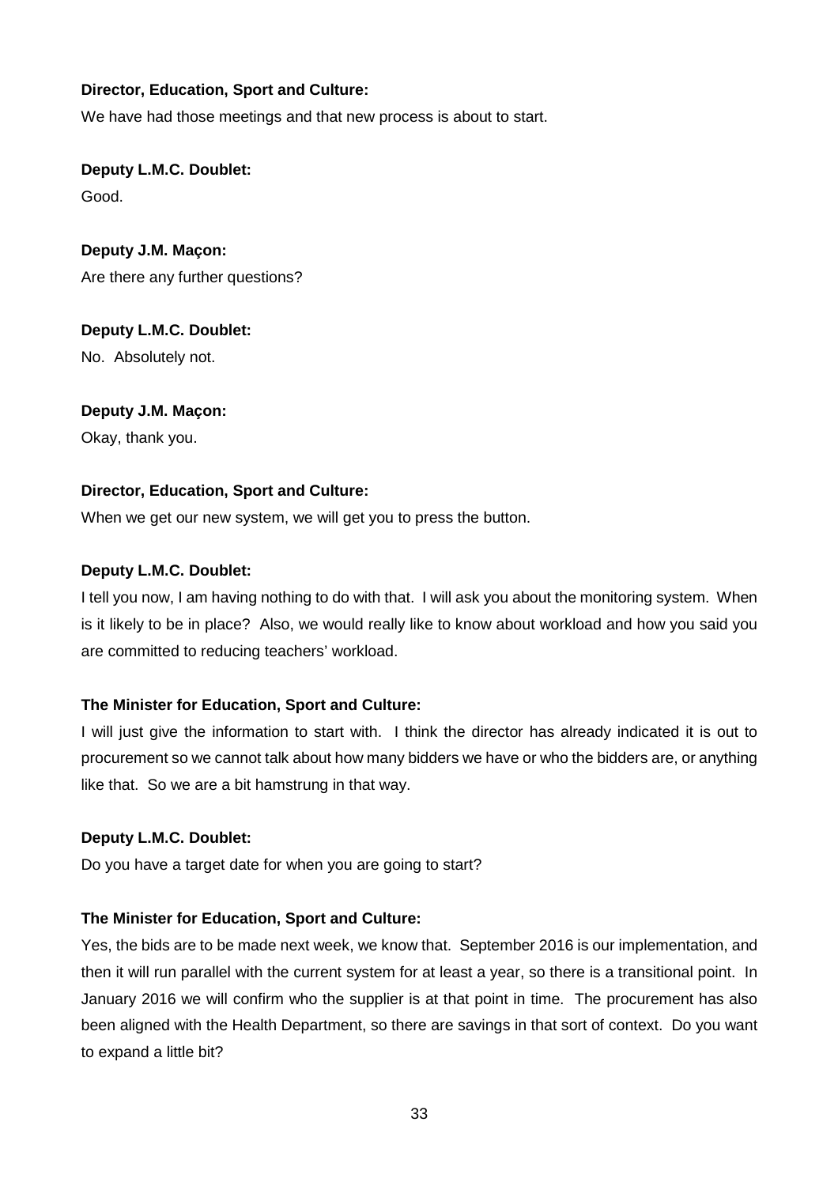**Director, Education, Sport and Culture:**

We have had those meetings and that new process is about to start.

**Deputy L.M.C. Doublet:**

Good.

**Deputy J.M. Maçon:**

Are there any further questions?

**Deputy L.M.C. Doublet:**

No. Absolutely not.

**Deputy J.M. Maçon:**

Okay, thank you.

**Director, Education, Sport and Culture:**

When we get our new system, we will get you to press the button.

**Deputy L.M.C. Doublet:**

I tell you now, I am having nothing to do with that. I will ask you about the monitoring system. When is it likely to be in place? Also, we would really like to know about workload and how you said you are committed to reducing teachers' workload.

**The Minister for Education, Sport and Culture:**

I will just give the information to start with. I think the director has already indicated it is out to procurement so we cannot talk about how many bidders we have or who the bidders are, or anything like that. So we are a bit hamstrung in that way.

**Deputy L.M.C. Doublet:**

Do you have a target date for when you are going to start?

**The Minister for Education, Sport and Culture:**

Yes, the bids are to be made next week, we know that. September 2016 is our implementation, and then it will run parallel with the current system for at least a year, so there is a transitional point. In January 2016 we will confirm who the supplier is at that point in time. The procurement has also been aligned with the Health Department, so there are savings in that sort of context. Do you want to expand a little bit?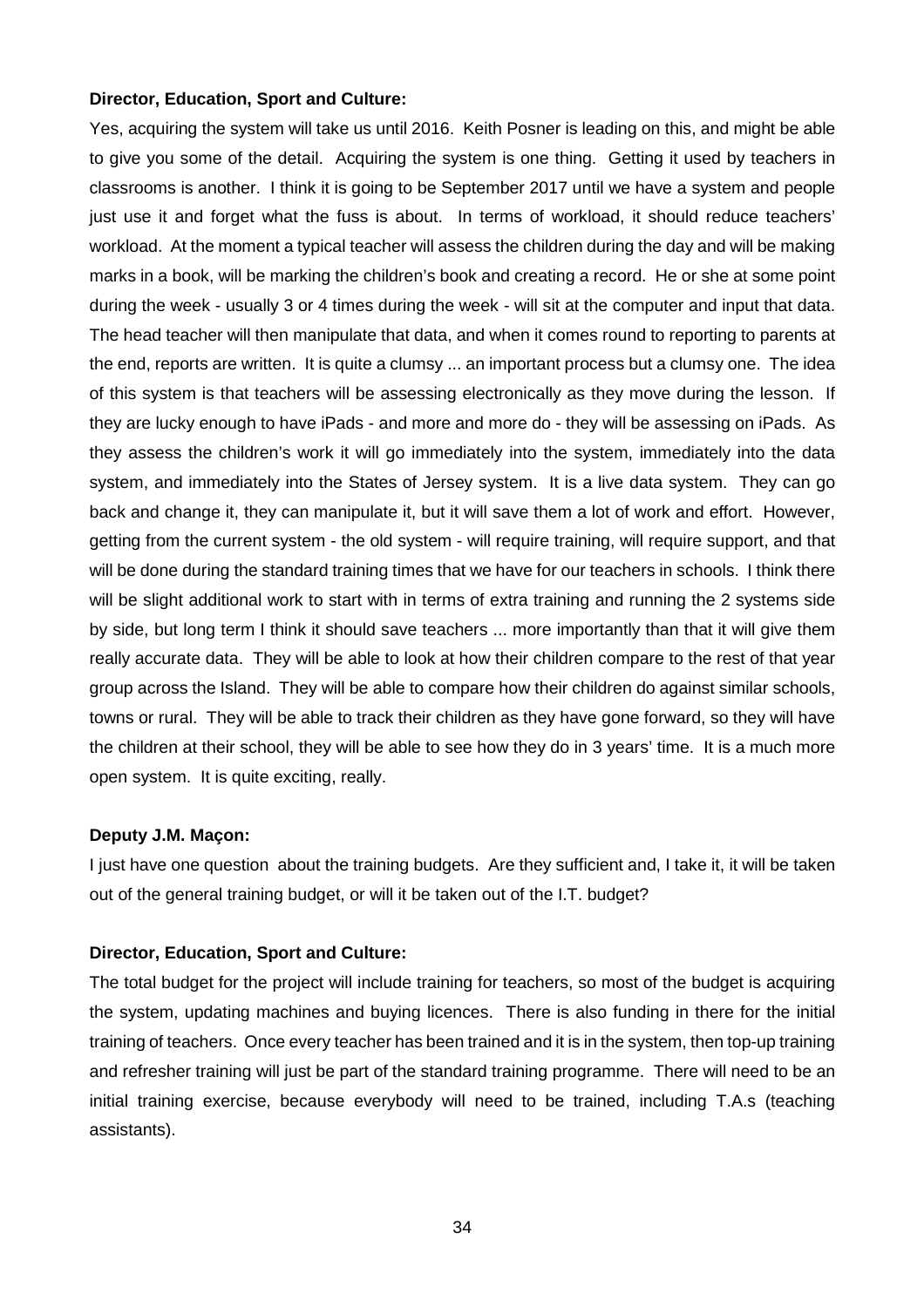**Director, Education, Sport and Culture:**

Yes, acquiring the system will take us until 2016. Keith Posner is leading on this, and might be able to give you some of the detail. Acquiring the system is one thing. Getting it used by teachers in classrooms is another. I think it is going to be September 2017 until we have a system and people just use it and forget what the fuss is about. In terms of workload, it should reduce teachers' workload. At the moment a typical teacher will assess the children during the day and will be making marks in a book, will be marking the children's book and creating a record. He or she at some point during the week - usually 3 or 4 times during the week - will sit at the computer and input that data. The head teacher will then manipulate that data, and when it comes round to reporting to parents at the end, reports are written. It is quite a clumsy ... an important process but a clumsy one. The idea of this system is that teachers will be assessing electronically as they move during the lesson. If they are lucky enough to have iPads - and more and more do - they will be assessing on iPads. As they assess the children's work it will go immediately into the system, immediately into the data system, and immediately into the States of Jersey system. It is a live data system. They can go back and change it, they can manipulate it, but it will save them a lot of work and effort. However, getting from the current system - the old system - will require training, will require support, and that will be done during the standard training times that we have for our teachers in schools. I think there will be slight additional work to start with in terms of extra training and running the 2 systems side by side, but long term I think it should save teachers ... more importantly than that it will give them really accurate data. They will be able to look at how their children compare to the rest of that year group across the Island. They will be able to compare how their children do against similar schools, towns or rural. They will be able to track their children as they have gone forward, so they will have the children at their school, they will be able to see how they do in 3 years' time. It is a much more open system. It is quite exciting, really.

**Deputy J.M. Maçon:**

I just have one question about the training budgets. Are they sufficient and, I take it, it will be taken out of the general training budget, or will it be taken out of the I.T. budget?

**Director, Education, Sport and Culture:**

The total budget for the project will include training for teachers, so most of the budget is acquiring the system, updating machines and buying licences. There is also funding in there for the initial training of teachers. Once every teacher has been trained and it is in the system, then top-up training and refresher training will just be part of the standard training programme. There will need to be an initial training exercise, because everybody will need to be trained, including T.A.s (teaching assistants).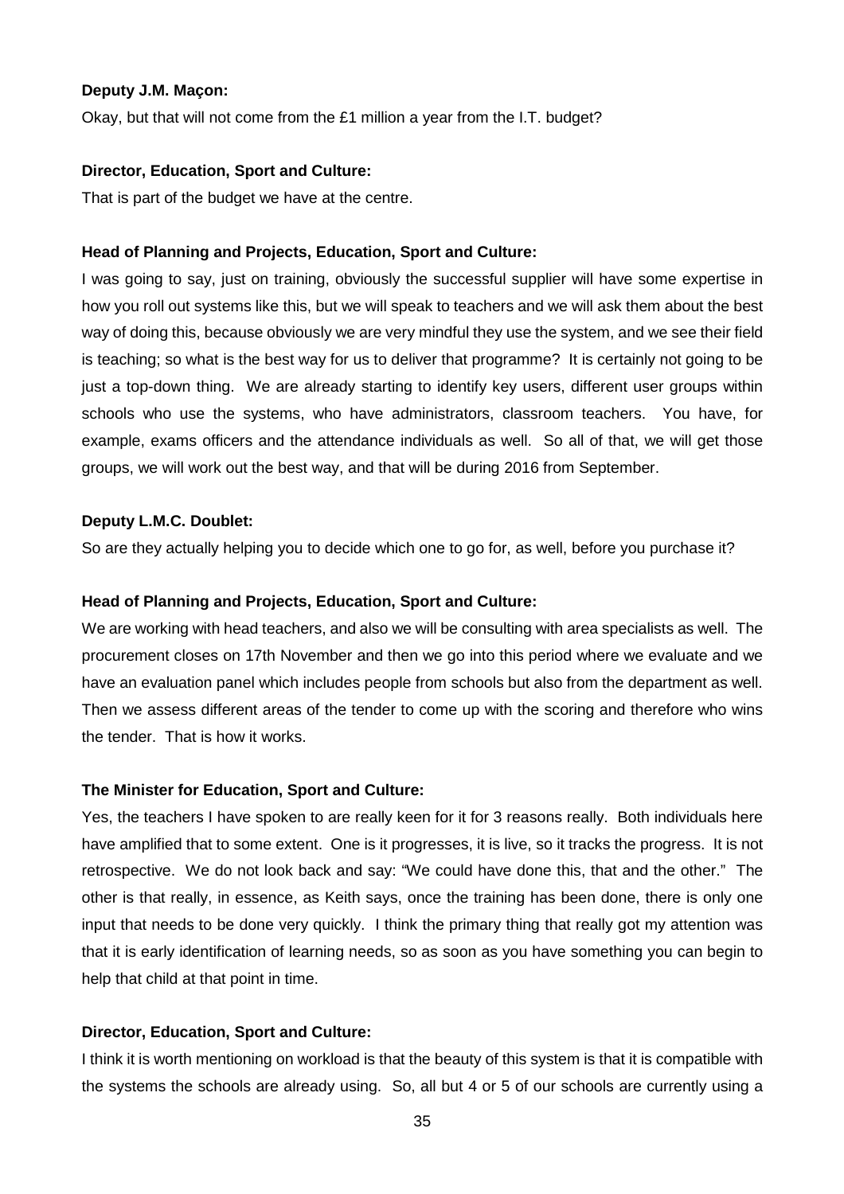**Deputy J.M. Maçon:**

Okay, but that will not come from the £1 million a year from the I.T. budget?

**Director, Education, Sport and Culture:**

That is part of the budget we have at the centre.

**Head of Planning and Projects, Education, Sport and Culture:**

I was going to say, just on training, obviously the successful supplier will have some expertise in how you roll out systems like this, but we will speak to teachers and we will ask them about the best way of doing this, because obviously we are very mindful they use the system, and we see their field is teaching; so what is the best way for us to deliver that programme? It is certainly not going to be just a top-down thing. We are already starting to identify key users, different user groups within schools who use the systems, who have administrators, classroom teachers. You have, for example, exams officers and the attendance individuals as well. So all of that, we will get those groups, we will work out the best way, and that will be during 2016 from September.

**Deputy L.M.C. Doublet:**

So are they actually helping you to decide which one to go for, as well, before you purchase it?

**Head of Planning and Projects, Education, Sport and Culture:**

We are working with head teachers, and also we will be consulting with area specialists as well. The procurement closes on 17th November and then we go into this period where we evaluate and we have an evaluation panel which includes people from schools but also from the department as well. Then we assess different areas of the tender to come up with the scoring and therefore who wins the tender. That is how it works.

**The Minister for Education, Sport and Culture:**

Yes, the teachers I have spoken to are really keen for it for 3 reasons really. Both individuals here have amplified that to some extent. One is it progresses, it is live, so it tracks the progress. It is not retrospective. We do not look back and say: "We could have done this, that and the other." The other is that really, in essence, as Keith says, once the training has been done, there is only one input that needs to be done very quickly. I think the primary thing that really got my attention was that it is early identification of learning needs, so as soon as you have something you can begin to help that child at that point in time.

**Director, Education, Sport and Culture:**

I think it is worth mentioning on workload is that the beauty of this system is that it is compatible with the systems the schools are already using. So, all but 4 or 5 of our schools are currently using a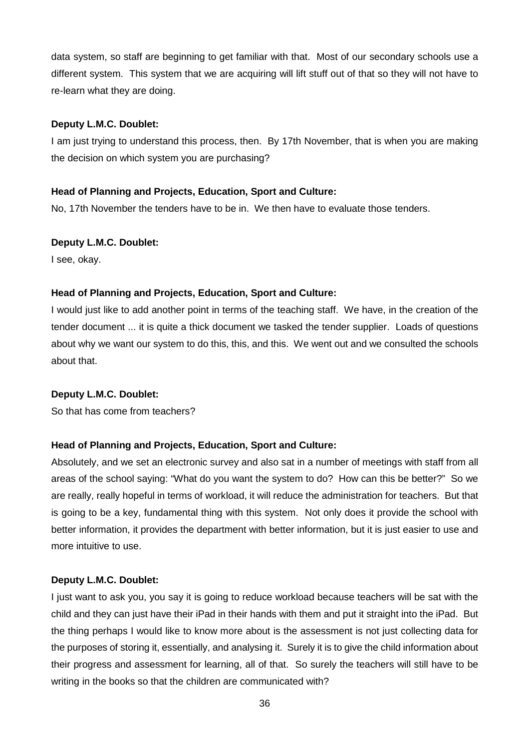data system, so staff are beginning to get familiar with that. Most of our secondary schools use a different system. This system that we are acquiring will lift stuff out of that so they will not have to re-learn what they are doing.

**Deputy L.M.C. Doublet:**

I am just trying to understand this process, then. By 17th November, that is when you are making the decision on which system you are purchasing?

**Head of Planning and Projects, Education, Sport and Culture:**

No, 17th November the tenders have to be in. We then have to evaluate those tenders.

**Deputy L.M.C. Doublet:**

I see, okay.

**Head of Planning and Projects, Education, Sport and Culture:**

I would just like to add another point in terms of the teaching staff. We have, in the creation of the tender document ... it is quite a thick document we tasked the tender supplier. Loads of questions about why we want our system to do this, this, and this. We went out and we consulted the schools about that.

**Deputy L.M.C. Doublet:**

So that has come from teachers?

**Head of Planning and Projects, Education, Sport and Culture:**

Absolutely, and we set an electronic survey and also sat in a number of meetings with staff from all areas of the school saying: "What do you want the system to do? How can this be better?" So we are really, really hopeful in terms of workload, it will reduce the administration for teachers. But that is going to be a key, fundamental thing with this system. Not only does it provide the school with better information, it provides the department with better information, but it is just easier to use and more intuitive to use.

**Deputy L.M.C. Doublet:**

I just want to ask you, you say it is going to reduce workload because teachers will be sat with the child and they can just have their iPad in their hands with them and put it straight into the iPad. But the thing perhaps I would like to know more about is the assessment is not just collecting data for the purposes of storing it, essentially, and analysing it. Surely it is to give the child information about their progress and assessment for learning, all of that. So surely the teachers will still have to be writing in the books so that the children are communicated with?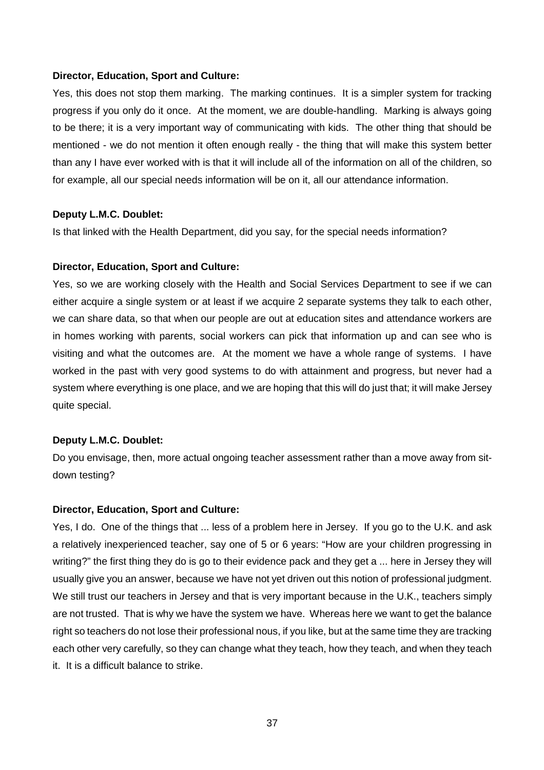**Director, Education, Sport and Culture:**

Yes, this does not stop them marking. The marking continues. It is a simpler system for tracking progress if you only do it once. At the moment, we are double-handling. Marking is always going to be there; it is a very important way of communicating with kids. The other thing that should be mentioned - we do not mention it often enough really - the thing that will make this system better than any I have ever worked with is that it will include all of the information on all of the children, so for example, all our special needs information will be on it, all our attendance information.

**Deputy L.M.C. Doublet:**

Is that linked with the Health Department, did you say, for the special needs information?

**Director, Education, Sport and Culture:**

Yes, so we are working closely with the Health and Social Services Department to see if we can either acquire a single system or at least if we acquire 2 separate systems they talk to each other, we can share data, so that when our people are out at education sites and attendance workers are in homes working with parents, social workers can pick that information up and can see who is visiting and what the outcomes are. At the moment we have a whole range of systems. I have worked in the past with very good systems to do with attainment and progress, but never had a system where everything is one place, and we are hoping that this will do just that; it will make Jersey quite special.

**Deputy L.M.C. Doublet:**

Do you envisage, then, more actual ongoing teacher assessment rather than a move away from sit-down testing?

**Director, Education, Sport and Culture:**

Yes, I do. One of the things that ... less of a problem here in Jersey. If you go to the U.K. and ask a relatively inexperienced teacher, say one of 5 or 6 years: "How are your children progressing in writing?" the first thing they do is go to their evidence pack and they get a ... here in Jersey they will usually give you an answer, because we have not yet driven out this notion of professional judgment. We still trust our teachers in Jersey and that is very important because in the U.K., teachers simply are not trusted. That is why we have the system we have. Whereas here we want to get the balance right so teachers do not lose their professional nous, if you like, but at the same time they are tracking each other very carefully, so they can change what they teach, how they teach, and when they teach it. It is a difficult balance to strike.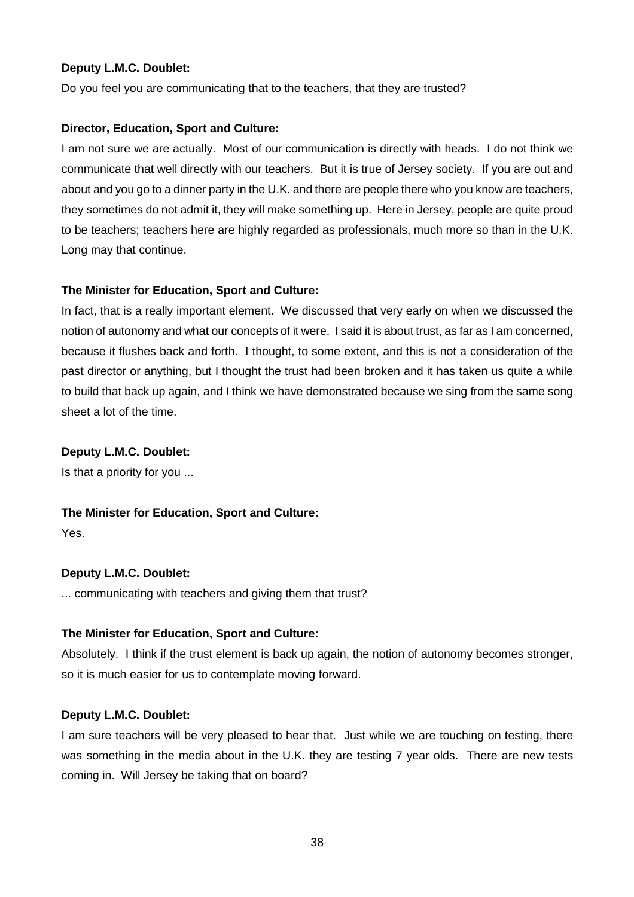**Deputy L.M.C. Doublet:**

Do you feel you are communicating that to the teachers, that they are trusted?

**Director, Education, Sport and Culture:**

I am not sure we are actually. Most of our communication is directly with heads. I do not think we communicate that well directly with our teachers. But it is true of Jersey society. If you are out and about and you go to a dinner party in the U.K. and there are people there who you know are teachers, they sometimes do not admit it, they will make something up. Here in Jersey, people are quite proud to be teachers; teachers here are highly regarded as professionals, much more so than in the U.K. Long may that continue.

**The Minister for Education, Sport and Culture:**

In fact, that is a really important element. We discussed that very early on when we discussed the notion of autonomy and what our concepts of it were. I said it is about trust, as far as I am concerned, because it flushes back and forth. I thought, to some extent, and this is not a consideration of the past director or anything, but I thought the trust had been broken and it has taken us quite a while to build that back up again, and I think we have demonstrated because we sing from the same song sheet a lot of the time.

**Deputy L.M.C. Doublet:**

Is that a priority for you ...

**The Minister for Education, Sport and Culture:**

Yes.

**Deputy L.M.C. Doublet:**

... communicating with teachers and giving them that trust?

**The Minister for Education, Sport and Culture:**

Absolutely. I think if the trust element is back up again, the notion of autonomy becomes stronger, so it is much easier for us to contemplate moving forward.

**Deputy L.M.C. Doublet:**

I am sure teachers will be very pleased to hear that. Just while we are touching on testing, there was something in the media about in the U.K. they are testing 7 year olds. There are new tests coming in. Will Jersey be taking that on board?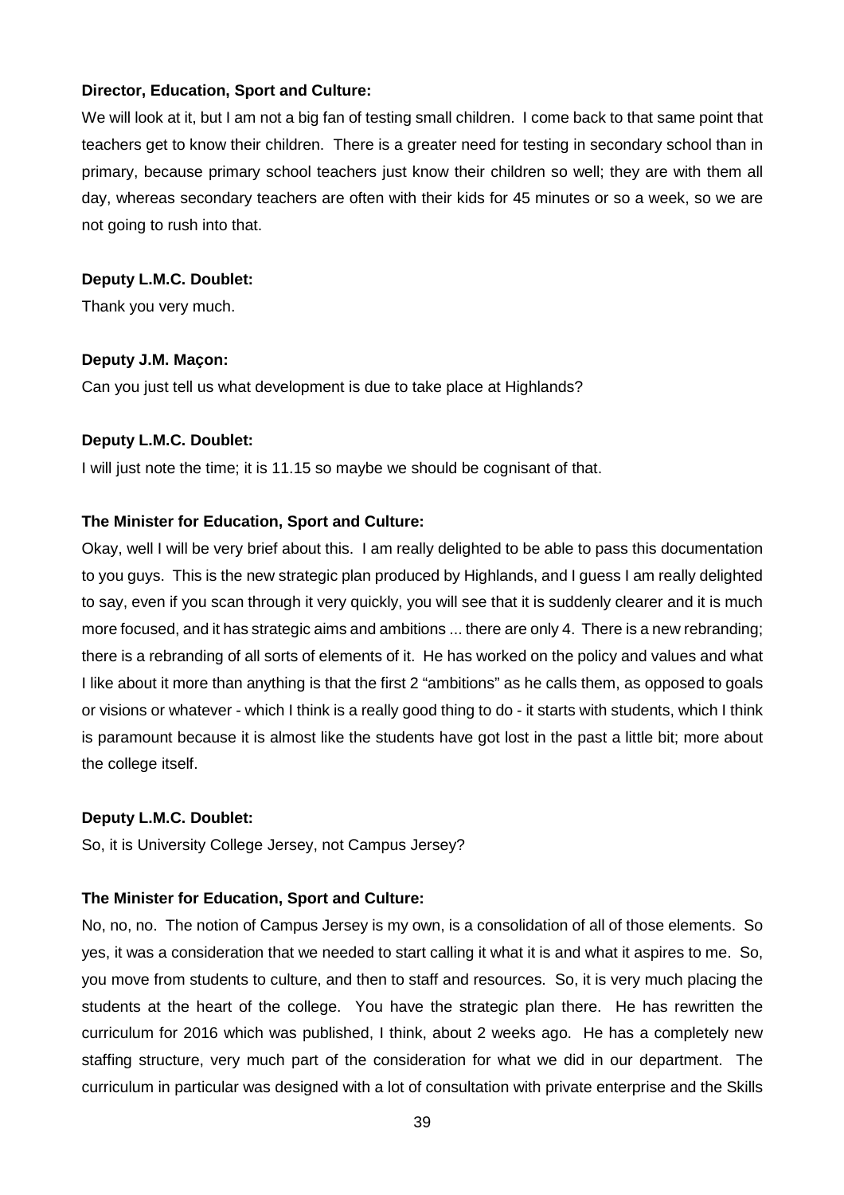**Director, Education, Sport and Culture:**

We will look at it, but I am not a big fan of testing small children. I come back to that same point that teachers get to know their children. There is a greater need for testing in secondary school than in primary, because primary school teachers just know their children so well; they are with them all day, whereas secondary teachers are often with their kids for 45 minutes or so a week, so we are not going to rush into that.

**Deputy L.M.C. Doublet:**

Thank you very much.

**Deputy J.M. Maçon:**

Can you just tell us what development is due to take place at Highlands?

**Deputy L.M.C. Doublet:**

I will just note the time; it is 11.15 so maybe we should be cognisant of that.

**The Minister for Education, Sport and Culture:**

Okay, well I will be very brief about this. I am really delighted to be able to pass this documentation to you guys. This is the new strategic plan produced by Highlands, and I guess I am really delighted to say, even if you scan through it very quickly, you will see that it is suddenly clearer and it is much more focused, and it has strategic aims and ambitions ... there are only 4. There is a new rebranding; there is a rebranding of all sorts of elements of it. He has worked on the policy and values and what I like about it more than anything is that the first 2 "ambitions" as he calls them, as opposed to goals or visions or whatever - which I think is a really good thing to do - it starts with students, which I think is paramount because it is almost like the students have got lost in the past a little bit; more about the college itself.

**Deputy L.M.C. Doublet:**

So, it is University College Jersey, not Campus Jersey?

**The Minister for Education, Sport and Culture:**

No, no, no. The notion of Campus Jersey is my own, is a consolidation of all of those elements. So yes, it was a consideration that we needed to start calling it what it is and what it aspires to me. So, you move from students to culture, and then to staff and resources. So, it is very much placing the students at the heart of the college. You have the strategic plan there. He has rewritten the curriculum for 2016 which was published, I think, about 2 weeks ago. He has a completely new staffing structure, very much part of the consideration for what we did in our department. The curriculum in particular was designed with a lot of consultation with private enterprise and the Skills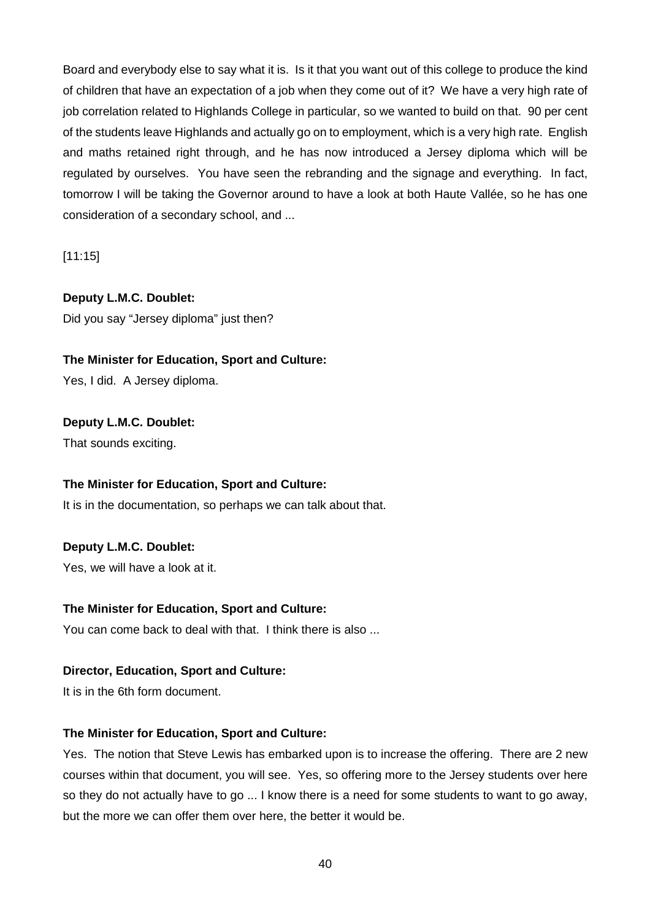Board and everybody else to say what it is. Is it that you want out of this college to produce the kind of children that have an expectation of a job when they come out of it? We have a very high rate of job correlation related to Highlands College in particular, so we wanted to build on that. 90 per cent of the students leave Highlands and actually go on to employment, which is a very high rate. English and maths retained right through, and he has now introduced a Jersey diploma which will be regulated by ourselves. You have seen the rebranding and the signage and everything. In fact, tomorrow I will be taking the Governor around to have a look at both Haute Vallée, so he has one consideration of a secondary school, and ...

[11:15]

**Deputy L.M.C. Doublet:**

Did you say "Jersey diploma" just then?

**The Minister for Education, Sport and Culture:**

Yes, I did. A Jersey diploma.

**Deputy L.M.C. Doublet:**

That sounds exciting.

**The Minister for Education, Sport and Culture:**

It is in the documentation, so perhaps we can talk about that.

**Deputy L.M.C. Doublet:**

Yes, we will have a look at it.

**The Minister for Education, Sport and Culture:**

You can come back to deal with that. I think there is also ...

**Director, Education, Sport and Culture:**

It is in the 6th form document.

**The Minister for Education, Sport and Culture:**

Yes. The notion that Steve Lewis has embarked upon is to increase the offering. There are 2 new courses within that document, you will see. Yes, so offering more to the Jersey students over here so they do not actually have to go ... I know there is a need for some students to want to go away, but the more we can offer them over here, the better it would be.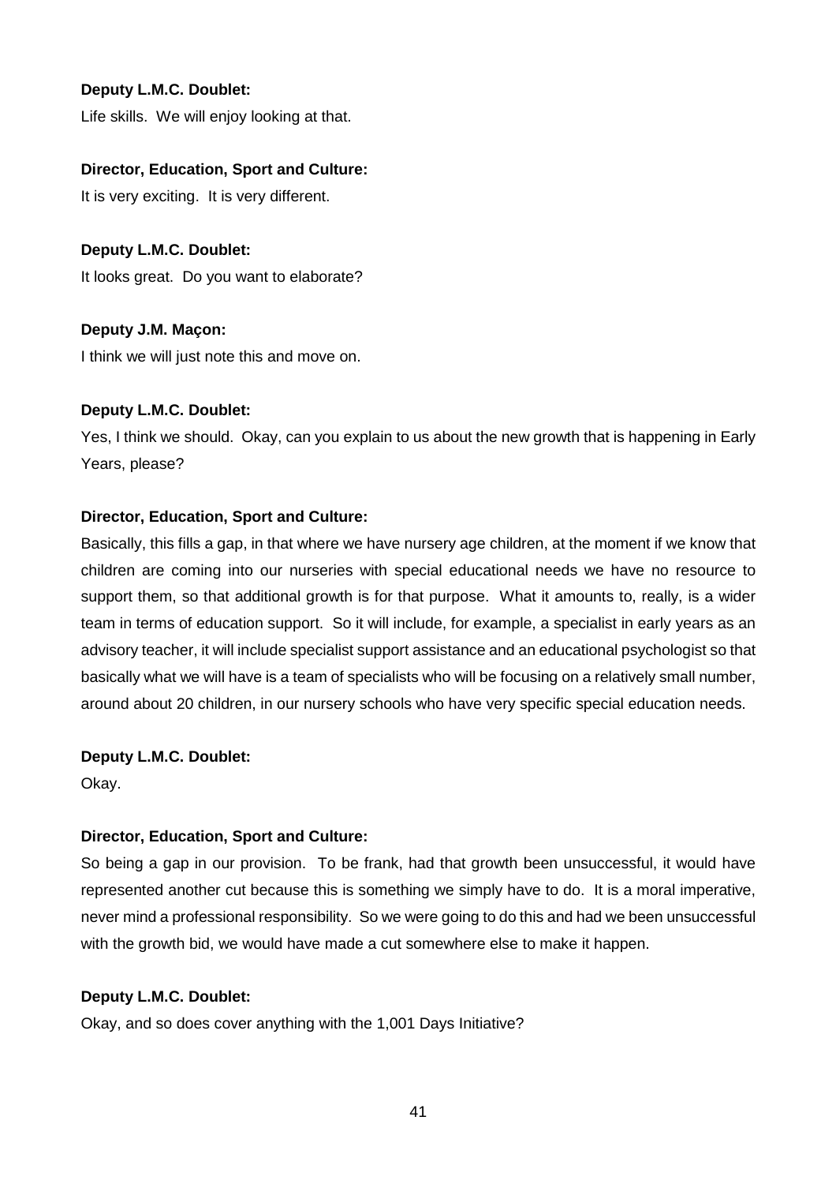**Deputy L.M.C. Doublet:**
Life skills. We will enjoy looking at that.

**Director, Education, Sport and Culture:**
It is very exciting. It is very different.

**Deputy L.M.C. Doublet:**
It looks great. Do you want to elaborate?

**Deputy J.M. Maçon:**
I think we will just note this and move on.

**Deputy L.M.C. Doublet:**
Yes, I think we should. Okay, can you explain to us about the new growth that is happening in Early Years, please?

**Director, Education, Sport and Culture:**
Basically, this fills a gap, in that where we have nursery age children, at the moment if we know that children are coming into our nurseries with special educational needs we have no resource to support them, so that additional growth is for that purpose. What it amounts to, really, is a wider team in terms of education support. So it will include, for example, a specialist in early years as an advisory teacher, it will include specialist support assistance and an educational psychologist so that basically what we will have is a team of specialists who will be focusing on a relatively small number, around about 20 children, in our nursery schools who have very specific special education needs.

**Deputy L.M.C. Doublet:**
Okay.

**Director, Education, Sport and Culture:**
So being a gap in our provision. To be frank, had that growth been unsuccessful, it would have represented another cut because this is something we simply have to do. It is a moral imperative, never mind a professional responsibility. So we were going to do this and had we been unsuccessful with the growth bid, we would have made a cut somewhere else to make it happen.

**Deputy L.M.C. Doublet:**
Okay, and so does cover anything with the 1,001 Days Initiative?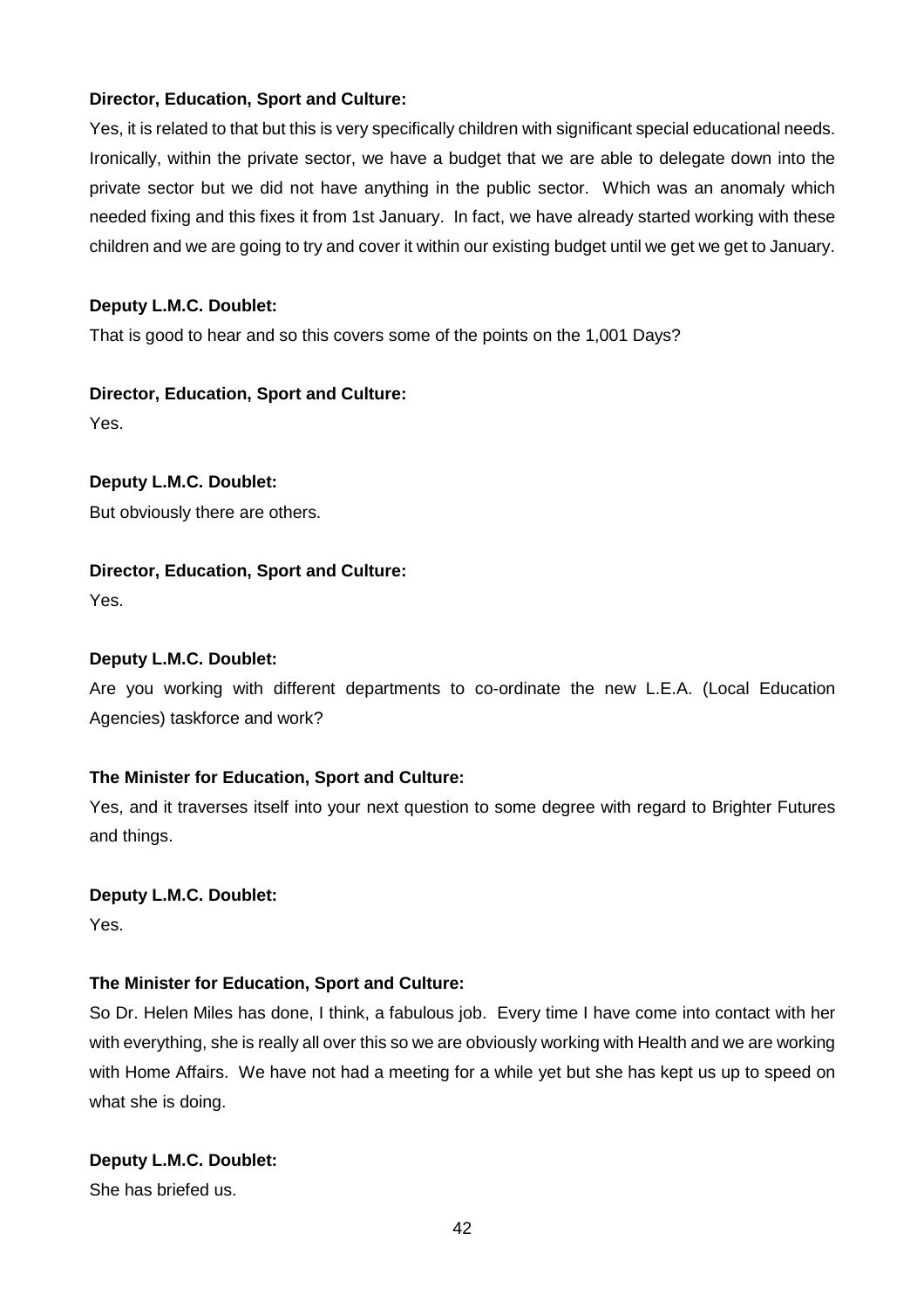**Director, Education, Sport and Culture:**

Yes, it is related to that but this is very specifically children with significant special educational needs. Ironically, within the private sector, we have a budget that we are able to delegate down into the private sector but we did not have anything in the public sector. Which was an anomaly which needed fixing and this fixes it from 1st January. In fact, we have already started working with these children and we are going to try and cover it within our existing budget until we get we get to January.

**Deputy L.M.C. Doublet:**

That is good to hear and so this covers some of the points on the 1,001 Days?

**Director, Education, Sport and Culture:**

Yes.

**Deputy L.M.C. Doublet:**

But obviously there are others.

**Director, Education, Sport and Culture:**

Yes.

**Deputy L.M.C. Doublet:**

Are you working with different departments to co-ordinate the new L.E.A. (Local Education Agencies) taskforce and work?

**The Minister for Education, Sport and Culture:**

Yes, and it traverses itself into your next question to some degree with regard to Brighter Futures and things.

**Deputy L.M.C. Doublet:**

Yes.

**The Minister for Education, Sport and Culture:**

So Dr. Helen Miles has done, I think, a fabulous job. Every time I have come into contact with her with everything, she is really all over this so we are obviously working with Health and we are working with Home Affairs. We have not had a meeting for a while yet but she has kept us up to speed on what she is doing.

**Deputy L.M.C. Doublet:**

She has briefed us.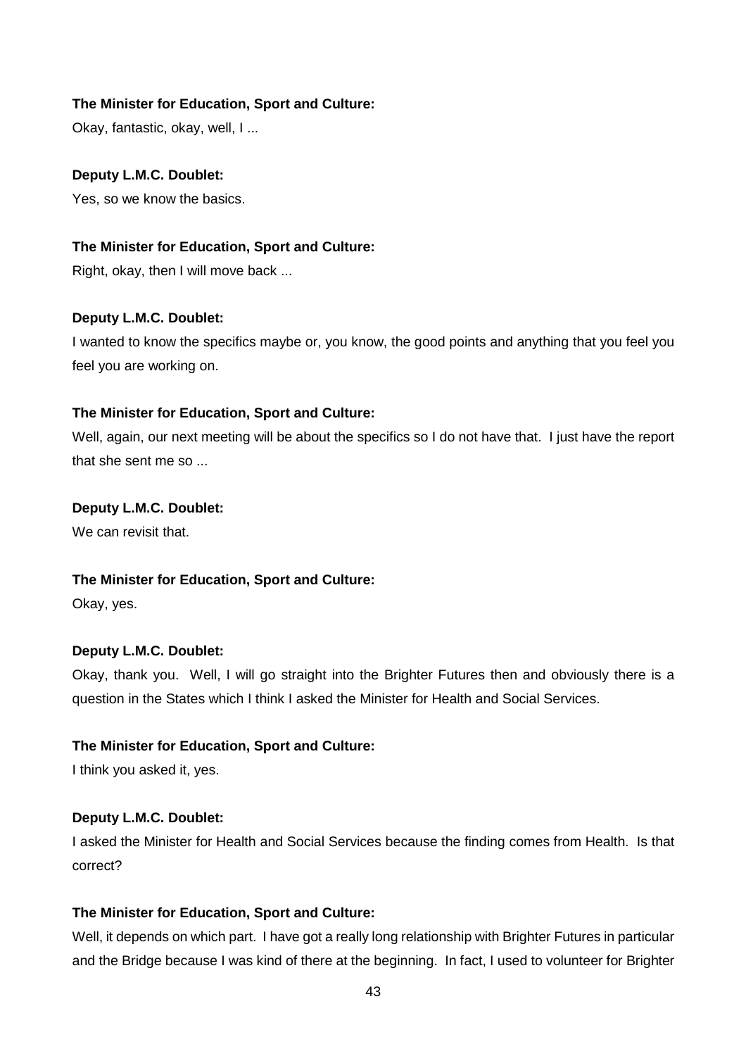**The Minister for Education, Sport and Culture:**

Okay, fantastic, okay, well, I ...

**Deputy L.M.C. Doublet:**

Yes, so we know the basics.

**The Minister for Education, Sport and Culture:**

Right, okay, then I will move back ...

**Deputy L.M.C. Doublet:**

I wanted to know the specifics maybe or, you know, the good points and anything that you feel you feel you are working on.

**The Minister for Education, Sport and Culture:**

Well, again, our next meeting will be about the specifics so I do not have that. I just have the report that she sent me so ...

**Deputy L.M.C. Doublet:**

We can revisit that.

**The Minister for Education, Sport and Culture:**

Okay, yes.

**Deputy L.M.C. Doublet:**

Okay, thank you. Well, I will go straight into the Brighter Futures then and obviously there is a question in the States which I think I asked the Minister for Health and Social Services.

**The Minister for Education, Sport and Culture:**

I think you asked it, yes.

**Deputy L.M.C. Doublet:**

I asked the Minister for Health and Social Services because the finding comes from Health. Is that correct?

**The Minister for Education, Sport and Culture:**

Well, it depends on which part. I have got a really long relationship with Brighter Futures in particular and the Bridge because I was kind of there at the beginning. In fact, I used to volunteer for Brighter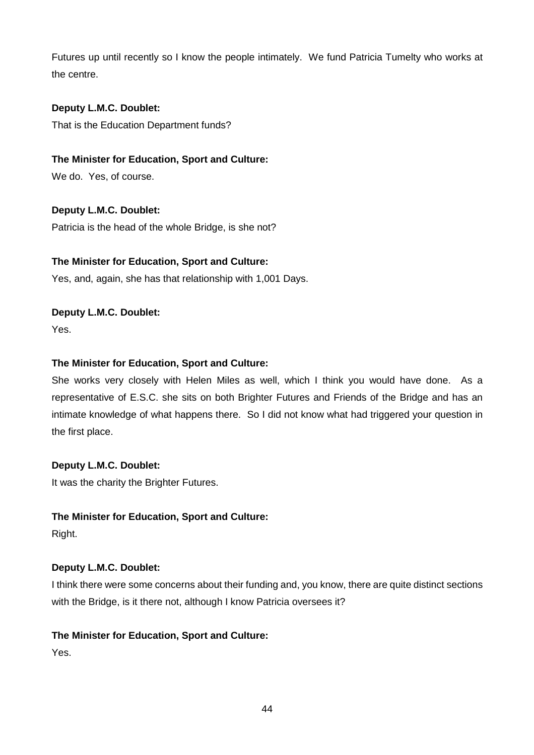Futures up until recently so I know the people intimately. We fund Patricia Tumelty who works at the centre.

**Deputy L.M.C. Doublet:**

That is the Education Department funds?

**The Minister for Education, Sport and Culture:**

We do. Yes, of course.

**Deputy L.M.C. Doublet:**

Patricia is the head of the whole Bridge, is she not?

**The Minister for Education, Sport and Culture:**

Yes, and, again, she has that relationship with 1,001 Days.

**Deputy L.M.C. Doublet:**

Yes.

**The Minister for Education, Sport and Culture:**

She works very closely with Helen Miles as well, which I think you would have done. As a representative of E.S.C. she sits on both Brighter Futures and Friends of the Bridge and has an intimate knowledge of what happens there. So I did not know what had triggered your question in the first place.

**Deputy L.M.C. Doublet:**

It was the charity the Brighter Futures.

**The Minister for Education, Sport and Culture:**

Right.

**Deputy L.M.C. Doublet:**

I think there were some concerns about their funding and, you know, there are quite distinct sections with the Bridge, is it there not, although I know Patricia oversees it?

**The Minister for Education, Sport and Culture:**

Yes.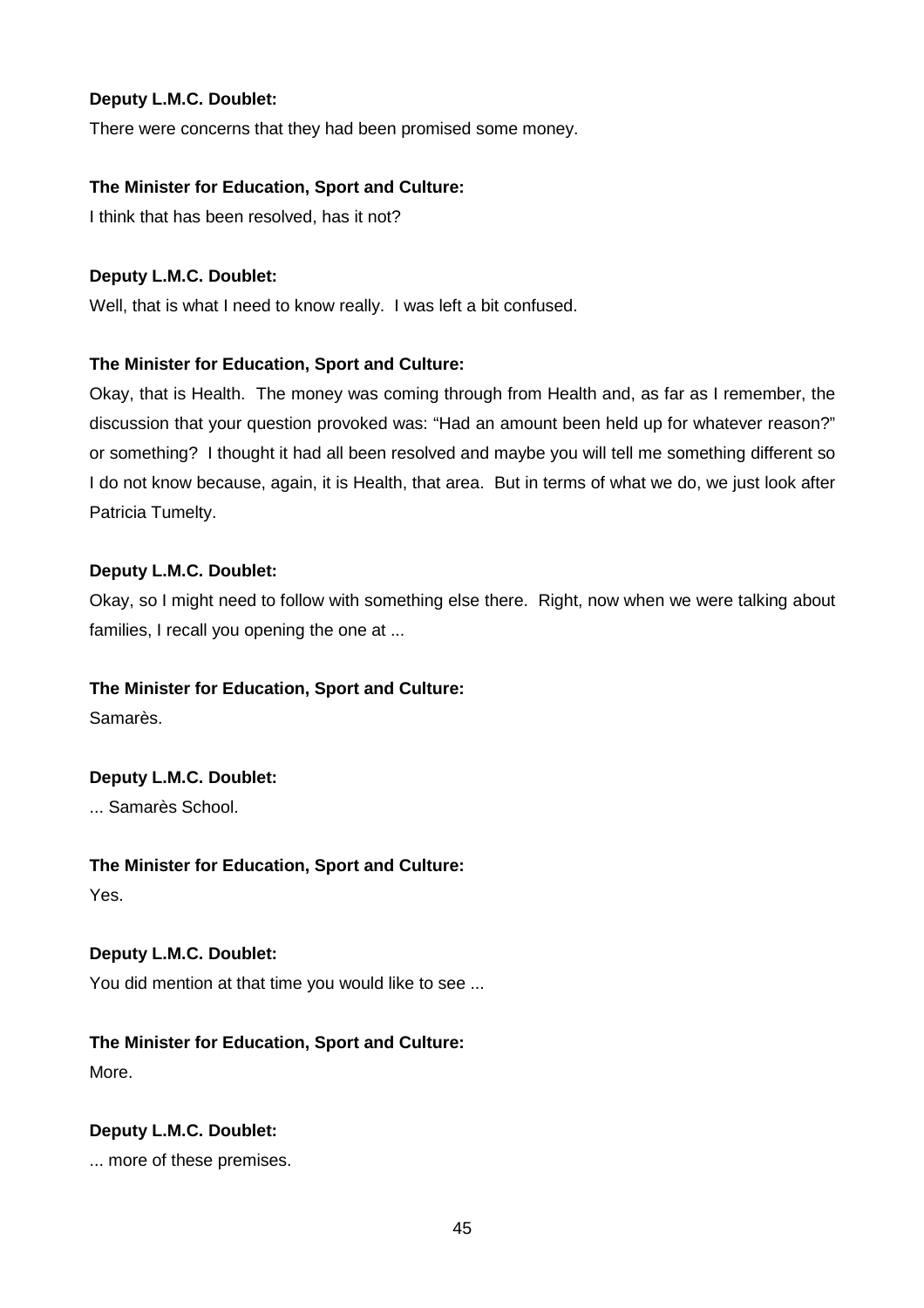**Deputy L.M.C. Doublet:**

There were concerns that they had been promised some money.

**The Minister for Education, Sport and Culture:**

I think that has been resolved, has it not?

**Deputy L.M.C. Doublet:**

Well, that is what I need to know really. I was left a bit confused.

**The Minister for Education, Sport and Culture:**

Okay, that is Health. The money was coming through from Health and, as far as I remember, the discussion that your question provoked was: "Had an amount been held up for whatever reason?" or something? I thought it had all been resolved and maybe you will tell me something different so I do not know because, again, it is Health, that area. But in terms of what we do, we just look after Patricia Tumelty.

**Deputy L.M.C. Doublet:**

Okay, so I might need to follow with something else there. Right, now when we were talking about families, I recall you opening the one at ...

**The Minister for Education, Sport and Culture:**

Samarès.

**Deputy L.M.C. Doublet:**

... Samarès School.

**The Minister for Education, Sport and Culture:**

Yes.

**Deputy L.M.C. Doublet:**

You did mention at that time you would like to see ...

**The Minister for Education, Sport and Culture:**

More.

**Deputy L.M.C. Doublet:**

... more of these premises.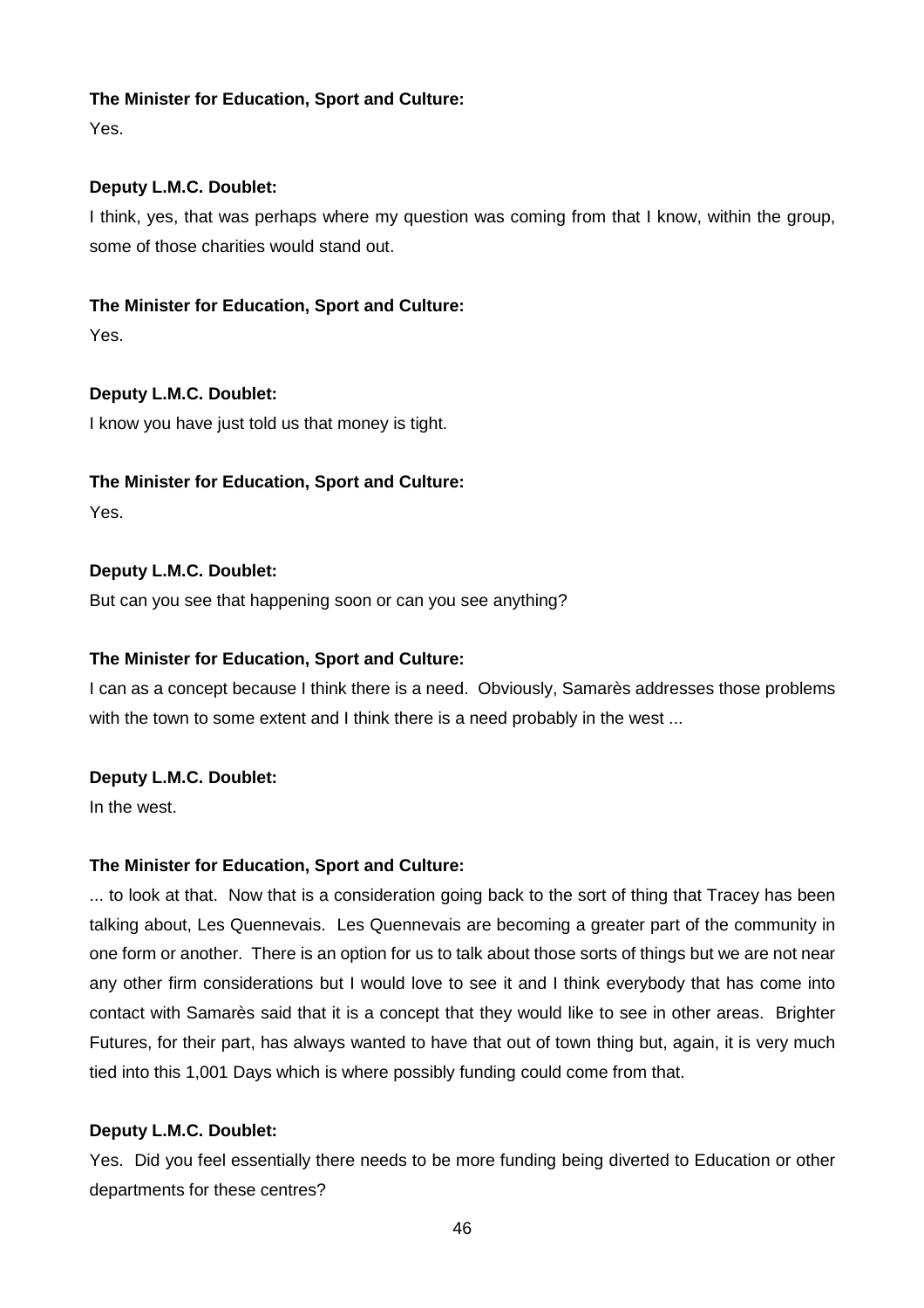**The Minister for Education, Sport and Culture:**

Yes.

**Deputy L.M.C. Doublet:**

I think, yes, that was perhaps where my question was coming from that I know, within the group, some of those charities would stand out.

**The Minister for Education, Sport and Culture:**

Yes.

**Deputy L.M.C. Doublet:**

I know you have just told us that money is tight.

**The Minister for Education, Sport and Culture:**

Yes.

**Deputy L.M.C. Doublet:**

But can you see that happening soon or can you see anything?

**The Minister for Education, Sport and Culture:**

I can as a concept because I think there is a need. Obviously, Samarès addresses those problems with the town to some extent and I think there is a need probably in the west ...

**Deputy L.M.C. Doublet:**

In the west.

**The Minister for Education, Sport and Culture:**

... to look at that. Now that is a consideration going back to the sort of thing that Tracey has been talking about, Les Quennevais. Les Quennevais are becoming a greater part of the community in one form or another. There is an option for us to talk about those sorts of things but we are not near any other firm considerations but I would love to see it and I think everybody that has come into contact with Samarès said that it is a concept that they would like to see in other areas. Brighter Futures, for their part, has always wanted to have that out of town thing but, again, it is very much tied into this 1,001 Days which is where possibly funding could come from that.

**Deputy L.M.C. Doublet:**

Yes. Did you feel essentially there needs to be more funding being diverted to Education or other departments for these centres?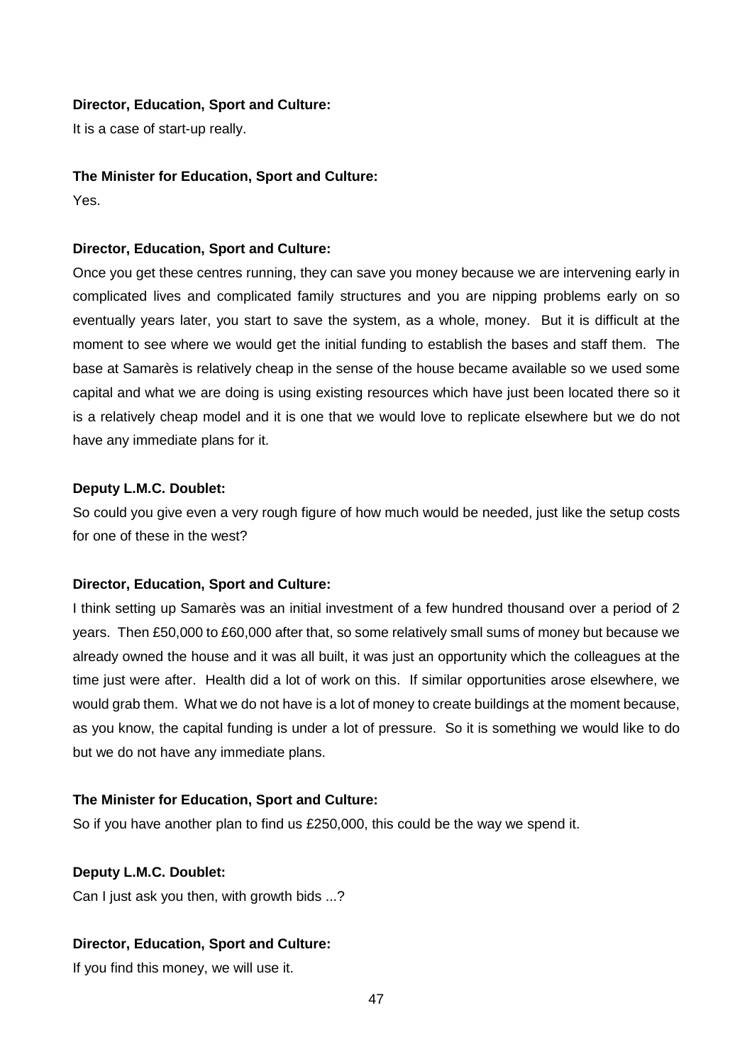**Director, Education, Sport and Culture:**

It is a case of start-up really.

**The Minister for Education, Sport and Culture:**

Yes.

**Director, Education, Sport and Culture:**

Once you get these centres running, they can save you money because we are intervening early in complicated lives and complicated family structures and you are nipping problems early on so eventually years later, you start to save the system, as a whole, money. But it is difficult at the moment to see where we would get the initial funding to establish the bases and staff them. The base at Samarès is relatively cheap in the sense of the house became available so we used some capital and what we are doing is using existing resources which have just been located there so it is a relatively cheap model and it is one that we would love to replicate elsewhere but we do not have any immediate plans for it.

**Deputy L.M.C. Doublet:**

So could you give even a very rough figure of how much would be needed, just like the setup costs for one of these in the west?

**Director, Education, Sport and Culture:**

I think setting up Samarès was an initial investment of a few hundred thousand over a period of 2 years. Then £50,000 to £60,000 after that, so some relatively small sums of money but because we already owned the house and it was all built, it was just an opportunity which the colleagues at the time just were after. Health did a lot of work on this. If similar opportunities arose elsewhere, we would grab them. What we do not have is a lot of money to create buildings at the moment because, as you know, the capital funding is under a lot of pressure. So it is something we would like to do but we do not have any immediate plans.

**The Minister for Education, Sport and Culture:**

So if you have another plan to find us £250,000, this could be the way we spend it.

**Deputy L.M.C. Doublet:**

Can I just ask you then, with growth bids ...?

**Director, Education, Sport and Culture:**

If you find this money, we will use it.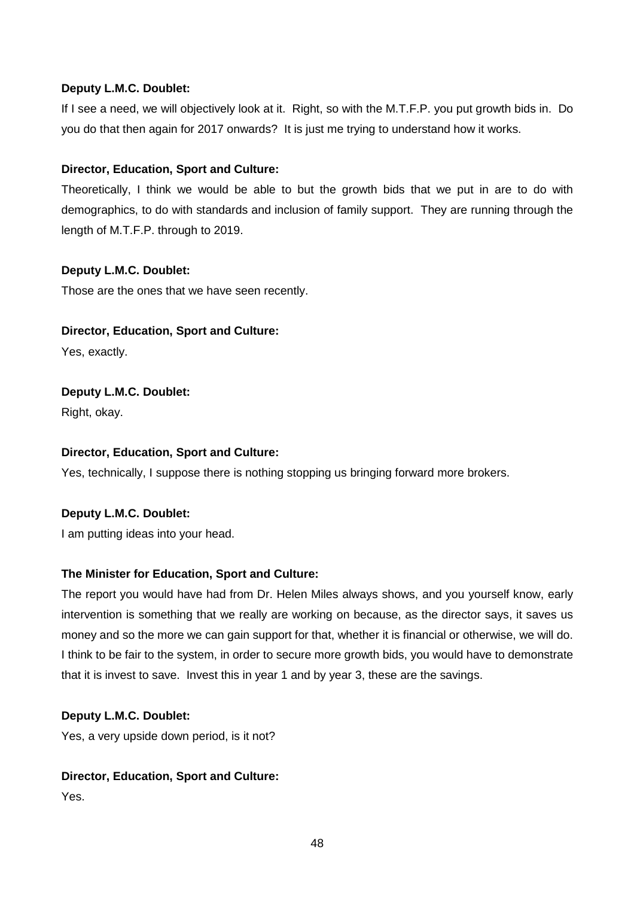**Deputy L.M.C. Doublet:**

If I see a need, we will objectively look at it. Right, so with the M.T.F.P. you put growth bids in. Do you do that then again for 2017 onwards? It is just me trying to understand how it works.

**Director, Education, Sport and Culture:**

Theoretically, I think we would be able to but the growth bids that we put in are to do with demographics, to do with standards and inclusion of family support. They are running through the length of M.T.F.P. through to 2019.

**Deputy L.M.C. Doublet:**

Those are the ones that we have seen recently.

**Director, Education, Sport and Culture:**

Yes, exactly.

**Deputy L.M.C. Doublet:**

Right, okay.

**Director, Education, Sport and Culture:**

Yes, technically, I suppose there is nothing stopping us bringing forward more brokers.

**Deputy L.M.C. Doublet:**

I am putting ideas into your head.

**The Minister for Education, Sport and Culture:**

The report you would have had from Dr. Helen Miles always shows, and you yourself know, early intervention is something that we really are working on because, as the director says, it saves us money and so the more we can gain support for that, whether it is financial or otherwise, we will do. I think to be fair to the system, in order to secure more growth bids, you would have to demonstrate that it is invest to save. Invest this in year 1 and by year 3, these are the savings.

**Deputy L.M.C. Doublet:**

Yes, a very upside down period, is it not?

**Director, Education, Sport and Culture:**

Yes.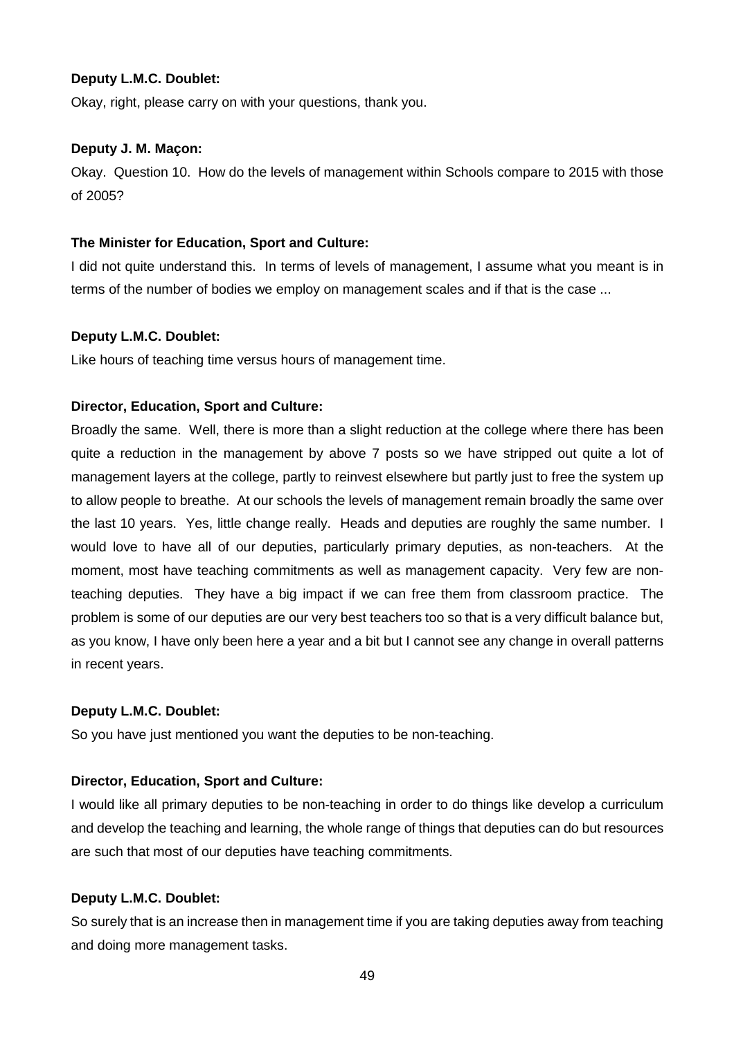**Deputy L.M.C. Doublet:**

Okay, right, please carry on with your questions, thank you.

**Deputy J. M. Maçon:**

Okay. Question 10. How do the levels of management within Schools compare to 2015 with those of 2005?

**The Minister for Education, Sport and Culture:**

I did not quite understand this. In terms of levels of management, I assume what you meant is in terms of the number of bodies we employ on management scales and if that is the case ...

**Deputy L.M.C. Doublet:**

Like hours of teaching time versus hours of management time.

**Director, Education, Sport and Culture:**

Broadly the same. Well, there is more than a slight reduction at the college where there has been quite a reduction in the management by above 7 posts so we have stripped out quite a lot of management layers at the college, partly to reinvest elsewhere but partly just to free the system up to allow people to breathe. At our schools the levels of management remain broadly the same over the last 10 years. Yes, little change really. Heads and deputies are roughly the same number. I would love to have all of our deputies, particularly primary deputies, as non-teachers. At the moment, most have teaching commitments as well as management capacity. Very few are non-teaching deputies. They have a big impact if we can free them from classroom practice. The problem is some of our deputies are our very best teachers too so that is a very difficult balance but, as you know, I have only been here a year and a bit but I cannot see any change in overall patterns in recent years.

**Deputy L.M.C. Doublet:**

So you have just mentioned you want the deputies to be non-teaching.

**Director, Education, Sport and Culture:**

I would like all primary deputies to be non-teaching in order to do things like develop a curriculum and develop the teaching and learning, the whole range of things that deputies can do but resources are such that most of our deputies have teaching commitments.

**Deputy L.M.C. Doublet:**

So surely that is an increase then in management time if you are taking deputies away from teaching and doing more management tasks.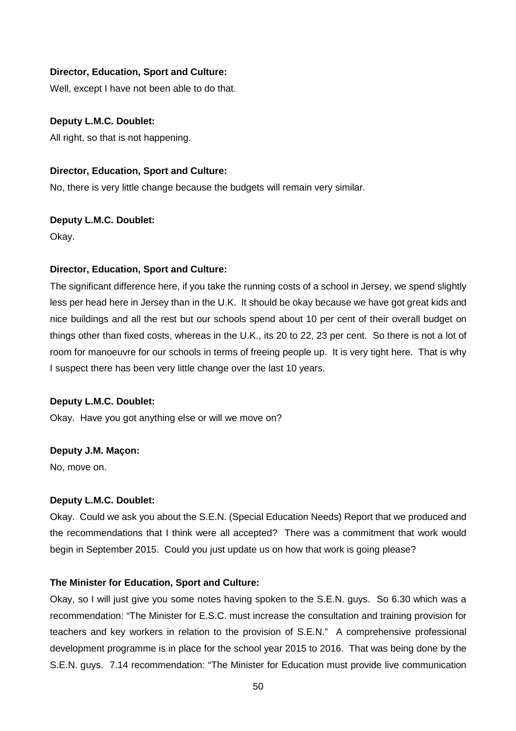**Director, Education, Sport and Culture:**

Well, except I have not been able to do that.

**Deputy L.M.C. Doublet:**

All right, so that is not happening.

**Director, Education, Sport and Culture:**

No, there is very little change because the budgets will remain very similar.

**Deputy L.M.C. Doublet:**

Okay.

**Director, Education, Sport and Culture:**

The significant difference here, if you take the running costs of a school in Jersey, we spend slightly less per head here in Jersey than in the U.K. It should be okay because we have got great kids and nice buildings and all the rest but our schools spend about 10 per cent of their overall budget on things other than fixed costs, whereas in the U.K., its 20 to 22, 23 per cent. So there is not a lot of room for manoeuvre for our schools in terms of freeing people up. It is very tight here. That is why I suspect there has been very little change over the last 10 years.

**Deputy L.M.C. Doublet:**

Okay. Have you got anything else or will we move on?

**Deputy J.M. Maçon:**

No, move on.

**Deputy L.M.C. Doublet:**

Okay. Could we ask you about the S.E.N. (Special Education Needs) Report that we produced and the recommendations that I think were all accepted? There was a commitment that work would begin in September 2015. Could you just update us on how that work is going please?

**The Minister for Education, Sport and Culture:**

Okay, so I will just give you some notes having spoken to the S.E.N. guys. So 6.30 which was a recommendation: "The Minister for E.S.C. must increase the consultation and training provision for teachers and key workers in relation to the provision of S.E.N." A comprehensive professional development programme is in place for the school year 2015 to 2016. That was being done by the S.E.N. guys. 7.14 recommendation: "The Minister for Education must provide live communication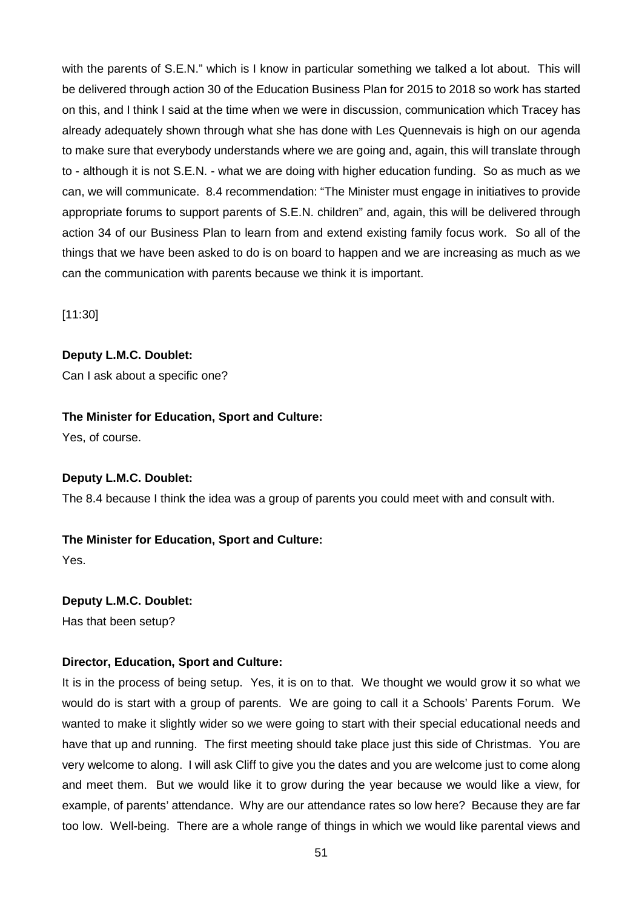with the parents of S.E.N." which is I know in particular something we talked a lot about. This will be delivered through action 30 of the Education Business Plan for 2015 to 2018 so work has started on this, and I think I said at the time when we were in discussion, communication which Tracey has already adequately shown through what she has done with Les Quennevais is high on our agenda to make sure that everybody understands where we are going and, again, this will translate through to - although it is not S.E.N. - what we are doing with higher education funding. So as much as we can, we will communicate. 8.4 recommendation: "The Minister must engage in initiatives to provide appropriate forums to support parents of S.E.N. children" and, again, this will be delivered through action 34 of our Business Plan to learn from and extend existing family focus work. So all of the things that we have been asked to do is on board to happen and we are increasing as much as we can the communication with parents because we think it is important.

[11:30]

**Deputy L.M.C. Doublet:**

Can I ask about a specific one?

**The Minister for Education, Sport and Culture:**

Yes, of course.

**Deputy L.M.C. Doublet:**

The 8.4 because I think the idea was a group of parents you could meet with and consult with.

**The Minister for Education, Sport and Culture:**

Yes.

**Deputy L.M.C. Doublet:**

Has that been setup?

**Director, Education, Sport and Culture:**

It is in the process of being setup. Yes, it is on to that. We thought we would grow it so what we would do is start with a group of parents. We are going to call it a Schools' Parents Forum. We wanted to make it slightly wider so we were going to start with their special educational needs and have that up and running. The first meeting should take place just this side of Christmas. You are very welcome to along. I will ask Cliff to give you the dates and you are welcome just to come along and meet them. But we would like it to grow during the year because we would like a view, for example, of parents' attendance. Why are our attendance rates so low here? Because they are far too low. Well-being. There are a whole range of things in which we would like parental views and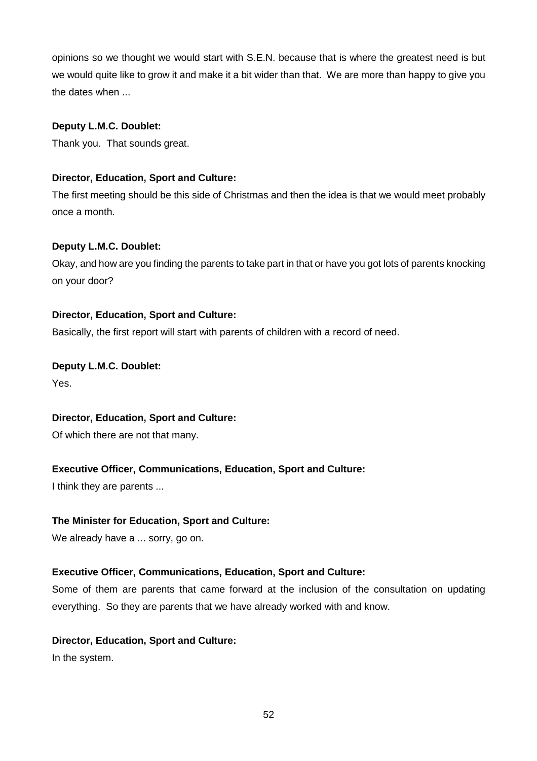opinions so we thought we would start with S.E.N. because that is where the greatest need is but we would quite like to grow it and make it a bit wider than that. We are more than happy to give you the dates when ...

**Deputy L.M.C. Doublet:**

Thank you. That sounds great.

**Director, Education, Sport and Culture:**

The first meeting should be this side of Christmas and then the idea is that we would meet probably once a month.

**Deputy L.M.C. Doublet:**

Okay, and how are you finding the parents to take part in that or have you got lots of parents knocking on your door?

**Director, Education, Sport and Culture:**

Basically, the first report will start with parents of children with a record of need.

**Deputy L.M.C. Doublet:**

Yes.

**Director, Education, Sport and Culture:**

Of which there are not that many.

**Executive Officer, Communications, Education, Sport and Culture:**

I think they are parents ...

**The Minister for Education, Sport and Culture:**

We already have a ... sorry, go on.

**Executive Officer, Communications, Education, Sport and Culture:**

Some of them are parents that came forward at the inclusion of the consultation on updating everything. So they are parents that we have already worked with and know.

**Director, Education, Sport and Culture:**

In the system.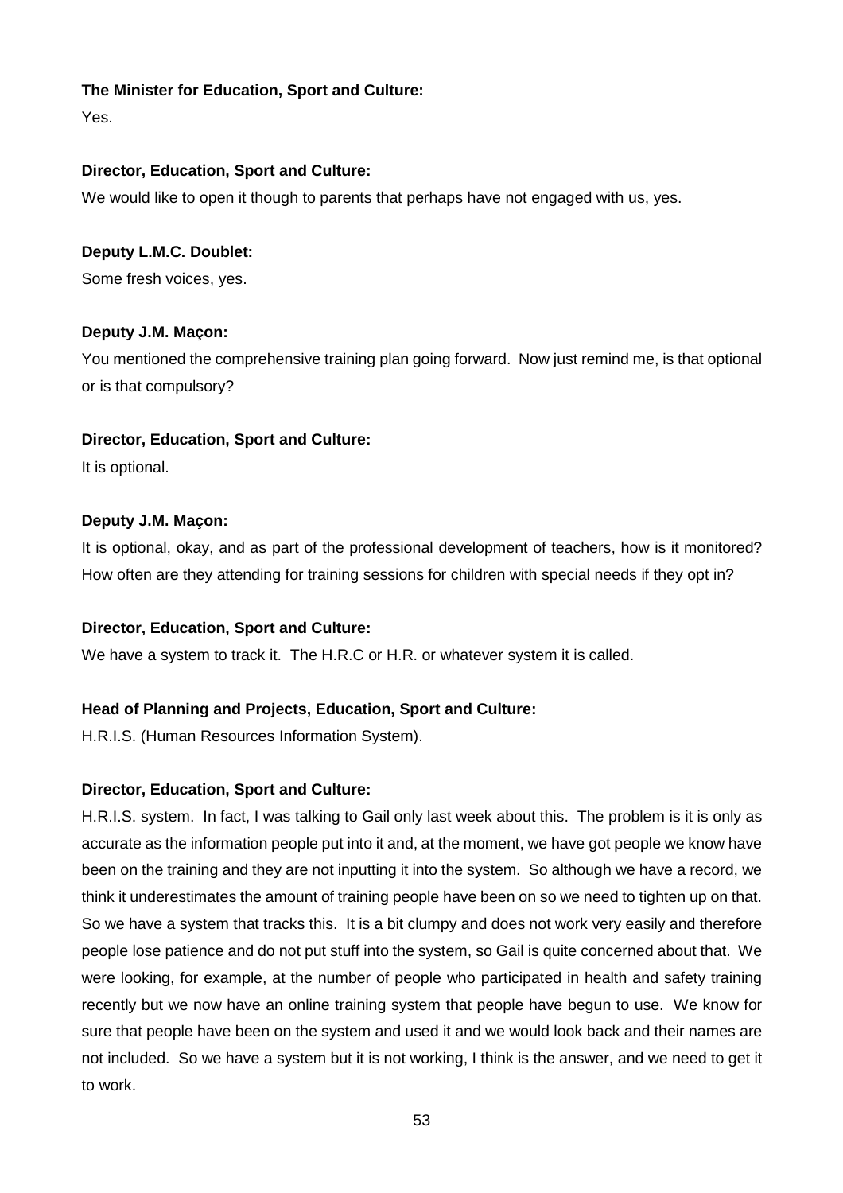**The Minister for Education, Sport and Culture:**

Yes.

**Director, Education, Sport and Culture:**

We would like to open it though to parents that perhaps have not engaged with us, yes.

**Deputy L.M.C. Doublet:**

Some fresh voices, yes.

**Deputy J.M. Maçon:**

You mentioned the comprehensive training plan going forward. Now just remind me, is that optional or is that compulsory?

**Director, Education, Sport and Culture:**

It is optional.

**Deputy J.M. Maçon:**

It is optional, okay, and as part of the professional development of teachers, how is it monitored? How often are they attending for training sessions for children with special needs if they opt in?

**Director, Education, Sport and Culture:**

We have a system to track it. The H.R.C or H.R. or whatever system it is called.

**Head of Planning and Projects, Education, Sport and Culture:**

H.R.I.S. (Human Resources Information System).

**Director, Education, Sport and Culture:**

H.R.I.S. system. In fact, I was talking to Gail only last week about this. The problem is it is only as accurate as the information people put into it and, at the moment, we have got people we know have been on the training and they are not inputting it into the system. So although we have a record, we think it underestimates the amount of training people have been on so we need to tighten up on that. So we have a system that tracks this. It is a bit clumpy and does not work very easily and therefore people lose patience and do not put stuff into the system, so Gail is quite concerned about that. We were looking, for example, at the number of people who participated in health and safety training recently but we now have an online training system that people have begun to use. We know for sure that people have been on the system and used it and we would look back and their names are not included. So we have a system but it is not working, I think is the answer, and we need to get it to work.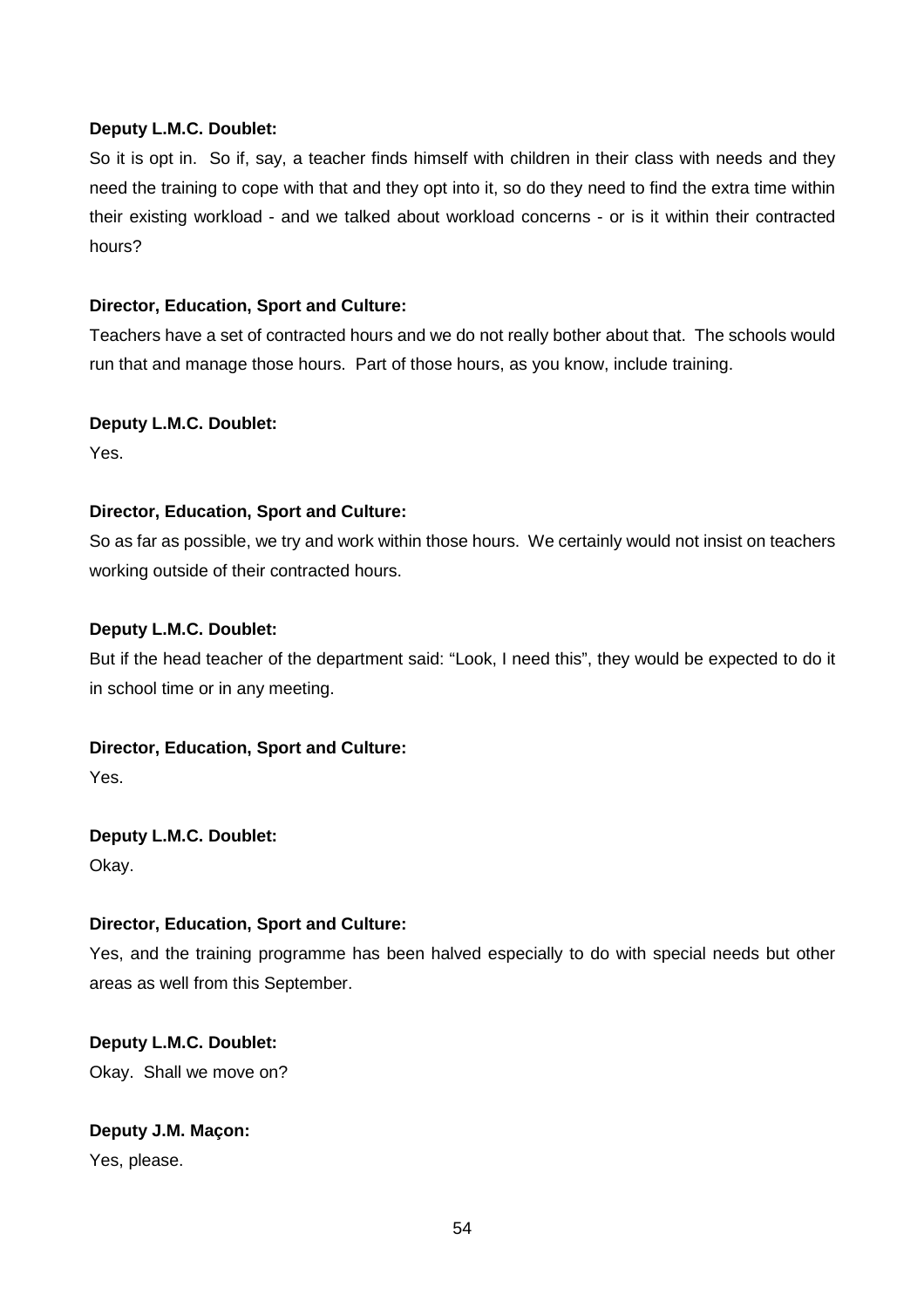**Deputy L.M.C. Doublet:**

So it is opt in. So if, say, a teacher finds himself with children in their class with needs and they need the training to cope with that and they opt into it, so do they need to find the extra time within their existing workload - and we talked about workload concerns - or is it within their contracted hours?

**Director, Education, Sport and Culture:**

Teachers have a set of contracted hours and we do not really bother about that. The schools would run that and manage those hours. Part of those hours, as you know, include training.

**Deputy L.M.C. Doublet:**

Yes.

**Director, Education, Sport and Culture:**

So as far as possible, we try and work within those hours. We certainly would not insist on teachers working outside of their contracted hours.

**Deputy L.M.C. Doublet:**

But if the head teacher of the department said: "Look, I need this", they would be expected to do it in school time or in any meeting.

**Director, Education, Sport and Culture:**

Yes.

**Deputy L.M.C. Doublet:**

Okay.

**Director, Education, Sport and Culture:**

Yes, and the training programme has been halved especially to do with special needs but other areas as well from this September.

**Deputy L.M.C. Doublet:**

Okay. Shall we move on?

**Deputy J.M. Maçon:**

Yes, please.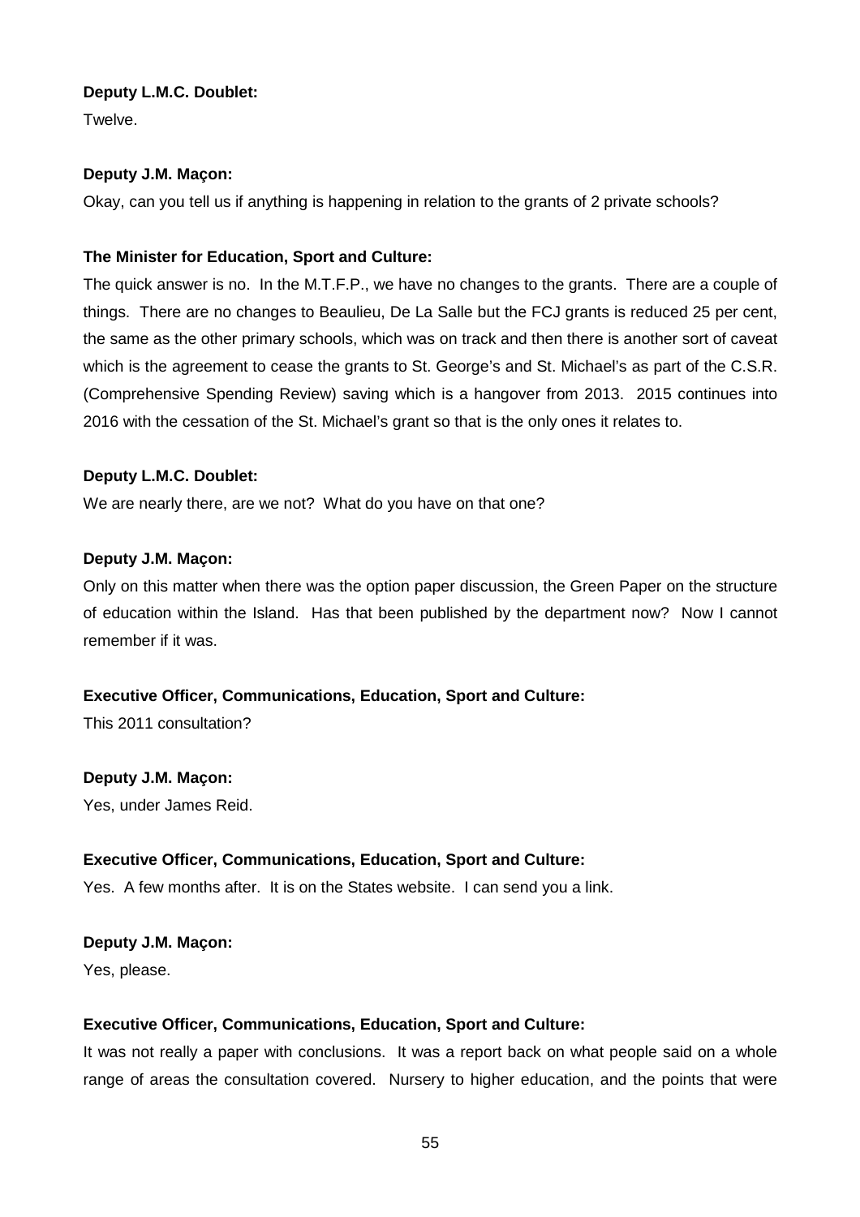**Deputy L.M.C. Doublet:**

Twelve.

**Deputy J.M. Maçon:**

Okay, can you tell us if anything is happening in relation to the grants of 2 private schools?

**The Minister for Education, Sport and Culture:**

The quick answer is no. In the M.T.F.P., we have no changes to the grants. There are a couple of things. There are no changes to Beaulieu, De La Salle but the FCJ grants is reduced 25 per cent, the same as the other primary schools, which was on track and then there is another sort of caveat which is the agreement to cease the grants to St. George's and St. Michael's as part of the C.S.R. (Comprehensive Spending Review) saving which is a hangover from 2013. 2015 continues into 2016 with the cessation of the St. Michael's grant so that is the only ones it relates to.

**Deputy L.M.C. Doublet:**

We are nearly there, are we not? What do you have on that one?

**Deputy J.M. Maçon:**

Only on this matter when there was the option paper discussion, the Green Paper on the structure of education within the Island. Has that been published by the department now? Now I cannot remember if it was.

**Executive Officer, Communications, Education, Sport and Culture:**

This 2011 consultation?

**Deputy J.M. Maçon:**

Yes, under James Reid.

**Executive Officer, Communications, Education, Sport and Culture:**

Yes. A few months after. It is on the States website. I can send you a link.

**Deputy J.M. Maçon:**

Yes, please.

**Executive Officer, Communications, Education, Sport and Culture:**

It was not really a paper with conclusions. It was a report back on what people said on a whole range of areas the consultation covered. Nursery to higher education, and the points that were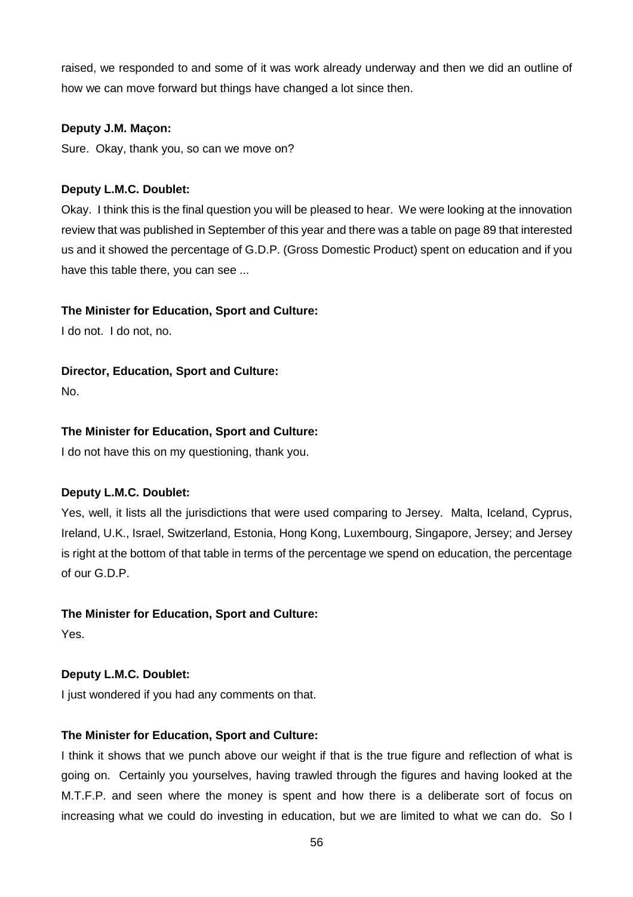raised, we responded to and some of it was work already underway and then we did an outline of how we can move forward but things have changed a lot since then.

**Deputy J.M. Maçon:**

Sure. Okay, thank you, so can we move on?

**Deputy L.M.C. Doublet:**

Okay. I think this is the final question you will be pleased to hear. We were looking at the innovation review that was published in September of this year and there was a table on page 89 that interested us and it showed the percentage of G.D.P. (Gross Domestic Product) spent on education and if you have this table there, you can see ...

**The Minister for Education, Sport and Culture:**

I do not. I do not, no.

**Director, Education, Sport and Culture:**

No.

**The Minister for Education, Sport and Culture:**

I do not have this on my questioning, thank you.

**Deputy L.M.C. Doublet:**

Yes, well, it lists all the jurisdictions that were used comparing to Jersey. Malta, Iceland, Cyprus, Ireland, U.K., Israel, Switzerland, Estonia, Hong Kong, Luxembourg, Singapore, Jersey; and Jersey is right at the bottom of that table in terms of the percentage we spend on education, the percentage of our G.D.P.

**The Minister for Education, Sport and Culture:**

Yes.

**Deputy L.M.C. Doublet:**

I just wondered if you had any comments on that.

**The Minister for Education, Sport and Culture:**

I think it shows that we punch above our weight if that is the true figure and reflection of what is going on. Certainly you yourselves, having trawled through the figures and having looked at the M.T.F.P. and seen where the money is spent and how there is a deliberate sort of focus on increasing what we could do investing in education, but we are limited to what we can do. So I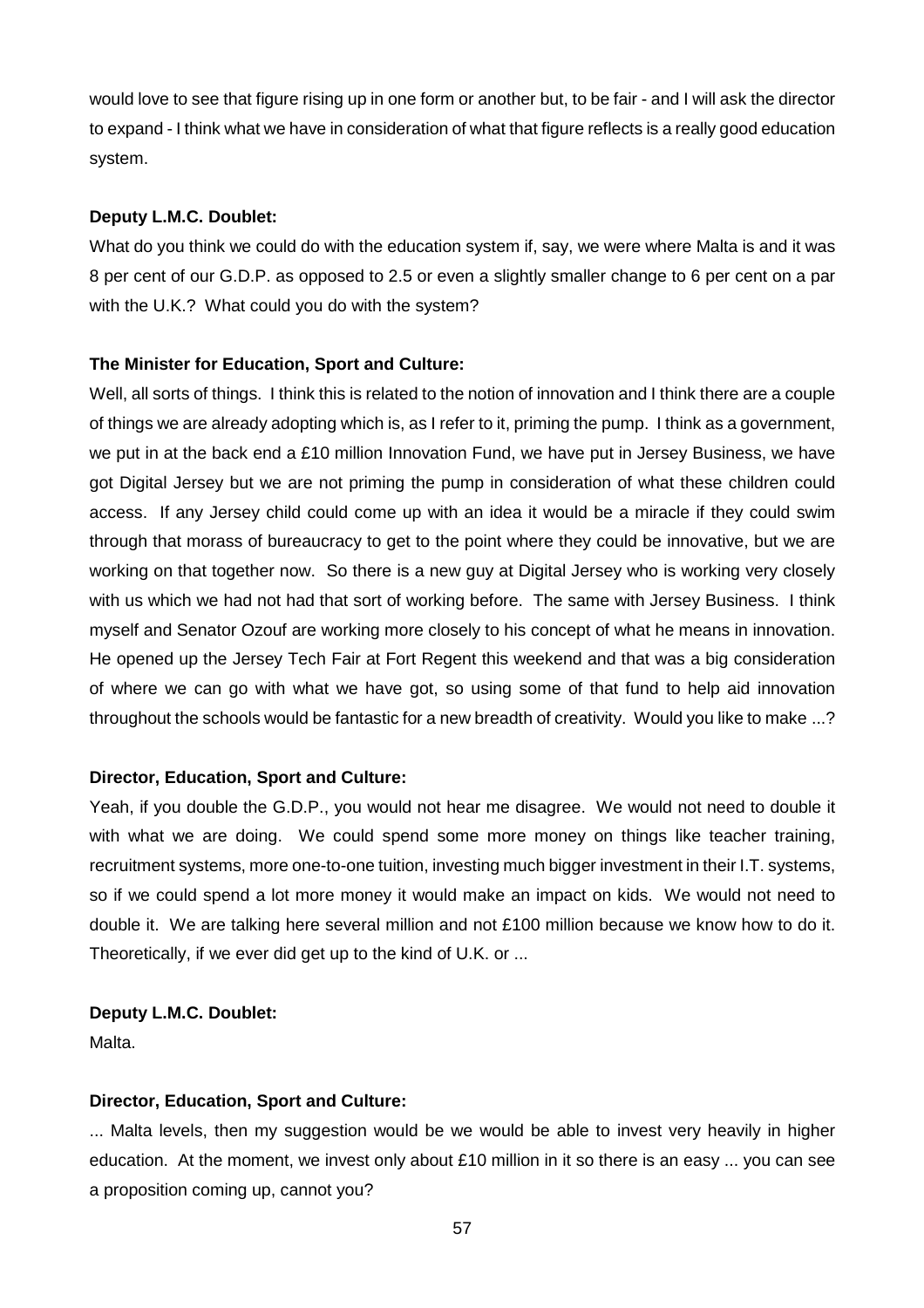would love to see that figure rising up in one form or another but, to be fair - and I will ask the director to expand - I think what we have in consideration of what that figure reflects is a really good education system.

**Deputy L.M.C. Doublet:**

What do you think we could do with the education system if, say, we were where Malta is and it was 8 per cent of our G.D.P. as opposed to 2.5 or even a slightly smaller change to 6 per cent on a par with the U.K.? What could you do with the system?

**The Minister for Education, Sport and Culture:**

Well, all sorts of things. I think this is related to the notion of innovation and I think there are a couple of things we are already adopting which is, as I refer to it, priming the pump. I think as a government, we put in at the back end a £10 million Innovation Fund, we have put in Jersey Business, we have got Digital Jersey but we are not priming the pump in consideration of what these children could access. If any Jersey child could come up with an idea it would be a miracle if they could swim through that morass of bureaucracy to get to the point where they could be innovative, but we are working on that together now. So there is a new guy at Digital Jersey who is working very closely with us which we had not had that sort of working before. The same with Jersey Business. I think myself and Senator Ozouf are working more closely to his concept of what he means in innovation. He opened up the Jersey Tech Fair at Fort Regent this weekend and that was a big consideration of where we can go with what we have got, so using some of that fund to help aid innovation throughout the schools would be fantastic for a new breadth of creativity. Would you like to make ...?

**Director, Education, Sport and Culture:**

Yeah, if you double the G.D.P., you would not hear me disagree. We would not need to double it with what we are doing. We could spend some more money on things like teacher training, recruitment systems, more one-to-one tuition, investing much bigger investment in their I.T. systems, so if we could spend a lot more money it would make an impact on kids. We would not need to double it. We are talking here several million and not £100 million because we know how to do it. Theoretically, if we ever did get up to the kind of U.K. or ...

**Deputy L.M.C. Doublet:**

Malta.

**Director, Education, Sport and Culture:**

... Malta levels, then my suggestion would be we would be able to invest very heavily in higher education. At the moment, we invest only about £10 million in it so there is an easy ... you can see a proposition coming up, cannot you?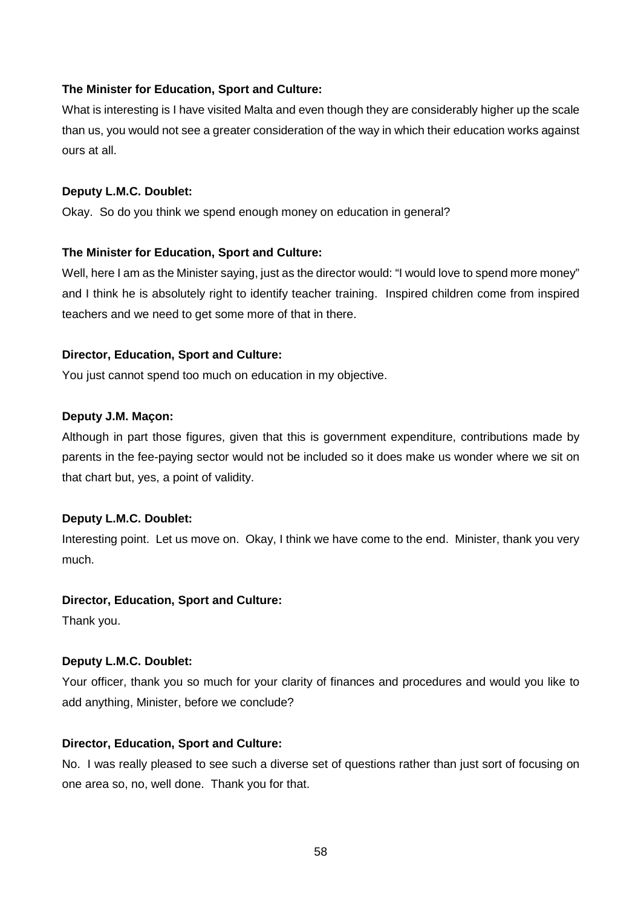**The Minister for Education, Sport and Culture:**

What is interesting is I have visited Malta and even though they are considerably higher up the scale than us, you would not see a greater consideration of the way in which their education works against ours at all.

**Deputy L.M.C. Doublet:**

Okay. So do you think we spend enough money on education in general?

**The Minister for Education, Sport and Culture:**

Well, here I am as the Minister saying, just as the director would: "I would love to spend more money" and I think he is absolutely right to identify teacher training. Inspired children come from inspired teachers and we need to get some more of that in there.

**Director, Education, Sport and Culture:**

You just cannot spend too much on education in my objective.

**Deputy J.M. Maçon:**

Although in part those figures, given that this is government expenditure, contributions made by parents in the fee-paying sector would not be included so it does make us wonder where we sit on that chart but, yes, a point of validity.

**Deputy L.M.C. Doublet:**

Interesting point. Let us move on. Okay, I think we have come to the end. Minister, thank you very much.

**Director, Education, Sport and Culture:**

Thank you.

**Deputy L.M.C. Doublet:**

Your officer, thank you so much for your clarity of finances and procedures and would you like to add anything, Minister, before we conclude?

**Director, Education, Sport and Culture:**

No. I was really pleased to see such a diverse set of questions rather than just sort of focusing on one area so, no, well done. Thank you for that.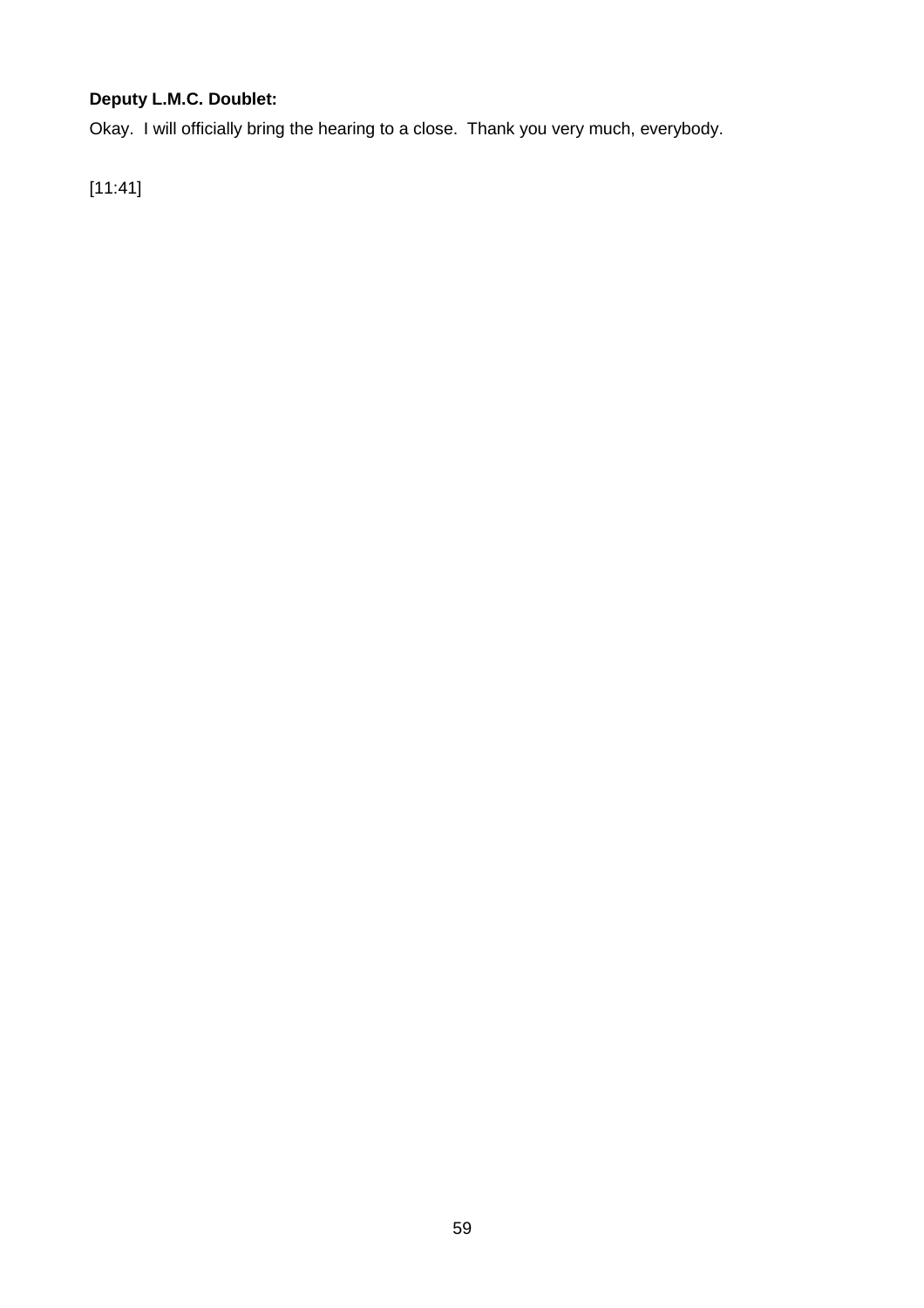**Deputy L.M.C. Doublet:**

Okay. I will officially bring the hearing to a close. Thank you very much, everybody.

[11:41]